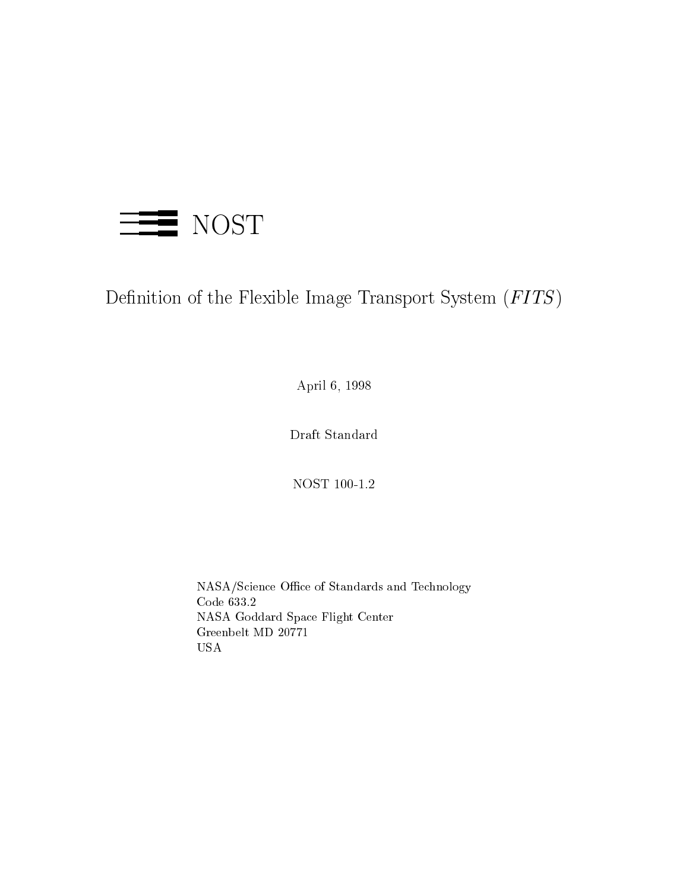NOST

# Definition of the Flexible Image Transport System (*FITS*)

April 6, 1998

Draft Standard

NOST 100-1.2

NASA/Science Office of Standards and Technology
Code 633.2
NASA Goddard Space Flight Center
Greenbelt MD 20771
USA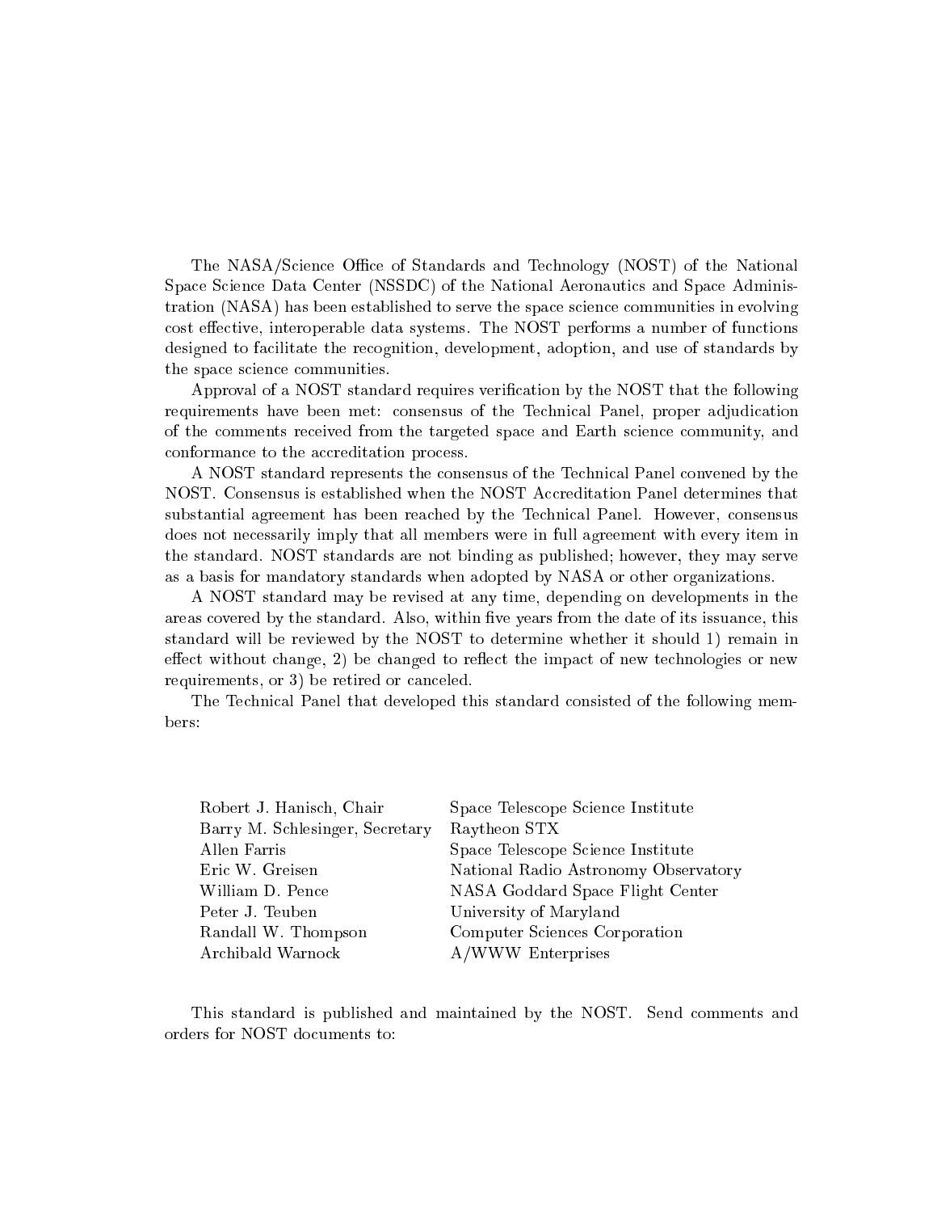The NASA/Science Office of Standards and Technology (NOST) of the National Space Science Data Center (NSSDC) of the National Aeronautics and Space Administration (NASA) has been established to serve the space science communities in evolving cost effective, interoperable data systems. The NOST performs a number of functions designed to facilitate the recognition, development, adoption, and use of standards by the space science communities.

Approval of a NOST standard requires verification by the NOST that the following requirements have been met: consensus of the Technical Panel, proper adjudication of the comments received from the targeted space and Earth science community, and conformance to the accreditation process.

A NOST standard represents the consensus of the Technical Panel convened by the NOST. Consensus is established when the NOST Accreditation Panel determines that substantial agreement has been reached by the Technical Panel. However, consensus does not necessarily imply that all members were in full agreement with every item in the standard. NOST standards are not binding as published; however, they may serve as a basis for mandatory standards when adopted by NASA or other organizations.

A NOST standard may be revised at any time, depending on developments in the areas covered by the standard. Also, within five years from the date of its issuance, this standard will be reviewed by the NOST to determine whether it should 1) remain in effect without change, 2) be changed to reflect the impact of new technologies or new requirements, or 3) be retired or canceled.

The Technical Panel that developed this standard consisted of the following members:

| | |
|---|---|
| Robert J. Hanisch, Chair | Space Telescope Science Institute |
| Barry M. Schlesinger, Secretary | Raytheon STX |
| Allen Farris | Space Telescope Science Institute |
| Eric W. Greisen | National Radio Astronomy Observatory |
| William D. Pence | NASA Goddard Space Flight Center |
| Peter J. Teuben | University of Maryland |
| Randall W. Thompson | Computer Sciences Corporation |
| Archibald Warnock | A/WWW Enterprises |

This standard is published and maintained by the NOST. Send comments and orders for NOST documents to: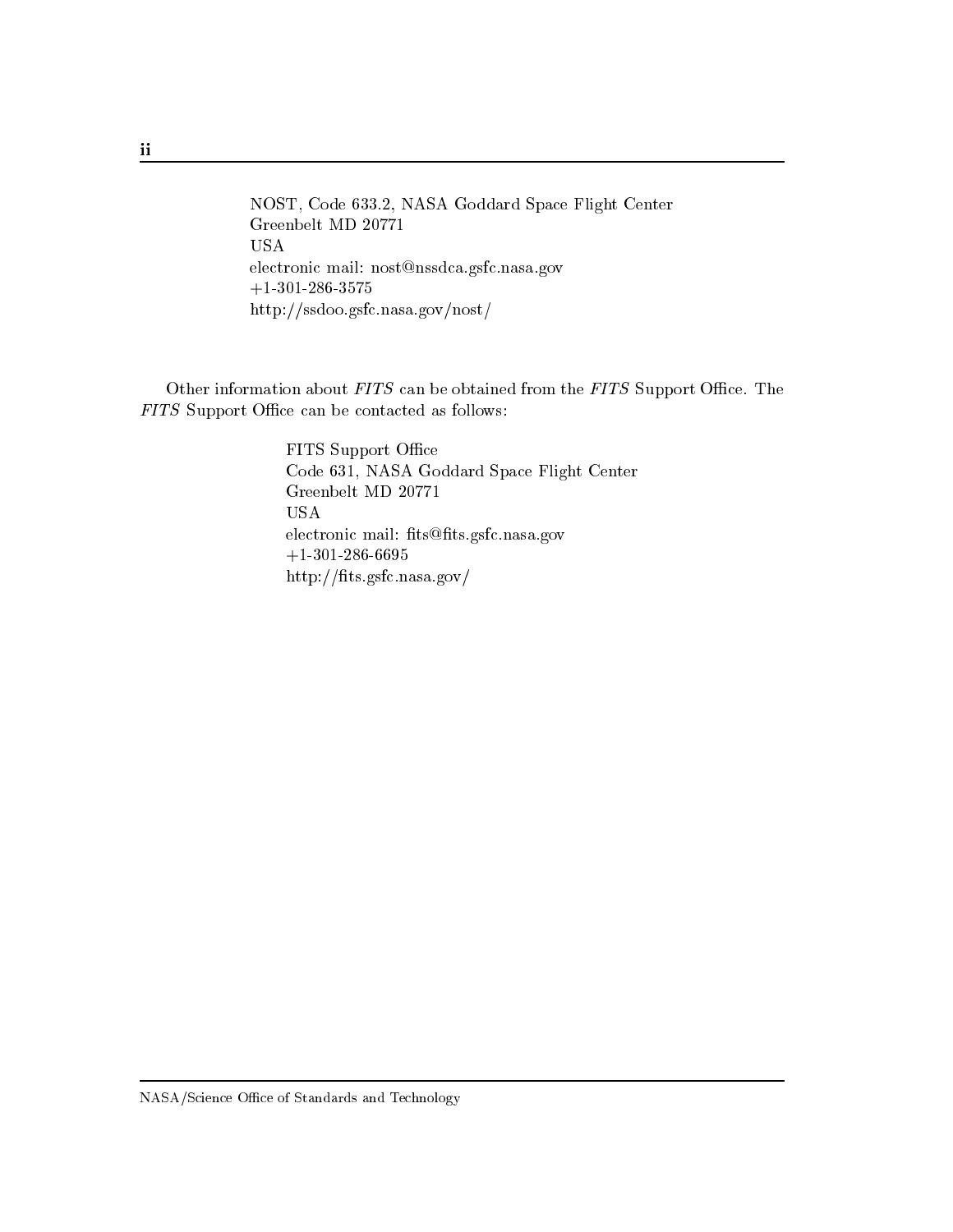NOST, Code 633.2, NASA Goddard Space Flight Center  
Greenbelt MD 20771  
USA  
electronic mail: nost@nssdca.gsfc.nasa.gov  
+1-301-286-3575  
http://ssdoo.gsfc.nasa.gov/nost/

Other information about *FITS* can be obtained from the *FITS* Support Office. The *FITS* Support Office can be contacted as follows:

FITS Support Office  
Code 631, NASA Goddard Space Flight Center  
Greenbelt MD 20771  
USA  
electronic mail: fits@fits.gsfc.nasa.gov  
+1-301-286-6695  
http://fits.gsfc.nasa.gov/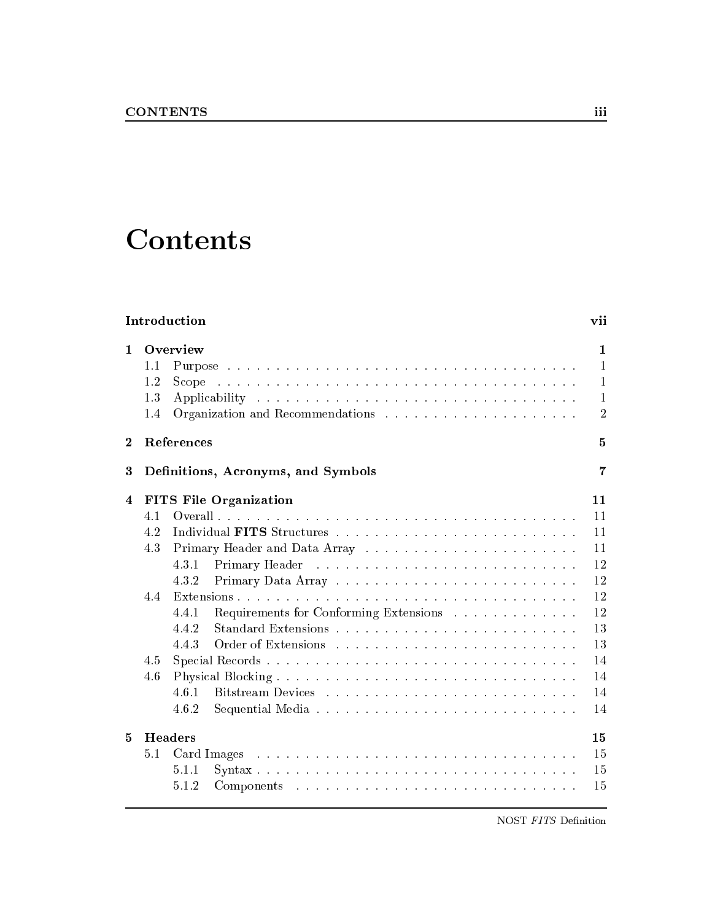# Contents

**Introduction** **vii**

**1 Overview** **1**
- 1.1 Purpose . . . . . 1
- 1.2 Scope . . . . . 1
- 1.3 Applicability . . . . . 1
- 1.4 Organization and Recommendations . . . . . 2

**2 References** **5**

**3 Definitions, Acronyms, and Symbols** **7**

**4 FITS File Organization** **11**
- 4.1 Overall . . . . . 11
- 4.2 Individual **FITS** Structures . . . . . 11
- 4.3 Primary Header and Data Array . . . . . 11
  - 4.3.1 Primary Header . . . . . 12
  - 4.3.2 Primary Data Array . . . . . 12
- 4.4 Extensions . . . . . 12
  - 4.4.1 Requirements for Conforming Extensions . . . . . 12
  - 4.4.2 Standard Extensions . . . . . 13
  - 4.4.3 Order of Extensions . . . . . 13
- 4.5 Special Records . . . . . 14
- 4.6 Physical Blocking . . . . . 14
  - 4.6.1 Bitstream Devices . . . . . 14
  - 4.6.2 Sequential Media . . . . . 14

**5 Headers** **15**
- 5.1 Card Images . . . . . 15
  - 5.1.1 Syntax . . . . . 15
  - 5.1.2 Components . . . . . 15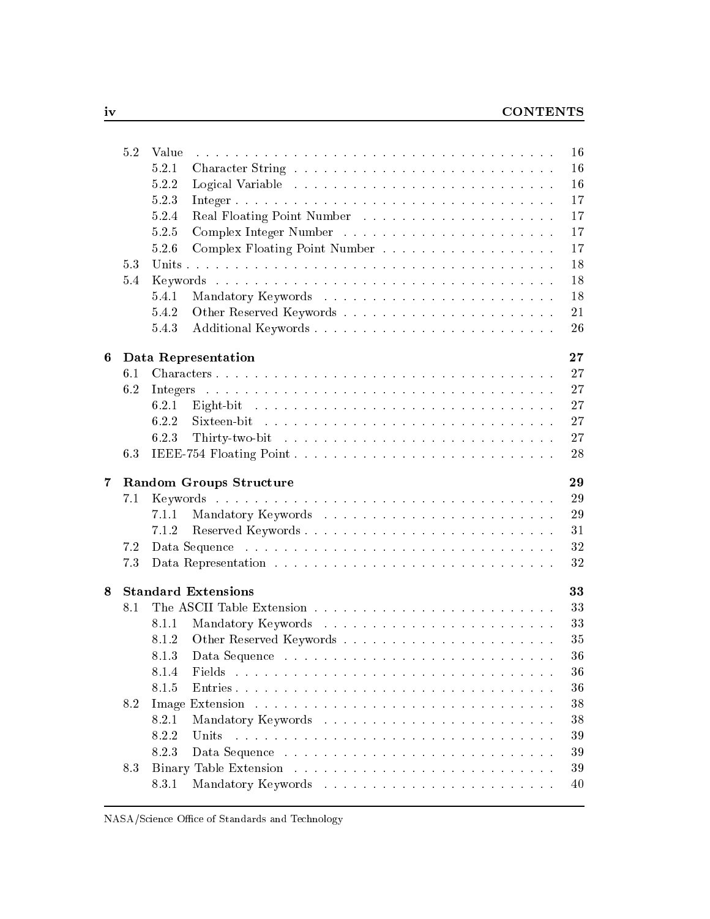| | | |
|---|---|---|
| 5.2 | Value | 16 |
| 5.2.1 | Character String | 16 |
| 5.2.2 | Logical Variable | 16 |
| 5.2.3 | Integer | 17 |
| 5.2.4 | Real Floating Point Number | 17 |
| 5.2.5 | Complex Integer Number | 17 |
| 5.2.6 | Complex Floating Point Number | 17 |
| 5.3 | Units | 18 |
| 5.4 | Keywords | 18 |
| 5.4.1 | Mandatory Keywords | 18 |
| 5.4.2 | Other Reserved Keywords | 21 |
| 5.4.3 | Additional Keywords | 26 |
| **6** | **Data Representation** | **27** |
| 6.1 | Characters | 27 |
| 6.2 | Integers | 27 |
| 6.2.1 | Eight-bit | 27 |
| 6.2.2 | Sixteen-bit | 27 |
| 6.2.3 | Thirty-two-bit | 27 |
| 6.3 | IEEE-754 Floating Point | 28 |
| **7** | **Random Groups Structure** | **29** |
| 7.1 | Keywords | 29 |
| 7.1.1 | Mandatory Keywords | 29 |
| 7.1.2 | Reserved Keywords | 31 |
| 7.2 | Data Sequence | 32 |
| 7.3 | Data Representation | 32 |
| **8** | **Standard Extensions** | **33** |
| 8.1 | The ASCII Table Extension | 33 |
| 8.1.1 | Mandatory Keywords | 33 |
| 8.1.2 | Other Reserved Keywords | 35 |
| 8.1.3 | Data Sequence | 36 |
| 8.1.4 | Fields | 36 |
| 8.1.5 | Entries | 36 |
| 8.2 | Image Extension | 38 |
| 8.2.1 | Mandatory Keywords | 38 |
| 8.2.2 | Units | 39 |
| 8.2.3 | Data Sequence | 39 |
| 8.3 | Binary Table Extension | 39 |
| 8.3.1 | Mandatory Keywords | 40 |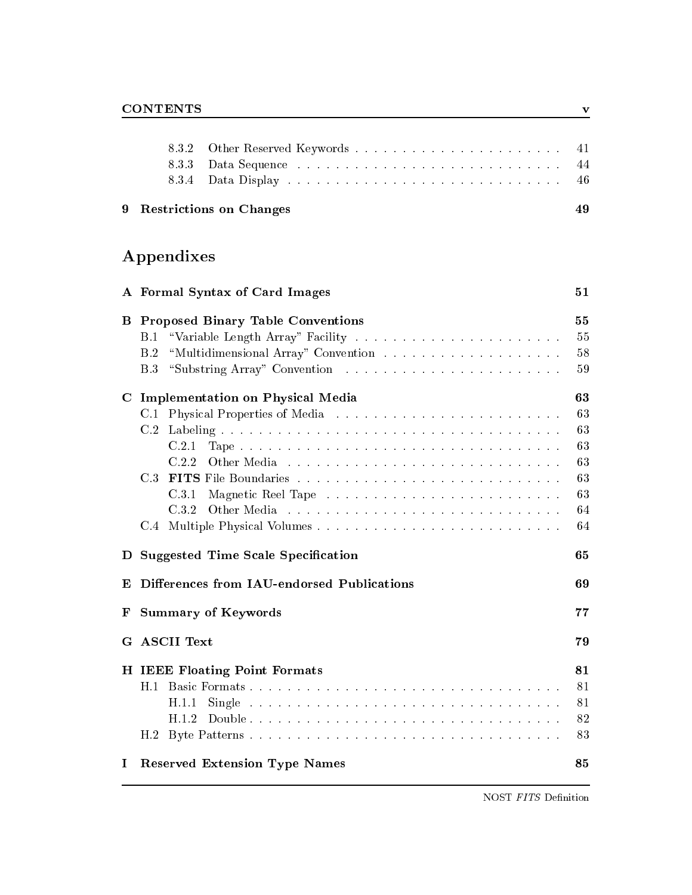8.3.2 Other Reserved Keywords . . . . . . . . . . . . . . . . . . . . . . . 41
8.3.3 Data Sequence . . . . . . . . . . . . . . . . . . . . . . . . . . . . 44
8.3.4 Data Display . . . . . . . . . . . . . . . . . . . . . . . . . . . . . 46

**9 Restrictions on Changes** **49**

# Appendixes

**A Formal Syntax of Card Images** **51**

**B Proposed Binary Table Conventions** **55**

B.1 "Variable Length Array" Facility . . . . . . . . . . . . . . . . . . . . . . 55
B.2 "Multidimensional Array" Convention . . . . . . . . . . . . . . . . . . . 58
B.3 "Substring Array" Convention . . . . . . . . . . . . . . . . . . . . . . . 59

**C Implementation on Physical Media** **63**

C.1 Physical Properties of Media . . . . . . . . . . . . . . . . . . . . . . . . 63
C.2 Labeling . . . . . . . . . . . . . . . . . . . . . . . . . . . . . . . . . . . 63
C.2.1 Tape . . . . . . . . . . . . . . . . . . . . . . . . . . . . . . . . . . 63
C.2.2 Other Media . . . . . . . . . . . . . . . . . . . . . . . . . . . . . 63
C.3 **FITS** File Boundaries . . . . . . . . . . . . . . . . . . . . . . . . . . . 63
C.3.1 Magnetic Reel Tape . . . . . . . . . . . . . . . . . . . . . . . . . 63
C.3.2 Other Media . . . . . . . . . . . . . . . . . . . . . . . . . . . . . 64
C.4 Multiple Physical Volumes . . . . . . . . . . . . . . . . . . . . . . . . . 64

**D Suggested Time Scale Specification** **65**

**E Differences from IAU-endorsed Publications** **69**

**F Summary of Keywords** **77**

**G ASCII Text** **79**

**H IEEE Floating Point Formats** **81**

H.1 Basic Formats . . . . . . . . . . . . . . . . . . . . . . . . . . . . . . . . 81
H.1.1 Single . . . . . . . . . . . . . . . . . . . . . . . . . . . . . . . . . 81
H.1.2 Double . . . . . . . . . . . . . . . . . . . . . . . . . . . . . . . . . 82
H.2 Byte Patterns . . . . . . . . . . . . . . . . . . . . . . . . . . . . . . . . 83

**I Reserved Extension Type Names** **85**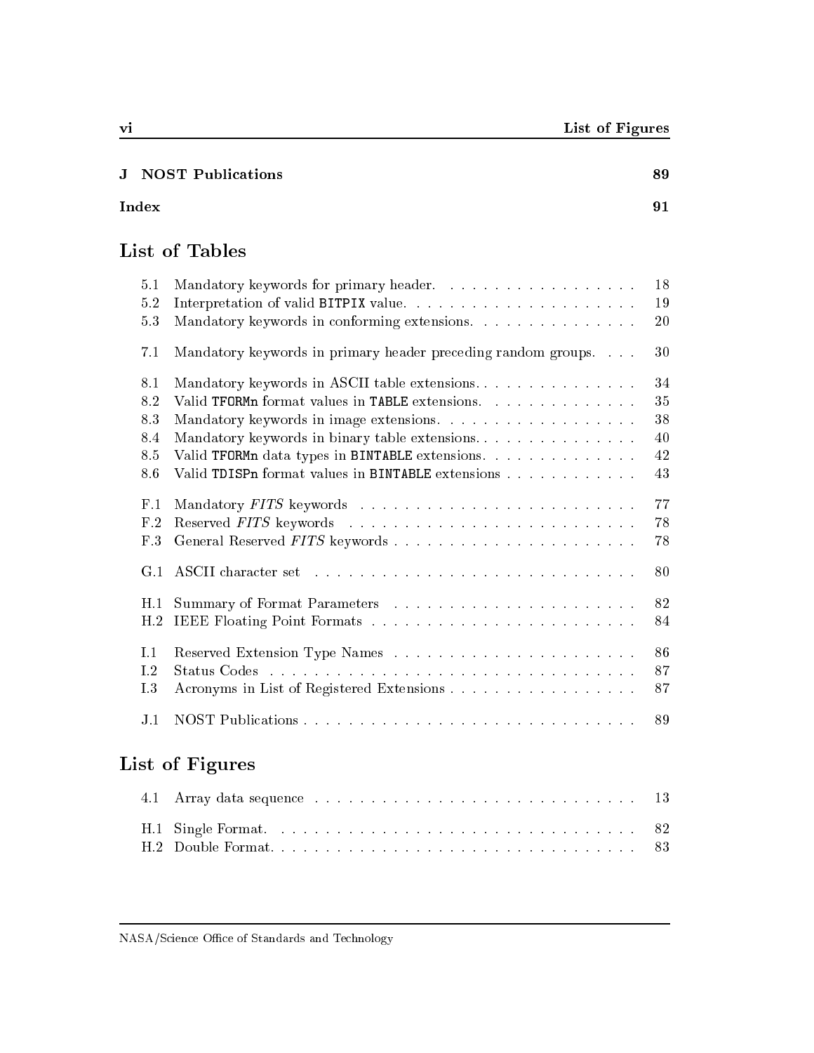**J NOST Publications** **89**

**Index** **91**

## List of Tables

| | | |
|---|---|---|
| 5.1 | Mandatory keywords for primary header. | 18 |
| 5.2 | Interpretation of valid `BITPIX` value. | 19 |
| 5.3 | Mandatory keywords in conforming extensions. | 20 |
| 7.1 | Mandatory keywords in primary header preceding random groups. | 30 |
| 8.1 | Mandatory keywords in ASCII table extensions. | 34 |
| 8.2 | Valid `TFORMn` format values in `TABLE` extensions. | 35 |
| 8.3 | Mandatory keywords in image extensions. | 38 |
| 8.4 | Mandatory keywords in binary table extensions. | 40 |
| 8.5 | Valid `TFORMn` data types in `BINTABLE` extensions. | 42 |
| 8.6 | Valid `TDISPn` format values in `BINTABLE` extensions | 43 |
| F.1 | Mandatory *FITS* keywords | 77 |
| F.2 | Reserved *FITS* keywords | 78 |
| F.3 | General Reserved *FITS* keywords | 78 |
| G.1 | ASCII character set | 80 |
| H.1 | Summary of Format Parameters | 82 |
| H.2 | IEEE Floating Point Formats | 84 |
| I.1 | Reserved Extension Type Names | 86 |
| I.2 | Status Codes | 87 |
| I.3 | Acronyms in List of Registered Extensions | 87 |
| J.1 | NOST Publications | 89 |

## List of Figures

| | | |
|---|---|---|
| 4.1 | Array data sequence | 13 |
| H.1 | Single Format. | 82 |
| H.2 | Double Format. | 83 |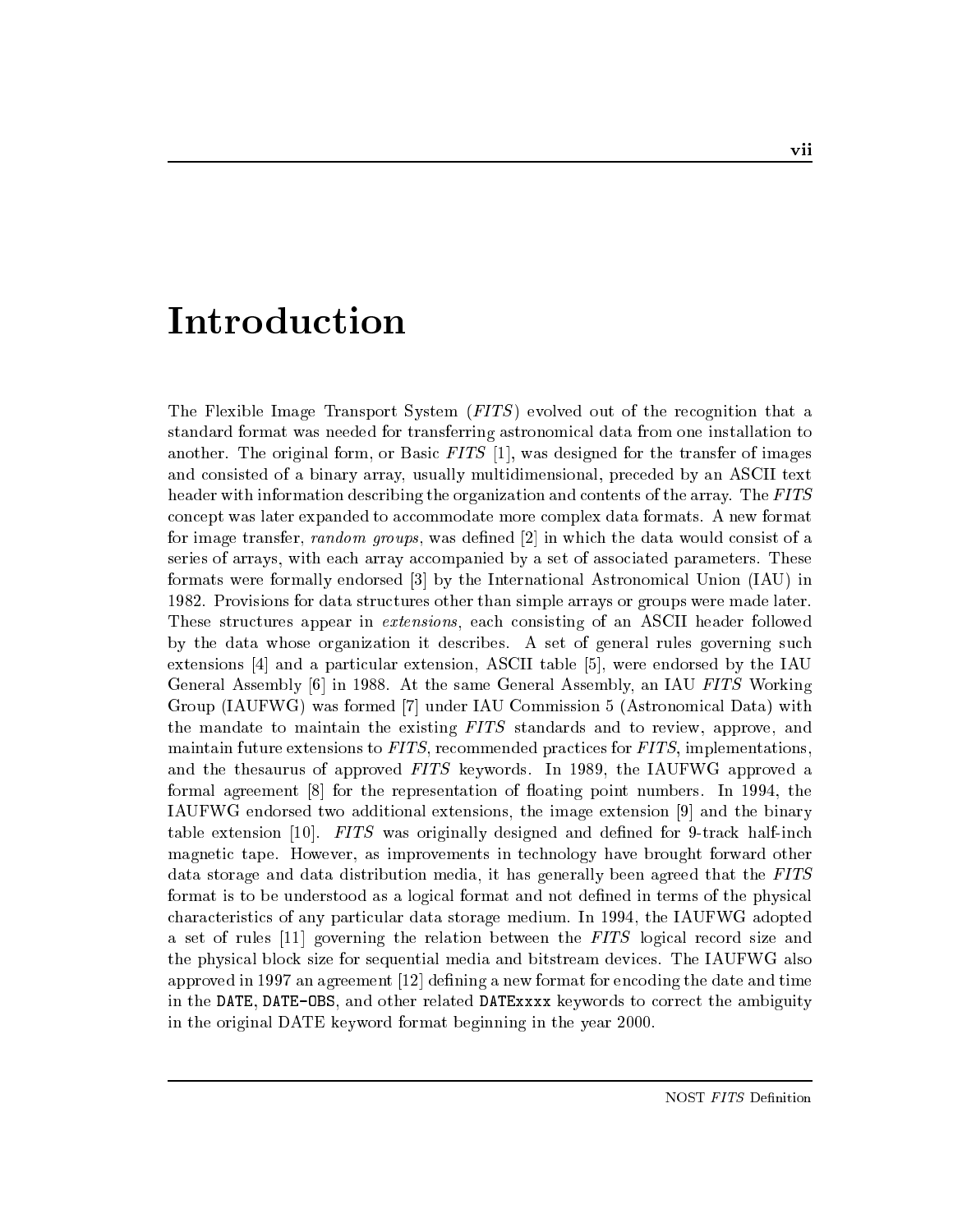# Introduction

The Flexible Image Transport System (*FITS*) evolved out of the recognition that a standard format was needed for transferring astronomical data from one installation to another. The original form, or Basic *FITS* [1], was designed for the transfer of images and consisted of a binary array, usually multidimensional, preceded by an ASCII text header with information describing the organization and contents of the array. The *FITS* concept was later expanded to accommodate more complex data formats. A new format for image transfer, *random groups*, was defined [2] in which the data would consist of a series of arrays, with each array accompanied by a set of associated parameters. These formats were formally endorsed [3] by the International Astronomical Union (IAU) in 1982. Provisions for data structures other than simple arrays or groups were made later. These structures appear in *extensions*, each consisting of an ASCII header followed by the data whose organization it describes. A set of general rules governing such extensions [4] and a particular extension, ASCII table [5], were endorsed by the IAU General Assembly [6] in 1988. At the same General Assembly, an IAU *FITS* Working Group (IAUFWG) was formed [7] under IAU Commission 5 (Astronomical Data) with the mandate to maintain the existing *FITS* standards and to review, approve, and maintain future extensions to *FITS*, recommended practices for *FITS*, implementations, and the thesaurus of approved *FITS* keywords. In 1989, the IAUFWG approved a formal agreement [8] for the representation of floating point numbers. In 1994, the IAUFWG endorsed two additional extensions, the image extension [9] and the binary table extension [10]. *FITS* was originally designed and defined for 9-track half-inch magnetic tape. However, as improvements in technology have brought forward other data storage and data distribution media, it has generally been agreed that the *FITS* format is to be understood as a logical format and not defined in terms of the physical characteristics of any particular data storage medium. In 1994, the IAUFWG adopted a set of rules [11] governing the relation between the *FITS* logical record size and the physical block size for sequential media and bitstream devices. The IAUFWG also approved in 1997 an agreement [12] defining a new format for encoding the date and time in the `DATE`, `DATE-OBS`, and other related `DATExxxx` keywords to correct the ambiguity in the original DATE keyword format beginning in the year 2000.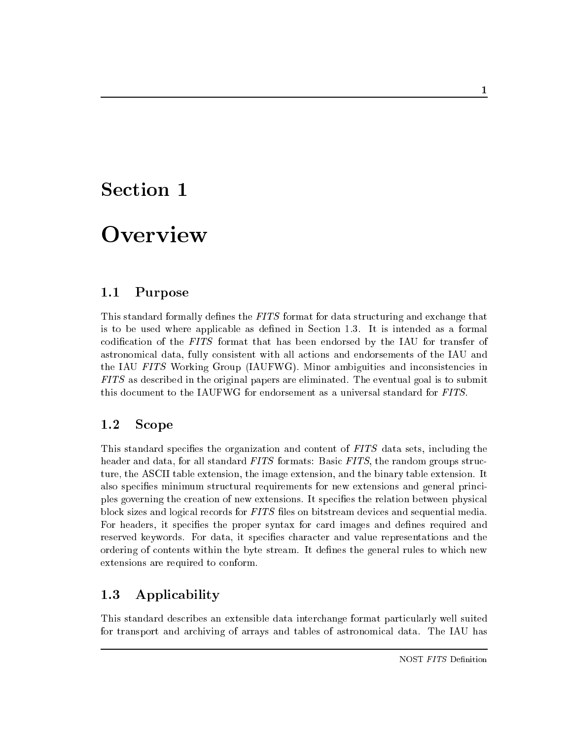# Section 1

# Overview

## 1.1 Purpose

This standard formally defines the *FITS* format for data structuring and exchange that is to be used where applicable as defined in Section 1.3. It is intended as a formal codification of the *FITS* format that has been endorsed by the IAU for transfer of astronomical data, fully consistent with all actions and endorsements of the IAU and the IAU *FITS* Working Group (IAUFWG). Minor ambiguities and inconsistencies in *FITS* as described in the original papers are eliminated. The eventual goal is to submit this document to the IAUFWG for endorsement as a universal standard for *FITS*.

## 1.2 Scope

This standard specifies the organization and content of *FITS* data sets, including the header and data, for all standard *FITS* formats: Basic *FITS*, the random groups structure, the ASCII table extension, the image extension, and the binary table extension. It also specifies minimum structural requirements for new extensions and general principles governing the creation of new extensions. It specifies the relation between physical block sizes and logical records for *FITS* files on bitstream devices and sequential media. For headers, it specifies the proper syntax for card images and defines required and reserved keywords. For data, it specifies character and value representations and the ordering of contents within the byte stream. It defines the general rules to which new extensions are required to conform.

## 1.3 Applicability

This standard describes an extensible data interchange format particularly well suited for transport and archiving of arrays and tables of astronomical data. The IAU has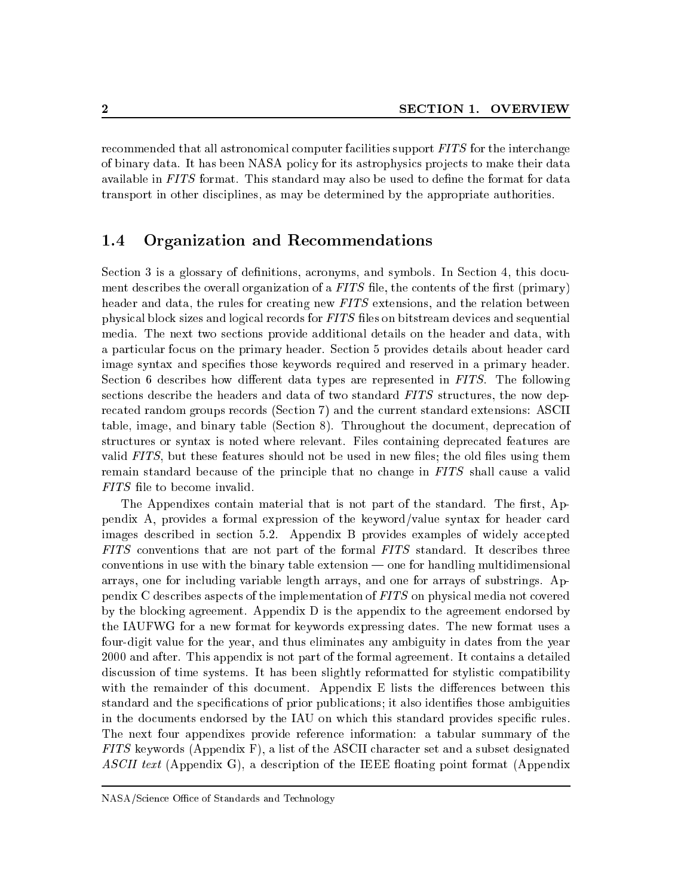recommended that all astronomical computer facilities support *FITS* for the interchange of binary data. It has been NASA policy for its astrophysics projects to make their data available in *FITS* format. This standard may also be used to define the format for data transport in other disciplines, as may be determined by the appropriate authorities.

## 1.4 Organization and Recommendations

Section 3 is a glossary of definitions, acronyms, and symbols. In Section 4, this document describes the overall organization of a *FITS* file, the contents of the first (primary) header and data, the rules for creating new *FITS* extensions, and the relation between physical block sizes and logical records for *FITS* files on bitstream devices and sequential media. The next two sections provide additional details on the header and data, with a particular focus on the primary header. Section 5 provides details about header card image syntax and specifies those keywords required and reserved in a primary header. Section 6 describes how different data types are represented in *FITS*. The following sections describe the headers and data of two standard *FITS* structures, the now deprecated random groups records (Section 7) and the current standard extensions: ASCII table, image, and binary table (Section 8). Throughout the document, deprecation of structures or syntax is noted where relevant. Files containing deprecated features are valid *FITS*, but these features should not be used in new files; the old files using them remain standard because of the principle that no change in *FITS* shall cause a valid *FITS* file to become invalid.

The Appendixes contain material that is not part of the standard. The first, Appendix A, provides a formal expression of the keyword/value syntax for header card images described in section 5.2. Appendix B provides examples of widely accepted *FITS* conventions that are not part of the formal *FITS* standard. It describes three conventions in use with the binary table extension — one for handling multidimensional arrays, one for including variable length arrays, and one for arrays of substrings. Appendix C describes aspects of the implementation of *FITS* on physical media not covered by the blocking agreement. Appendix D is the appendix to the agreement endorsed by the IAUFWG for a new format for keywords expressing dates. The new format uses a four-digit value for the year, and thus eliminates any ambiguity in dates from the year 2000 and after. This appendix is not part of the formal agreement. It contains a detailed discussion of time systems. It has been slightly reformatted for stylistic compatibility with the remainder of this document. Appendix E lists the differences between this standard and the specifications of prior publications; it also identifies those ambiguities in the documents endorsed by the IAU on which this standard provides specific rules. The next four appendixes provide reference information: a tabular summary of the *FITS* keywords (Appendix F), a list of the ASCII character set and a subset designated *ASCII text* (Appendix G), a description of the IEEE floating point format (Appendix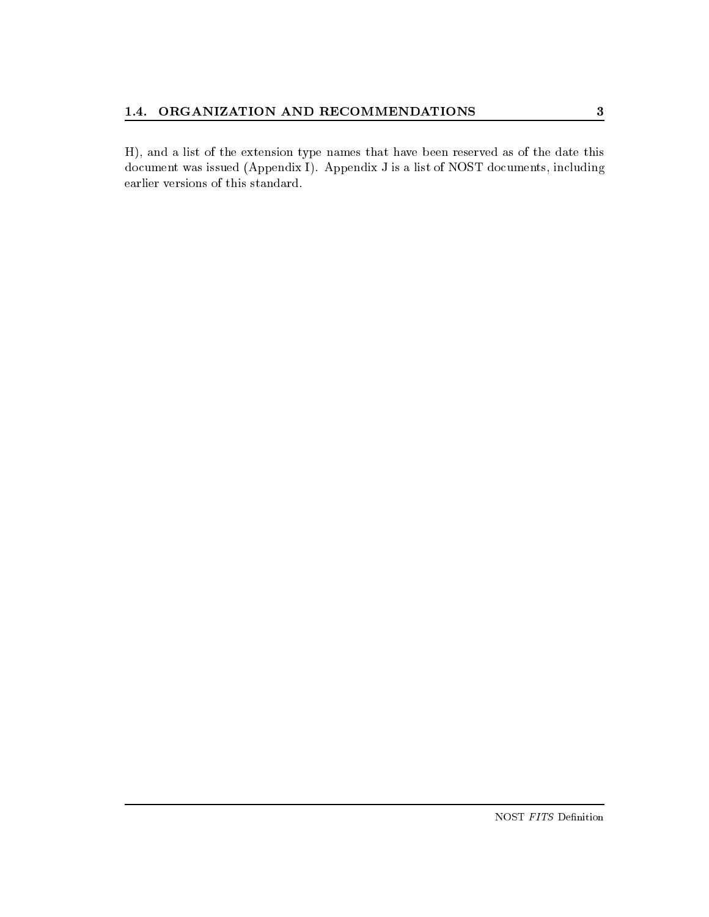H), and a list of the extension type names that have been reserved as of the date this document was issued (Appendix I). Appendix J is a list of NOST documents, including earlier versions of this standard.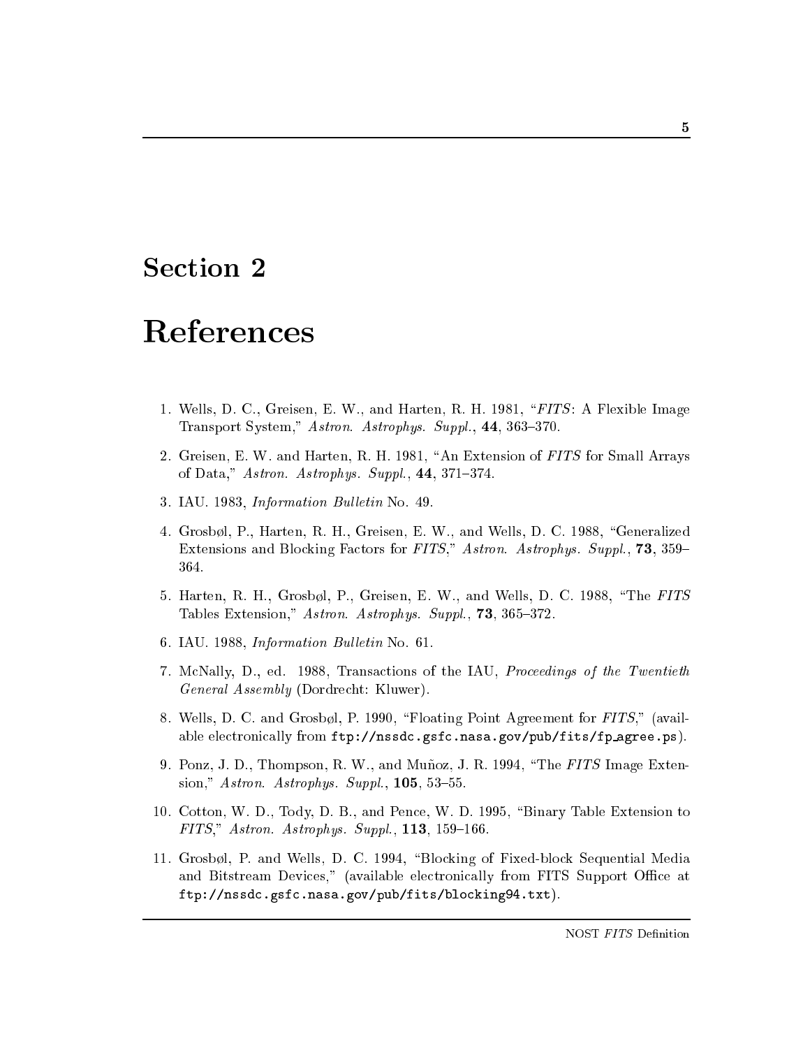# Section 2

# References

1. Wells, D. C., Greisen, E. W., and Harten, R. H. 1981, "*FITS*: A Flexible Image Transport System," *Astron. Astrophys. Suppl.*, **44**, 363–370.

2. Greisen, E. W. and Harten, R. H. 1981, "An Extension of *FITS* for Small Arrays of Data," *Astron. Astrophys. Suppl.*, **44**, 371–374.

3. IAU. 1983, *Information Bulletin* No. 49.

4. Grosbøl, P., Harten, R. H., Greisen, E. W., and Wells, D. C. 1988, "Generalized Extensions and Blocking Factors for *FITS*," *Astron. Astrophys. Suppl.*, **73**, 359–364.

5. Harten, R. H., Grosbøl, P., Greisen, E. W., and Wells, D. C. 1988, "The *FITS* Tables Extension," *Astron. Astrophys. Suppl.*, **73**, 365–372.

6. IAU. 1988, *Information Bulletin* No. 61.

7. McNally, D., ed. 1988, Transactions of the IAU, *Proceedings of the Twentieth General Assembly* (Dordrecht: Kluwer).

8. Wells, D. C. and Grosbøl, P. 1990, "Floating Point Agreement for *FITS*," (available electronically from `ftp://nssdc.gsfc.nasa.gov/pub/fits/fp_agree.ps`).

9. Ponz, J. D., Thompson, R. W., and Muñoz, J. R. 1994, "The *FITS* Image Extension," *Astron. Astrophys. Suppl.*, **105**, 53–55.

10. Cotton, W. D., Tody, D. B., and Pence, W. D. 1995, "Binary Table Extension to *FITS*," *Astron. Astrophys. Suppl.*, **113**, 159–166.

11. Grosbøl, P. and Wells, D. C. 1994, "Blocking of Fixed-block Sequential Media and Bitstream Devices," (available electronically from FITS Support Office at `ftp://nssdc.gsfc.nasa.gov/pub/fits/blocking94.txt`).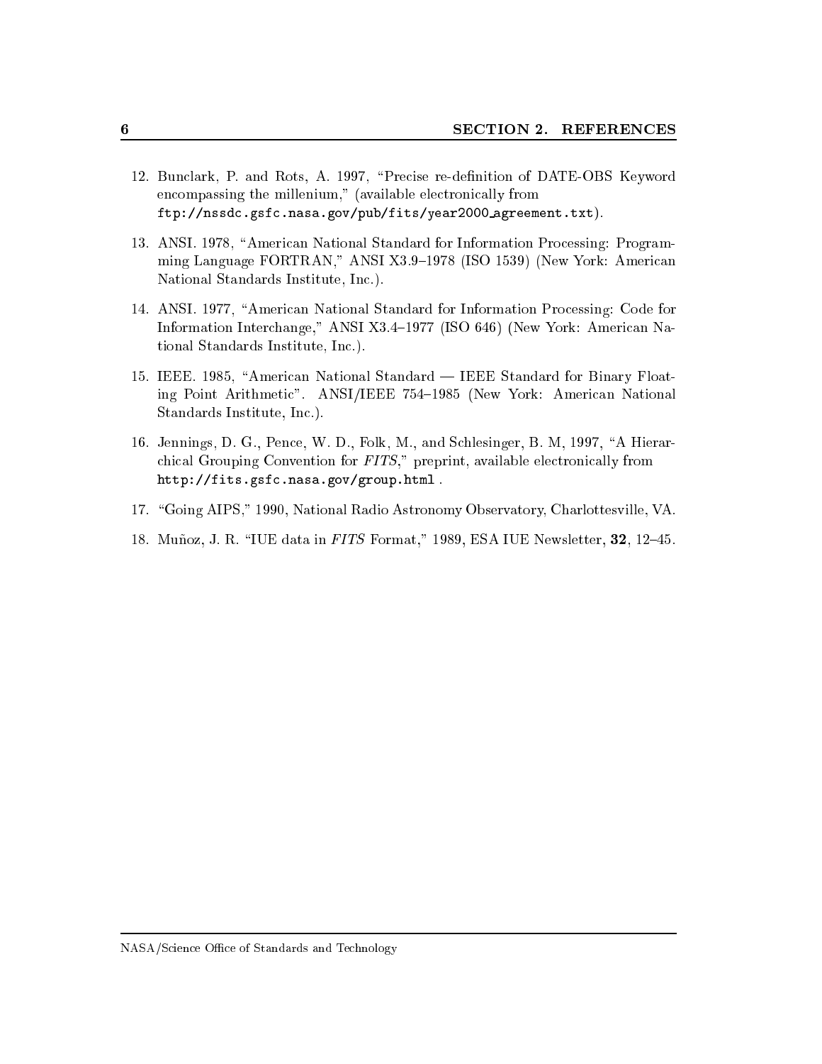12. Bunclark, P. and Rots, A. 1997, "Precise re-definition of DATE-OBS Keyword encompassing the millenium," (available electronically from `ftp://nssdc.gsfc.nasa.gov/pub/fits/year2000_agreement.txt`).

13. ANSI. 1978, "American National Standard for Information Processing: Programming Language FORTRAN," ANSI X3.9–1978 (ISO 1539) (New York: American National Standards Institute, Inc.).

14. ANSI. 1977, "American National Standard for Information Processing: Code for Information Interchange," ANSI X3.4–1977 (ISO 646) (New York: American National Standards Institute, Inc.).

15. IEEE. 1985, "American National Standard — IEEE Standard for Binary Floating Point Arithmetic". ANSI/IEEE 754–1985 (New York: American National Standards Institute, Inc.).

16. Jennings, D. G., Pence, W. D., Folk, M., and Schlesinger, B. M, 1997, "A Hierarchical Grouping Convention for *FITS*," preprint, available electronically from `http://fits.gsfc.nasa.gov/group.html` .

17. "Going AIPS," 1990, National Radio Astronomy Observatory, Charlottesville, VA.

18. Muñoz, J. R. "IUE data in *FITS* Format," 1989, ESA IUE Newsletter, **32**, 12–45.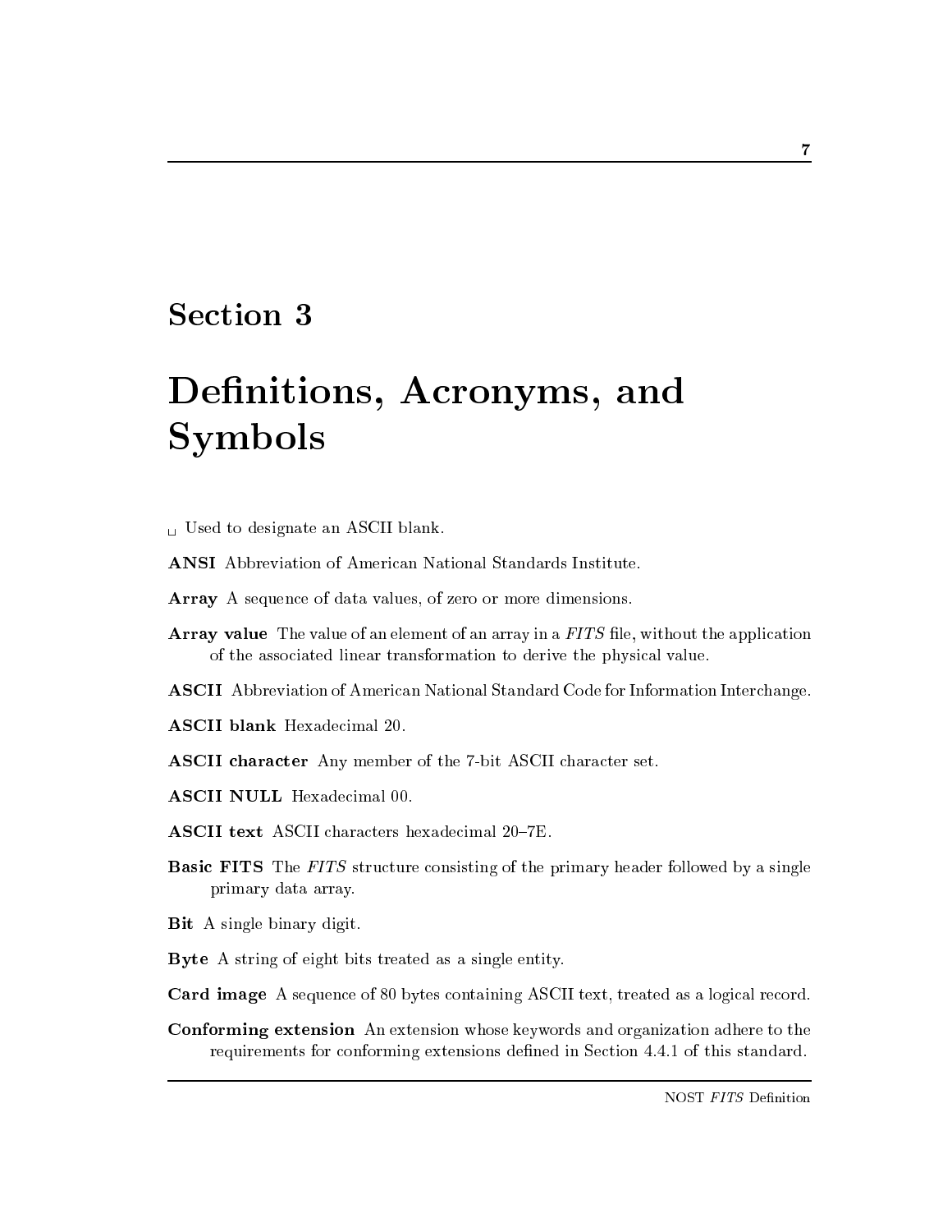# Section 3

# Definitions, Acronyms, and Symbols

␣ Used to designate an ASCII blank.

**ANSI** Abbreviation of American National Standards Institute.

**Array** A sequence of data values, of zero or more dimensions.

**Array value** The value of an element of an array in a *FITS* file, without the application of the associated linear transformation to derive the physical value.

**ASCII** Abbreviation of American National Standard Code for Information Interchange.

**ASCII blank** Hexadecimal 20.

**ASCII character** Any member of the 7-bit ASCII character set.

**ASCII NULL** Hexadecimal 00.

**ASCII text** ASCII characters hexadecimal 20–7E.

**Basic FITS** The *FITS* structure consisting of the primary header followed by a single primary data array.

**Bit** A single binary digit.

**Byte** A string of eight bits treated as a single entity.

**Card image** A sequence of 80 bytes containing ASCII text, treated as a logical record.

**Conforming extension** An extension whose keywords and organization adhere to the requirements for conforming extensions defined in Section 4.4.1 of this standard.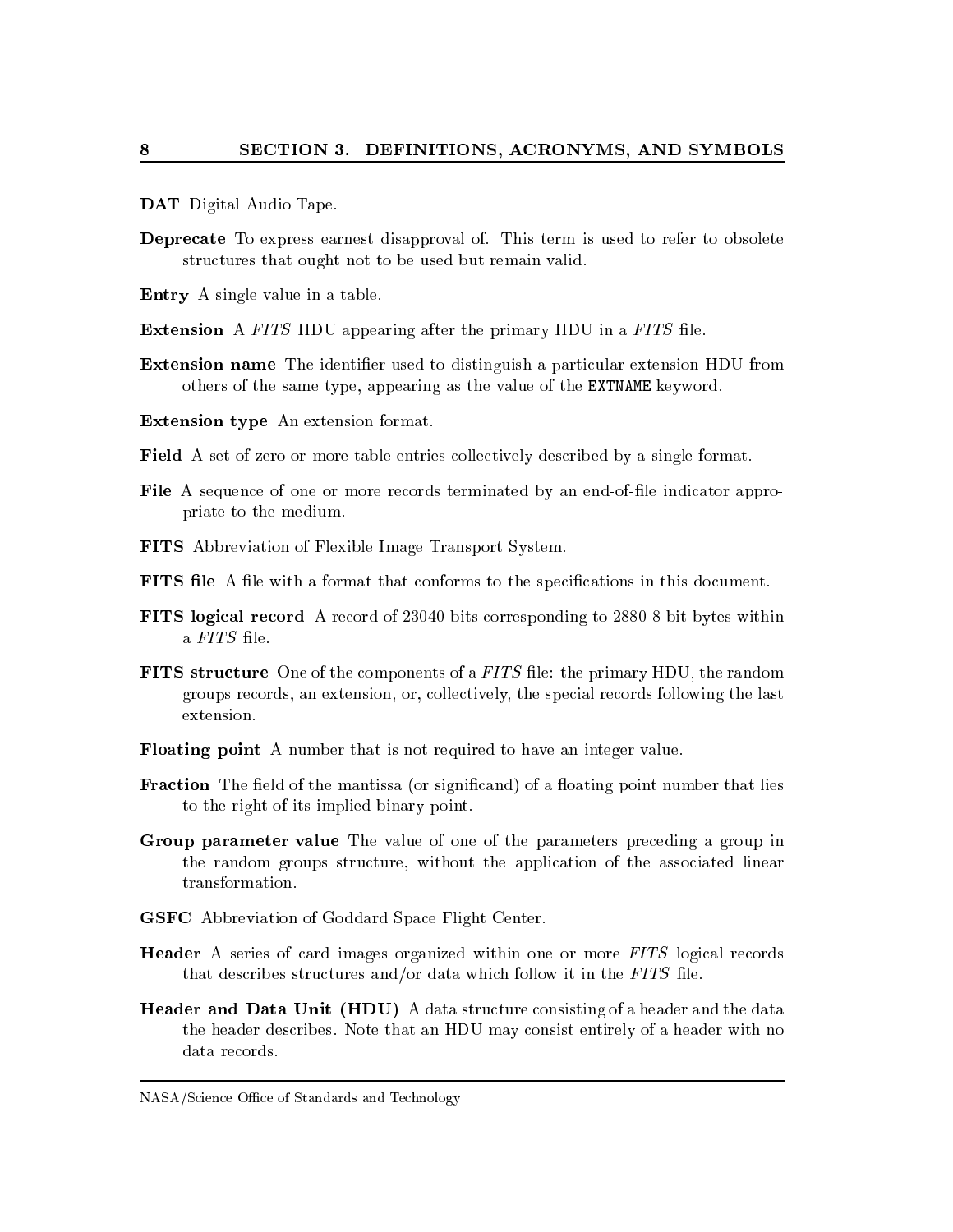**DAT** Digital Audio Tape.

**Deprecate** To express earnest disapproval of. This term is used to refer to obsolete structures that ought not to be used but remain valid.

**Entry** A single value in a table.

**Extension** A *FITS* HDU appearing after the primary HDU in a *FITS* file.

**Extension name** The identifier used to distinguish a particular extension HDU from others of the same type, appearing as the value of the `EXTNAME` keyword.

**Extension type** An extension format.

**Field** A set of zero or more table entries collectively described by a single format.

**File** A sequence of one or more records terminated by an end-of-file indicator appropriate to the medium.

**FITS** Abbreviation of Flexible Image Transport System.

**FITS file** A file with a format that conforms to the specifications in this document.

**FITS logical record** A record of 23040 bits corresponding to 2880 8-bit bytes within a *FITS* file.

**FITS structure** One of the components of a *FITS* file: the primary HDU, the random groups records, an extension, or, collectively, the special records following the last extension.

**Floating point** A number that is not required to have an integer value.

**Fraction** The field of the mantissa (or significand) of a floating point number that lies to the right of its implied binary point.

**Group parameter value** The value of one of the parameters preceding a group in the random groups structure, without the application of the associated linear transformation.

**GSFC** Abbreviation of Goddard Space Flight Center.

**Header** A series of card images organized within one or more *FITS* logical records that describes structures and/or data which follow it in the *FITS* file.

**Header and Data Unit (HDU)** A data structure consisting of a header and the data the header describes. Note that an HDU may consist entirely of a header with no data records.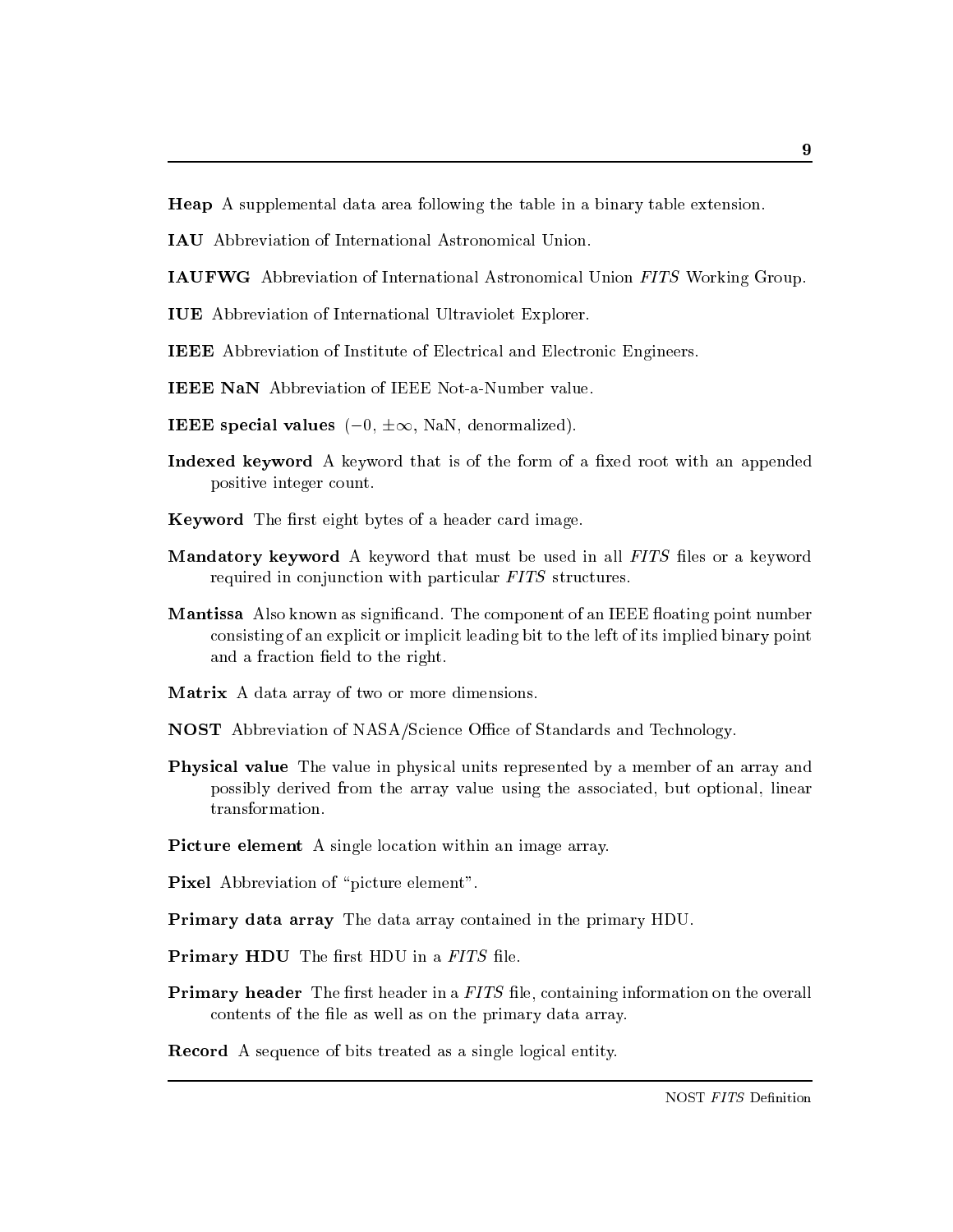**Heap** A supplemental data area following the table in a binary table extension.

**IAU** Abbreviation of International Astronomical Union.

**IAUFWG** Abbreviation of International Astronomical Union *FITS* Working Group.

**IUE** Abbreviation of International Ultraviolet Explorer.

**IEEE** Abbreviation of Institute of Electrical and Electronic Engineers.

**IEEE NaN** Abbreviation of IEEE Not-a-Number value.

**IEEE special values** ($-0$, $\pm\infty$, NaN, denormalized).

**Indexed keyword** A keyword that is of the form of a fixed root with an appended positive integer count.

**Keyword** The first eight bytes of a header card image.

**Mandatory keyword** A keyword that must be used in all *FITS* files or a keyword required in conjunction with particular *FITS* structures.

**Mantissa** Also known as significand. The component of an IEEE floating point number consisting of an explicit or implicit leading bit to the left of its implied binary point and a fraction field to the right.

**Matrix** A data array of two or more dimensions.

**NOST** Abbreviation of NASA/Science Office of Standards and Technology.

**Physical value** The value in physical units represented by a member of an array and possibly derived from the array value using the associated, but optional, linear transformation.

**Picture element** A single location within an image array.

**Pixel** Abbreviation of "picture element".

**Primary data array** The data array contained in the primary HDU.

**Primary HDU** The first HDU in a *FITS* file.

**Primary header** The first header in a *FITS* file, containing information on the overall contents of the file as well as on the primary data array.

**Record** A sequence of bits treated as a single logical entity.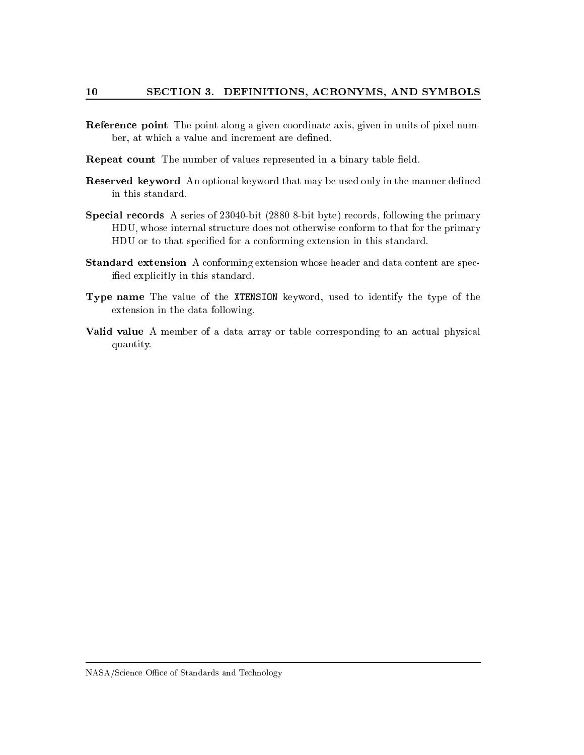**Reference point** The point along a given coordinate axis, given in units of pixel number, at which a value and increment are defined.

**Repeat count** The number of values represented in a binary table field.

**Reserved keyword** An optional keyword that may be used only in the manner defined in this standard.

**Special records** A series of 23040-bit (2880 8-bit byte) records, following the primary HDU, whose internal structure does not otherwise conform to that for the primary HDU or to that specified for a conforming extension in this standard.

**Standard extension** A conforming extension whose header and data content are specified explicitly in this standard.

**Type name** The value of the `XTENSION` keyword, used to identify the type of the extension in the data following.

**Valid value** A member of a data array or table corresponding to an actual physical quantity.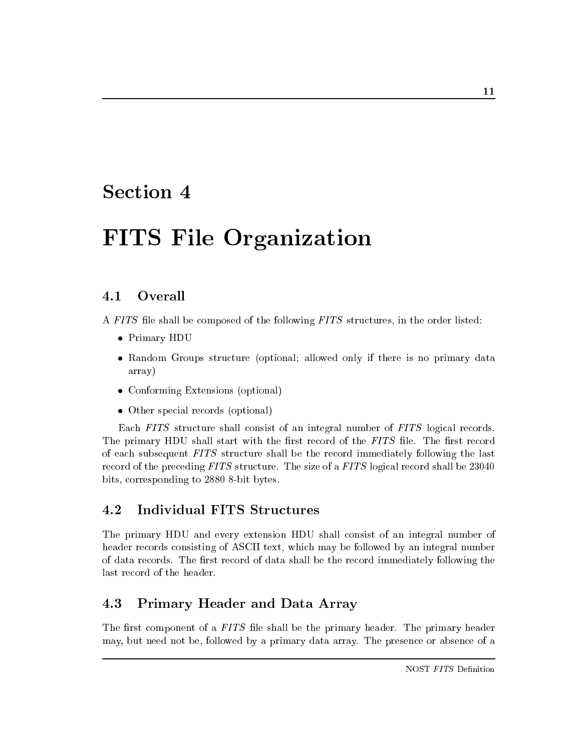# Section 4

# FITS File Organization

## 4.1 Overall

A *FITS* file shall be composed of the following *FITS* structures, in the order listed:

- Primary HDU
- Random Groups structure (optional; allowed only if there is no primary data array)
- Conforming Extensions (optional)
- Other special records (optional)

Each *FITS* structure shall consist of an integral number of *FITS* logical records. The primary HDU shall start with the first record of the *FITS* file. The first record of each subsequent *FITS* structure shall be the record immediately following the last record of the preceding *FITS* structure. The size of a *FITS* logical record shall be 23040 bits, corresponding to 2880 8-bit bytes.

## 4.2 Individual FITS Structures

The primary HDU and every extension HDU shall consist of an integral number of header records consisting of ASCII text, which may be followed by an integral number of data records. The first record of data shall be the record immediately following the last record of the header.

## 4.3 Primary Header and Data Array

The first component of a *FITS* file shall be the primary header. The primary header may, but need not be, followed by a primary data array. The presence or absence of a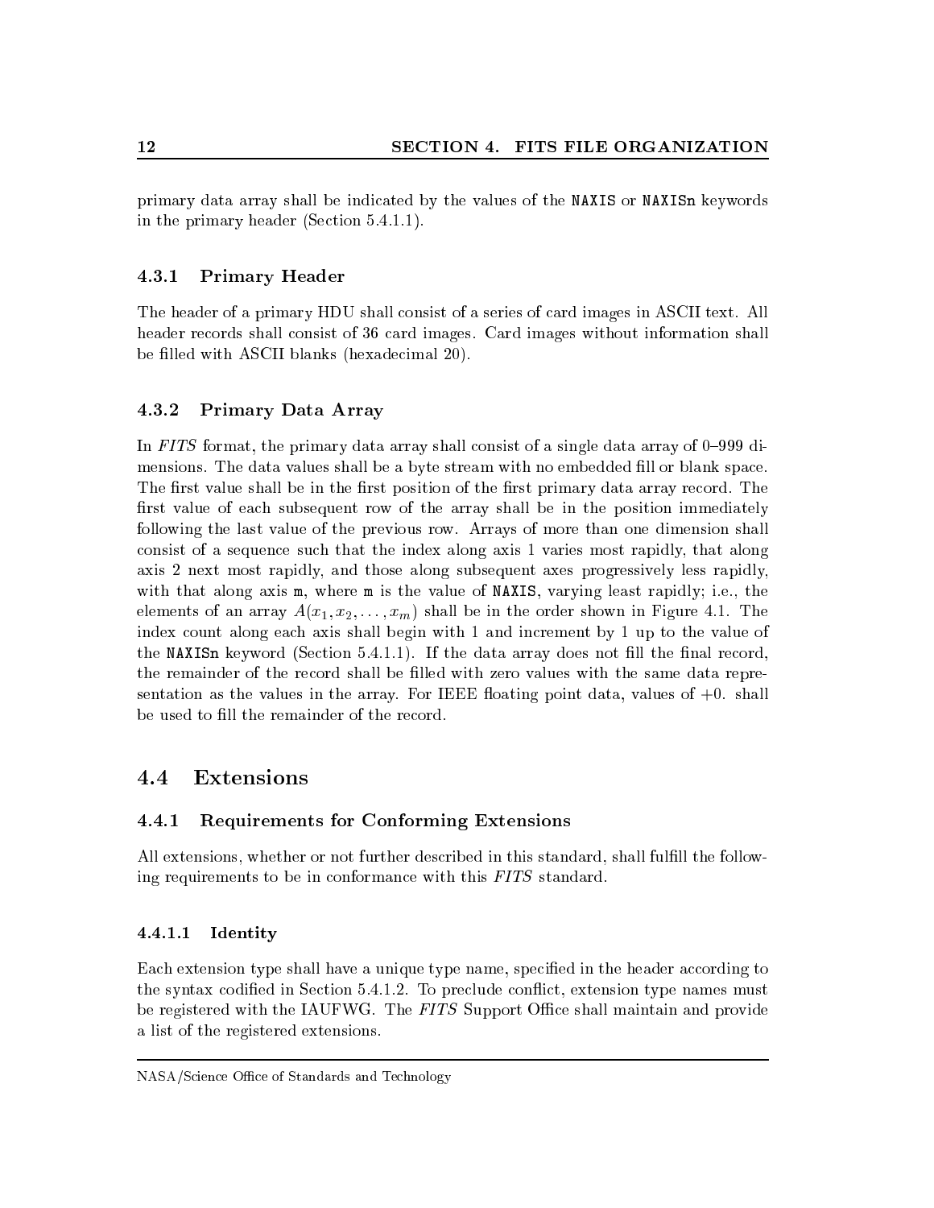primary data array shall be indicated by the values of the NAXIS or NAXISn keywords in the primary header (Section 5.4.1.1).

### 4.3.1 Primary Header

The header of a primary HDU shall consist of a series of card images in ASCII text. All header records shall consist of 36 card images. Card images without information shall be filled with ASCII blanks (hexadecimal 20).

### 4.3.2 Primary Data Array

In *FITS* format, the primary data array shall consist of a single data array of 0–999 dimensions. The data values shall be a byte stream with no embedded fill or blank space. The first value shall be in the first position of the first primary data array record. The first value of each subsequent row of the array shall be in the position immediately following the last value of the previous row. Arrays of more than one dimension shall consist of a sequence such that the index along axis 1 varies most rapidly, that along axis 2 next most rapidly, and those along subsequent axes progressively less rapidly, with that along axis m, where m is the value of NAXIS, varying least rapidly; i.e., the elements of an array $A(x_1, x_2, \ldots, x_m)$ shall be in the order shown in Figure 4.1. The index count along each axis shall begin with 1 and increment by 1 up to the value of the NAXISn keyword (Section 5.4.1.1). If the data array does not fill the final record, the remainder of the record shall be filled with zero values with the same data representation as the values in the array. For IEEE floating point data, values of +0. shall be used to fill the remainder of the record.

## 4.4 Extensions

### 4.4.1 Requirements for Conforming Extensions

All extensions, whether or not further described in this standard, shall fulfill the following requirements to be in conformance with this *FITS* standard.

#### 4.4.1.1 Identity

Each extension type shall have a unique type name, specified in the header according to the syntax codified in Section 5.4.1.2. To preclude conflict, extension type names must be registered with the IAUFWG. The *FITS* Support Office shall maintain and provide a list of the registered extensions.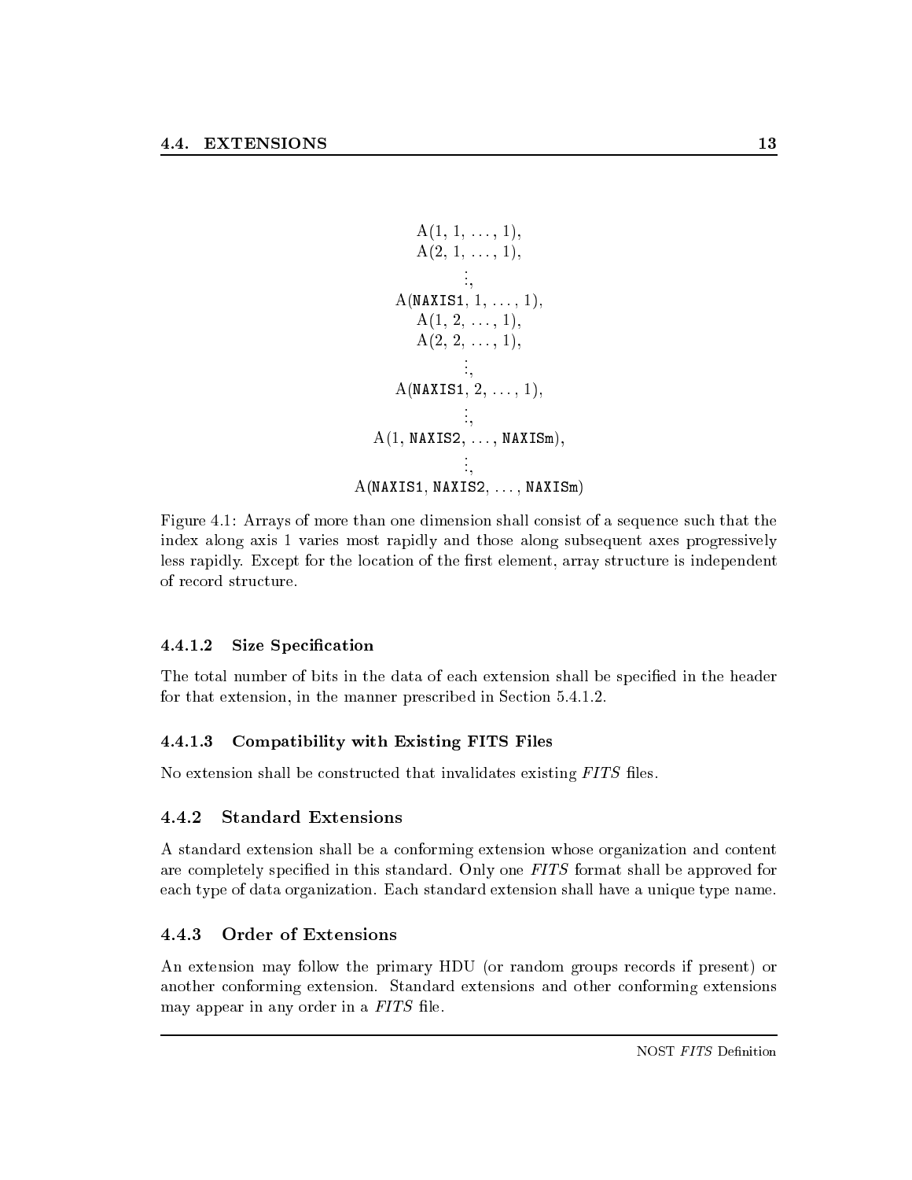$$
\begin{gathered}
\mathrm{A}(1, 1, \ldots, 1), \\
\mathrm{A}(2, 1, \ldots, 1), \\
\vdots, \\
\mathrm{A}(\texttt{NAXIS1}, 1, \ldots, 1), \\
\mathrm{A}(1, 2, \ldots, 1), \\
\mathrm{A}(2, 2, \ldots, 1), \\
\vdots, \\
\mathrm{A}(\texttt{NAXIS1}, 2, \ldots, 1), \\
\vdots, \\
\mathrm{A}(1, \texttt{NAXIS2}, \ldots, \texttt{NAXISm}), \\
\vdots, \\
\mathrm{A}(\texttt{NAXIS1}, \texttt{NAXIS2}, \ldots, \texttt{NAXISm})
\end{gathered}
$$

Figure 4.1: Arrays of more than one dimension shall consist of a sequence such that the index along axis 1 varies most rapidly and those along subsequent axes progressively less rapidly. Except for the location of the first element, array structure is independent of record structure.

#### 4.4.1.2 Size Specification

The total number of bits in the data of each extension shall be specified in the header for that extension, in the manner prescribed in Section 5.4.1.2.

#### 4.4.1.3 Compatibility with Existing FITS Files

No extension shall be constructed that invalidates existing *FITS* files.

### 4.4.2 Standard Extensions

A standard extension shall be a conforming extension whose organization and content are completely specified in this standard. Only one *FITS* format shall be approved for each type of data organization. Each standard extension shall have a unique type name.

### 4.4.3 Order of Extensions

An extension may follow the primary HDU (or random groups records if present) or another conforming extension. Standard extensions and other conforming extensions may appear in any order in a *FITS* file.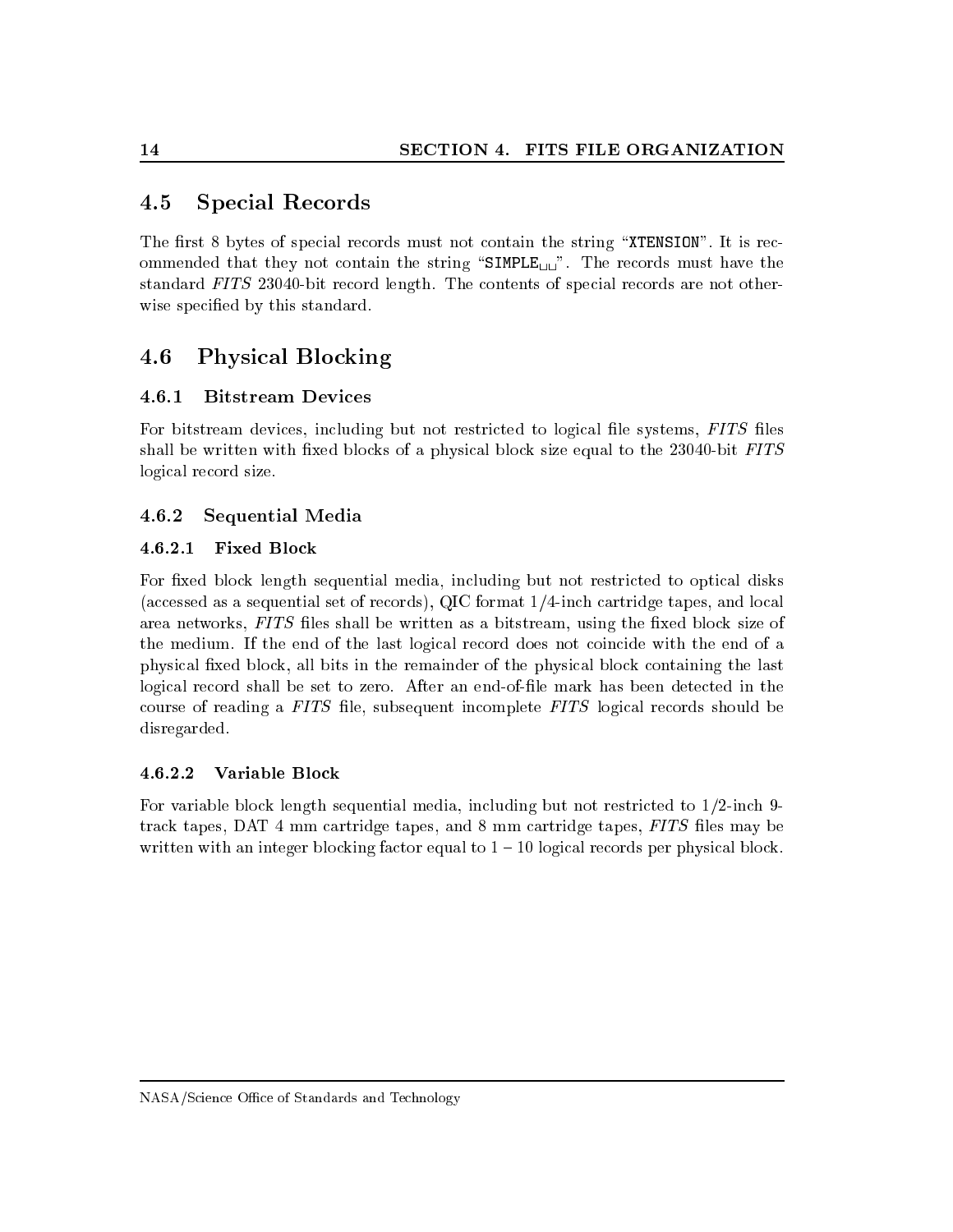## 4.5 Special Records

The first 8 bytes of special records must not contain the string "`XTENSION`". It is recommended that they not contain the string "`SIMPLE␣␣`". The records must have the standard *FITS* 23040-bit record length. The contents of special records are not otherwise specified by this standard.

## 4.6 Physical Blocking

### 4.6.1 Bitstream Devices

For bitstream devices, including but not restricted to logical file systems, *FITS* files shall be written with fixed blocks of a physical block size equal to the 23040-bit *FITS* logical record size.

### 4.6.2 Sequential Media

#### 4.6.2.1 Fixed Block

For fixed block length sequential media, including but not restricted to optical disks (accessed as a sequential set of records), QIC format 1/4-inch cartridge tapes, and local area networks, *FITS* files shall be written as a bitstream, using the fixed block size of the medium. If the end of the last logical record does not coincide with the end of a physical fixed block, all bits in the remainder of the physical block containing the last logical record shall be set to zero. After an end-of-file mark has been detected in the course of reading a *FITS* file, subsequent incomplete *FITS* logical records should be disregarded.

#### 4.6.2.2 Variable Block

For variable block length sequential media, including but not restricted to 1/2-inch 9-track tapes, DAT 4 mm cartridge tapes, and 8 mm cartridge tapes, *FITS* files may be written with an integer blocking factor equal to 1 – 10 logical records per physical block.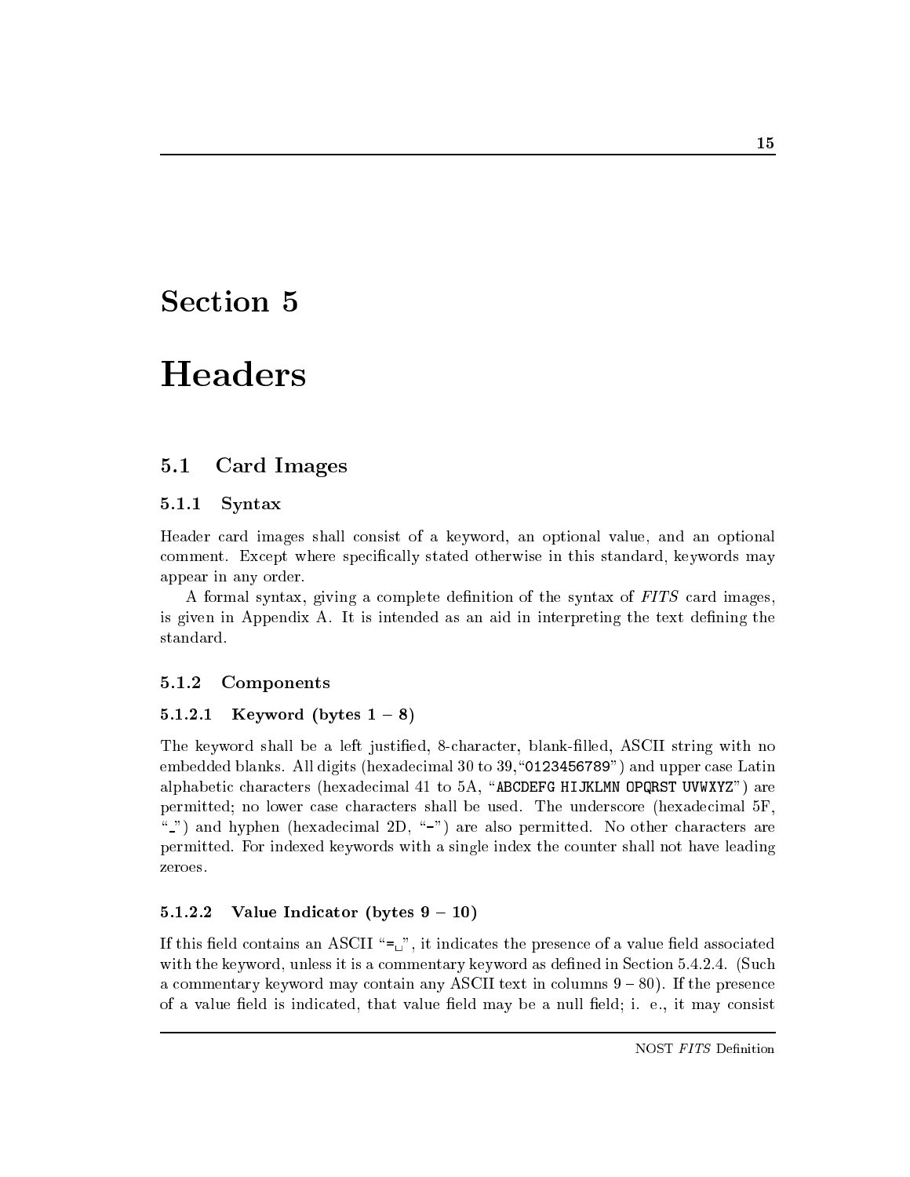# Section 5

# Headers

## 5.1 Card Images

### 5.1.1 Syntax

Header card images shall consist of a keyword, an optional value, and an optional comment. Except where specifically stated otherwise in this standard, keywords may appear in any order.

A formal syntax, giving a complete definition of the syntax of *FITS* card images, is given in Appendix A. It is intended as an aid in interpreting the text defining the standard.

### 5.1.2 Components

#### 5.1.2.1 Keyword (bytes 1 – 8)

The keyword shall be a left justified, 8-character, blank-filled, ASCII string with no embedded blanks. All digits (hexadecimal 30 to 39,"`0123456789`") and upper case Latin alphabetic characters (hexadecimal 41 to 5A, "**`ABCDEFG HIJKLMN OPQRST UVWXYZ`**") are permitted; no lower case characters shall be used. The underscore (hexadecimal 5F, "`_`") and hyphen (hexadecimal 2D, "`-`") are also permitted. No other characters are permitted. For indexed keywords with a single index the counter shall not have leading zeroes.

#### 5.1.2.2 Value Indicator (bytes 9 – 10)

If this field contains an ASCII "`=␣`", it indicates the presence of a value field associated with the keyword, unless it is a commentary keyword as defined in Section 5.4.2.4. (Such a commentary keyword may contain any ASCII text in columns 9 – 80). If the presence of a value field is indicated, that value field may be a null field; i. e., it may consist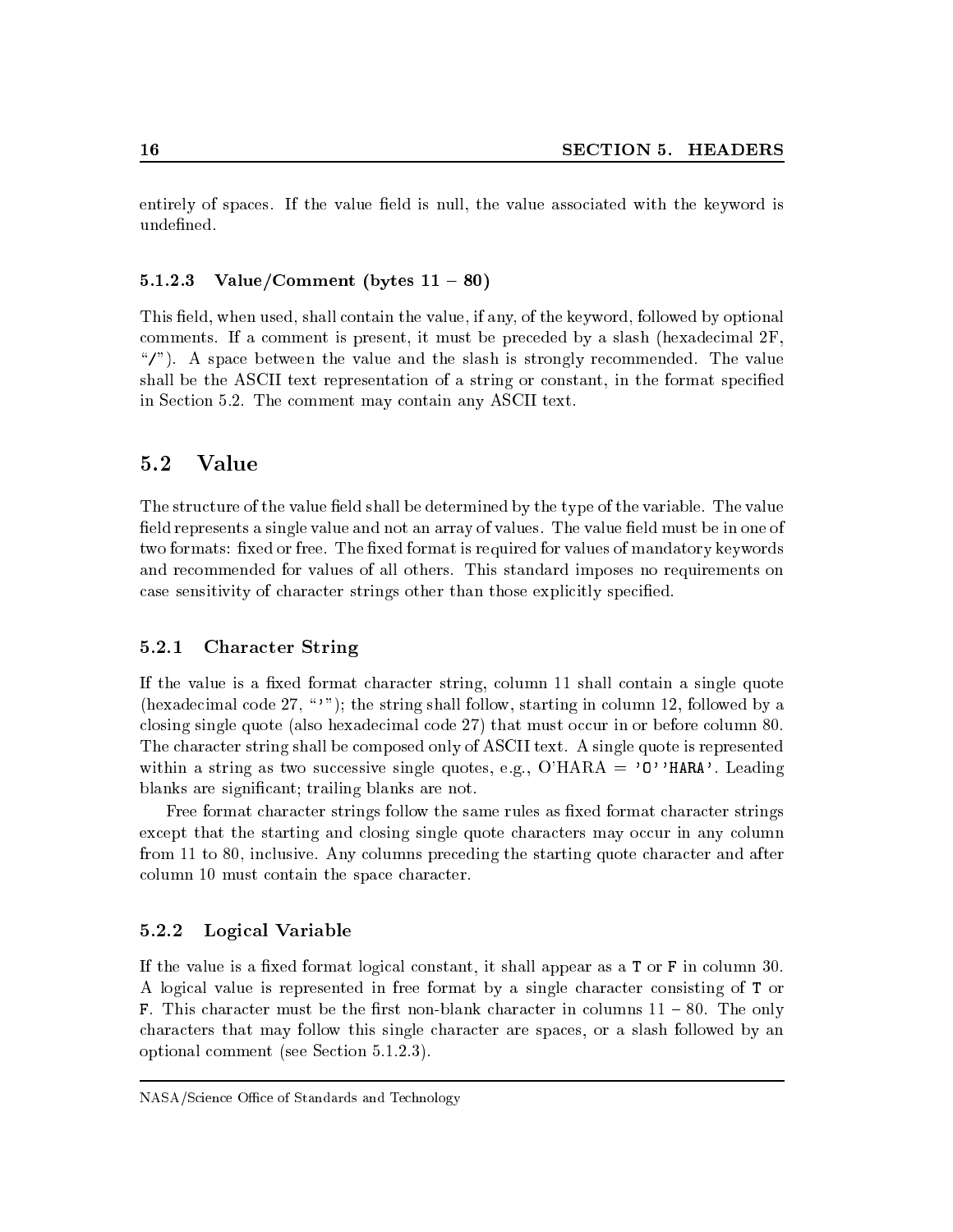entirely of spaces. If the value field is null, the value associated with the keyword is undefined.

#### 5.1.2.3 Value/Comment (bytes 11 – 80)

This field, when used, shall contain the value, if any, of the keyword, followed by optional comments. If a comment is present, it must be preceded by a slash (hexadecimal 2F, "/"). A space between the value and the slash is strongly recommended. The value shall be the ASCII text representation of a string or constant, in the format specified in Section 5.2. The comment may contain any ASCII text.

## 5.2 Value

The structure of the value field shall be determined by the type of the variable. The value field represents a single value and not an array of values. The value field must be in one of two formats: fixed or free. The fixed format is required for values of mandatory keywords and recommended for values of all others. This standard imposes no requirements on case sensitivity of character strings other than those explicitly specified.

### 5.2.1 Character String

If the value is a fixed format character string, column 11 shall contain a single quote (hexadecimal code 27, "'"); the string shall follow, starting in column 12, followed by a closing single quote (also hexadecimal code 27) that must occur in or before column 80. The character string shall be composed only of ASCII text. A single quote is represented within a string as two successive single quotes, e.g., O'HARA = `'O''HARA'`. Leading blanks are significant; trailing blanks are not.

Free format character strings follow the same rules as fixed format character strings except that the starting and closing single quote characters may occur in any column from 11 to 80, inclusive. Any columns preceding the starting quote character and after column 10 must contain the space character.

### 5.2.2 Logical Variable

If the value is a fixed format logical constant, it shall appear as a `T` or `F` in column 30. A logical value is represented in free format by a single character consisting of `T` or `F`. This character must be the first non-blank character in columns 11 – 80. The only characters that may follow this single character are spaces, or a slash followed by an optional comment (see Section 5.1.2.3).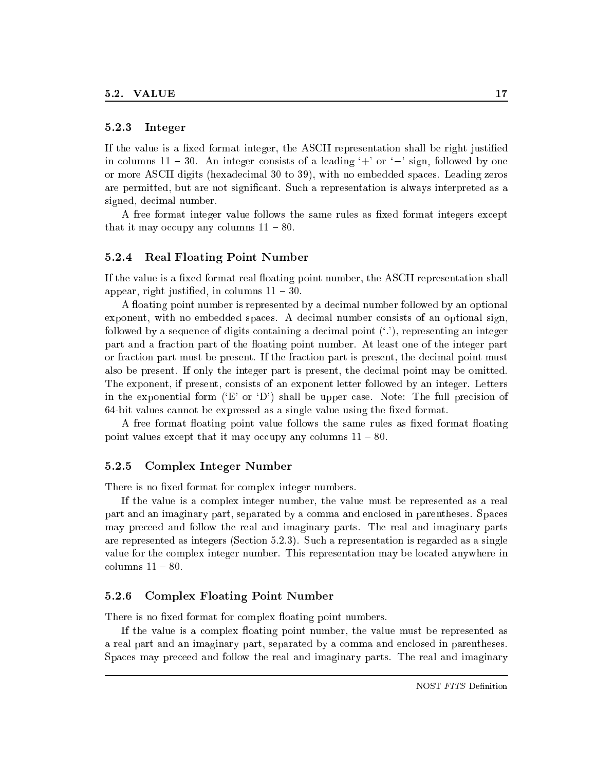### 5.2.3 Integer

If the value is a fixed format integer, the ASCII representation shall be right justified in columns 11 – 30. An integer consists of a leading '+' or '−' sign, followed by one or more ASCII digits (hexadecimal 30 to 39), with no embedded spaces. Leading zeros are permitted, but are not significant. Such a representation is always interpreted as a signed, decimal number.

A free format integer value follows the same rules as fixed format integers except that it may occupy any columns 11 – 80.

### 5.2.4 Real Floating Point Number

If the value is a fixed format real floating point number, the ASCII representation shall appear, right justified, in columns 11 – 30.

A floating point number is represented by a decimal number followed by an optional exponent, with no embedded spaces. A decimal number consists of an optional sign, followed by a sequence of digits containing a decimal point ('.'), representing an integer part and a fraction part of the floating point number. At least one of the integer part or fraction part must be present. If the fraction part is present, the decimal point must also be present. If only the integer part is present, the decimal point may be omitted. The exponent, if present, consists of an exponent letter followed by an integer. Letters in the exponential form ('E' or 'D') shall be upper case. Note: The full precision of 64-bit values cannot be expressed as a single value using the fixed format.

A free format floating point value follows the same rules as fixed format floating point values except that it may occupy any columns 11 – 80.

### 5.2.5 Complex Integer Number

There is no fixed format for complex integer numbers.

If the value is a complex integer number, the value must be represented as a real part and an imaginary part, separated by a comma and enclosed in parentheses. Spaces may preceed and follow the real and imaginary parts. The real and imaginary parts are represented as integers (Section 5.2.3). Such a representation is regarded as a single value for the complex integer number. This representation may be located anywhere in columns 11 – 80.

### 5.2.6 Complex Floating Point Number

There is no fixed format for complex floating point numbers.

If the value is a complex floating point number, the value must be represented as a real part and an imaginary part, separated by a comma and enclosed in parentheses. Spaces may preceed and follow the real and imaginary parts. The real and imaginary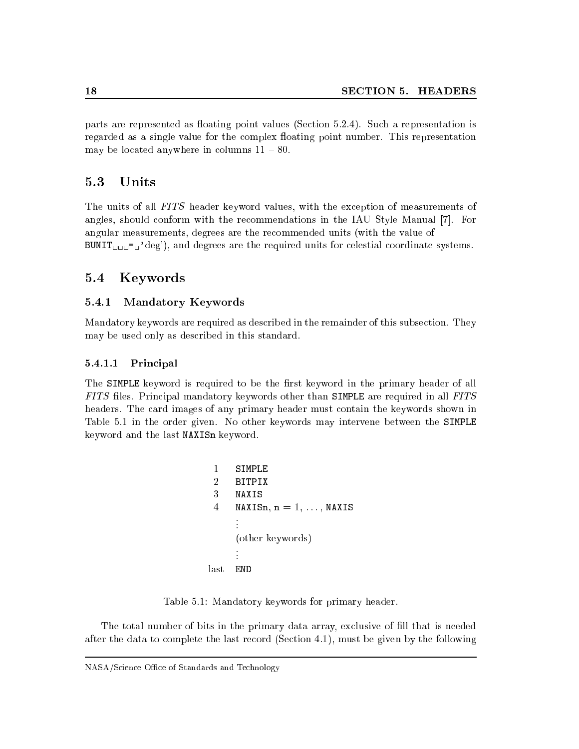parts are represented as floating point values (Section 5.2.4). Such a representation is regarded as a single value for the complex floating point number. This representation may be located anywhere in columns 11 – 80.

## 5.3 Units

The units of all *FITS* header keyword values, with the exception of measurements of angles, should conform with the recommendations in the IAU Style Manual [7]. For angular measurements, degrees are the recommended units (with the value of `BUNIT␣␣␣=␣'deg'`), and degrees are the required units for celestial coordinate systems.

## 5.4 Keywords

### 5.4.1 Mandatory Keywords

Mandatory keywords are required as described in the remainder of this subsection. They may be used only as described in this standard.

#### 5.4.1.1 Principal

The `SIMPLE` keyword is required to be the first keyword in the primary header of all *FITS* files. Principal mandatory keywords other than `SIMPLE` are required in all *FITS* headers. The card images of any primary header must contain the keywords shown in Table 5.1 in the order given. No other keywords may intervene between the `SIMPLE` keyword and the last `NAXISn` keyword.

| | |
|---|---|
| 1 | `SIMPLE` |
| 2 | `BITPIX` |
| 3 | `NAXIS` |
| 4 | `NAXISn`, `n` = 1, ..., `NAXIS` |
| | ⋮ |
| | (other keywords) |
| | ⋮ |
| last | `END` |

Table 5.1: Mandatory keywords for primary header.

The total number of bits in the primary data array, exclusive of fill that is needed after the data to complete the last record (Section 4.1), must be given by the following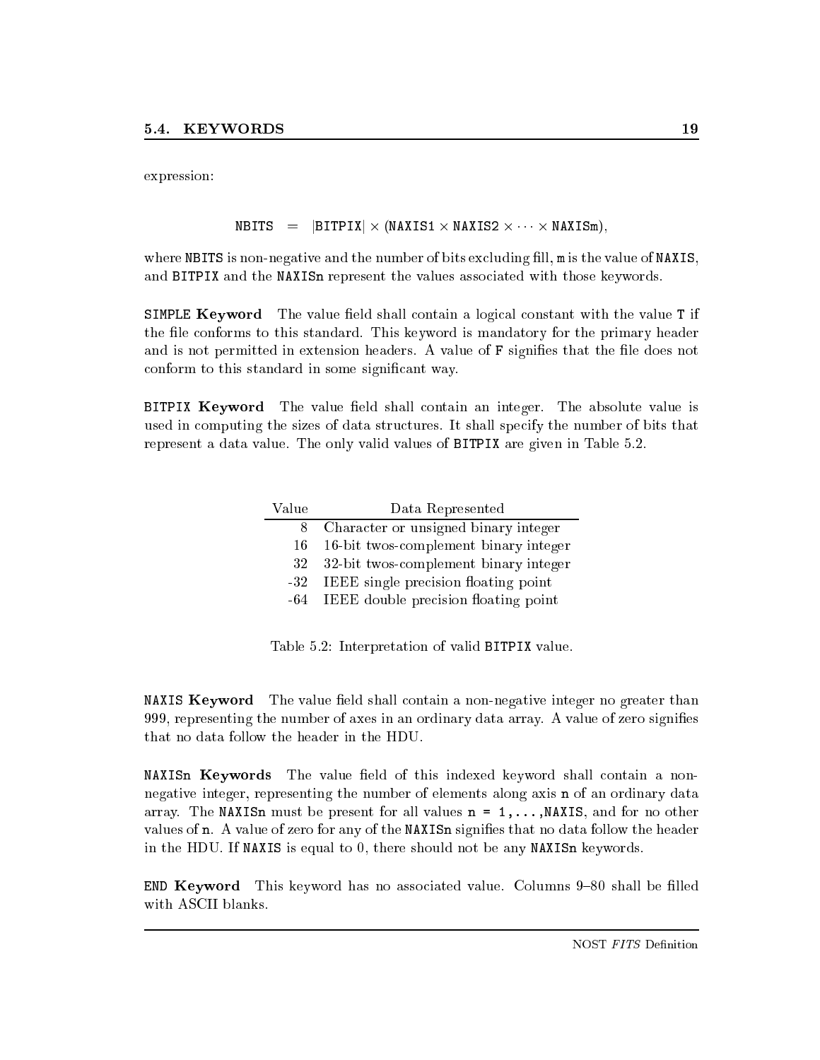expression:

$$\texttt{NBITS} = |\texttt{BITPIX}| \times (\texttt{NAXIS1} \times \texttt{NAXIS2} \times \cdots \times \texttt{NAXISm}),$$

where NBITS is non-negative and the number of bits excluding fill, m is the value of NAXIS, and BITPIX and the NAXISn represent the values associated with those keywords.

**SIMPLE Keyword** The value field shall contain a logical constant with the value T if the file conforms to this standard. This keyword is mandatory for the primary header and is not permitted in extension headers. A value of F signifies that the file does not conform to this standard in some significant way.

**BITPIX Keyword** The value field shall contain an integer. The absolute value is used in computing the sizes of data structures. It shall specify the number of bits that represent a data value. The only valid values of BITPIX are given in Table 5.2.

| Value | Data Represented |
|---:|---|
| 8 | Character or unsigned binary integer |
| 16 | 16-bit twos-complement binary integer |
| 32 | 32-bit twos-complement binary integer |
| -32 | IEEE single precision floating point |
| -64 | IEEE double precision floating point |

Table 5.2: Interpretation of valid BITPIX value.

**NAXIS Keyword** The value field shall contain a non-negative integer no greater than 999, representing the number of axes in an ordinary data array. A value of zero signifies that no data follow the header in the HDU.

**NAXISn Keywords** The value field of this indexed keyword shall contain a non-negative integer, representing the number of elements along axis n of an ordinary data array. The NAXISn must be present for all values n = 1,...,NAXIS, and for no other values of n. A value of zero for any of the NAXISn signifies that no data follow the header in the HDU. If NAXIS is equal to 0, there should not be any NAXISn keywords.

**END Keyword** This keyword has no associated value. Columns 9–80 shall be filled with ASCII blanks.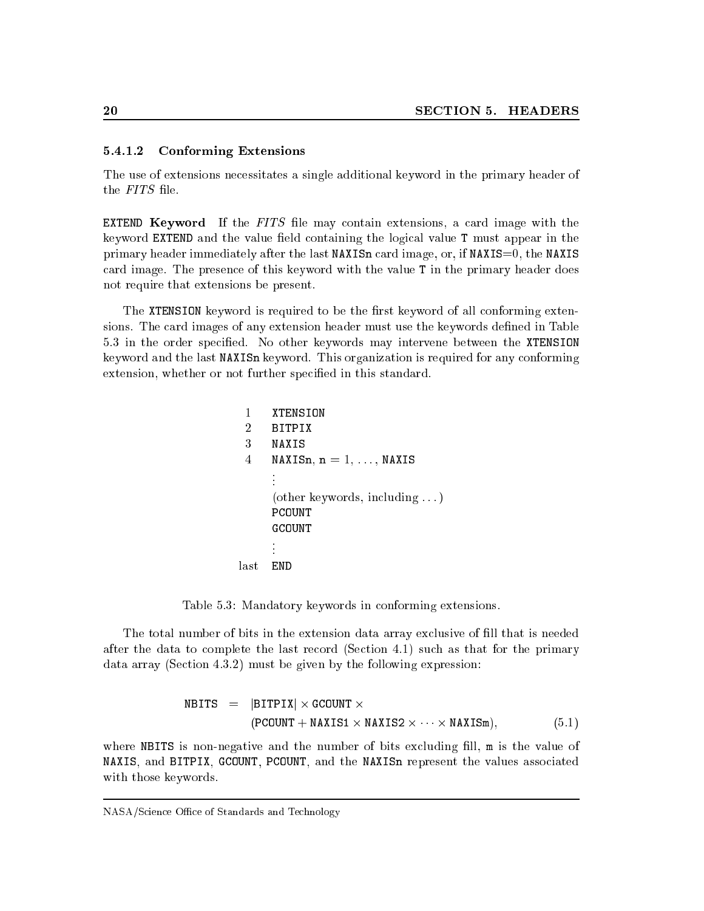#### 5.4.1.2 Conforming Extensions

The use of extensions necessitates a single additional keyword in the primary header of the *FITS* file.

**`EXTEND` Keyword** If the *FITS* file may contain extensions, a card image with the keyword `EXTEND` and the value field containing the logical value `T` must appear in the primary header immediately after the last `NAXISn` card image, or, if `NAXIS`=0, the `NAXIS` card image. The presence of this keyword with the value `T` in the primary header does not require that extensions be present.

The `XTENSION` keyword is required to be the first keyword of all conforming extensions. The card images of any extension header must use the keywords defined in Table 5.3 in the order specified. No other keywords may intervene between the `XTENSION` keyword and the last `NAXISn` keyword. This organization is required for any conforming extension, whether or not further specified in this standard.

| | |
|---|---|
| 1 | `XTENSION` |
| 2 | `BITPIX` |
| 3 | `NAXIS` |
| 4 | `NAXISn`, `n` = 1, ..., `NAXIS` |
| | ⋮ |
| | (other keywords, including ...) |
| | `PCOUNT` |
| | `GCOUNT` |
| | ⋮ |
| last | `END` |

Table 5.3: Mandatory keywords in conforming extensions.

The total number of bits in the extension data array exclusive of fill that is needed after the data to complete the last record (Section 4.1) such as that for the primary data array (Section 4.3.2) must be given by the following expression:

$$\begin{aligned} \mathtt{NBITS} \;=\; & |\mathtt{BITPIX}| \times \mathtt{GCOUNT} \times \\ & (\mathtt{PCOUNT} + \mathtt{NAXIS1} \times \mathtt{NAXIS2} \times \cdots \times \mathtt{NAXISm}), \end{aligned} \qquad (5.1)$$

where `NBITS` is non-negative and the number of bits excluding fill, `m` is the value of `NAXIS`, and `BITPIX`, `GCOUNT`, `PCOUNT`, and the `NAXISn` represent the values associated with those keywords.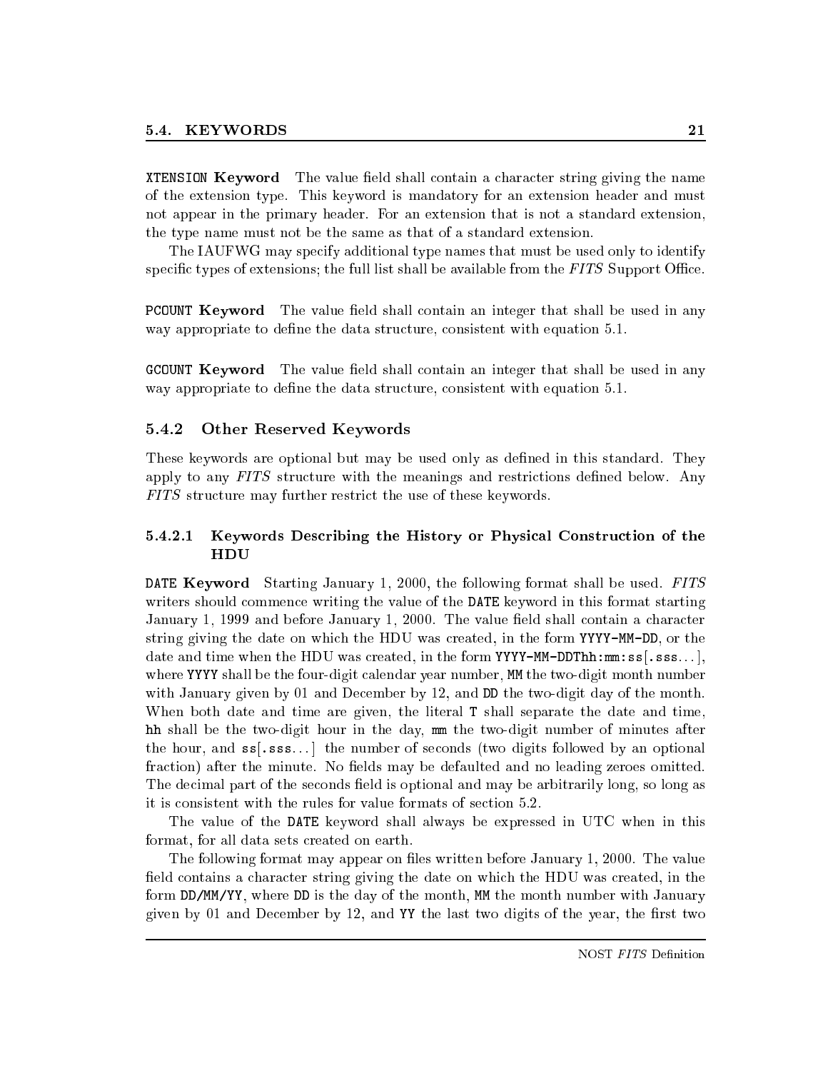**`XTENSION` Keyword** The value field shall contain a character string giving the name of the extension type. This keyword is mandatory for an extension header and must not appear in the primary header. For an extension that is not a standard extension, the type name must not be the same as that of a standard extension.

The IAUFWG may specify additional type names that must be used only to identify specific types of extensions; the full list shall be available from the *FITS* Support Office.

**`PCOUNT` Keyword** The value field shall contain an integer that shall be used in any way appropriate to define the data structure, consistent with equation 5.1.

**`GCOUNT` Keyword** The value field shall contain an integer that shall be used in any way appropriate to define the data structure, consistent with equation 5.1.

### 5.4.2 Other Reserved Keywords

These keywords are optional but may be used only as defined in this standard. They apply to any *FITS* structure with the meanings and restrictions defined below. Any *FITS* structure may further restrict the use of these keywords.

#### 5.4.2.1 Keywords Describing the History or Physical Construction of the HDU

**`DATE` Keyword** Starting January 1, 2000, the following format shall be used. *FITS* writers should commence writing the value of the `DATE` keyword in this format starting January 1, 1999 and before January 1, 2000. The value field shall contain a character string giving the date on which the HDU was created, in the form `YYYY-MM-DD`, or the date and time when the HDU was created, in the form `YYYY-MM-DDThh:mm:ss[.sss...]`, where `YYYY` shall be the four-digit calendar year number, `MM` the two-digit month number with January given by 01 and December by 12, and `DD` the two-digit day of the month. When both date and time are given, the literal `T` shall separate the date and time, `hh` shall be the two-digit hour in the day, `mm` the two-digit number of minutes after the hour, and `ss[.sss...]` the number of seconds (two digits followed by an optional fraction) after the minute. No fields may be defaulted and no leading zeroes omitted. The decimal part of the seconds field is optional and may be arbitrarily long, so long as it is consistent with the rules for value formats of section 5.2.

The value of the `DATE` keyword shall always be expressed in UTC when in this format, for all data sets created on earth.

The following format may appear on files written before January 1, 2000. The value field contains a character string giving the date on which the HDU was created, in the form `DD/MM/YY`, where `DD` is the day of the month, `MM` the month number with January given by 01 and December by 12, and `YY` the last two digits of the year, the first two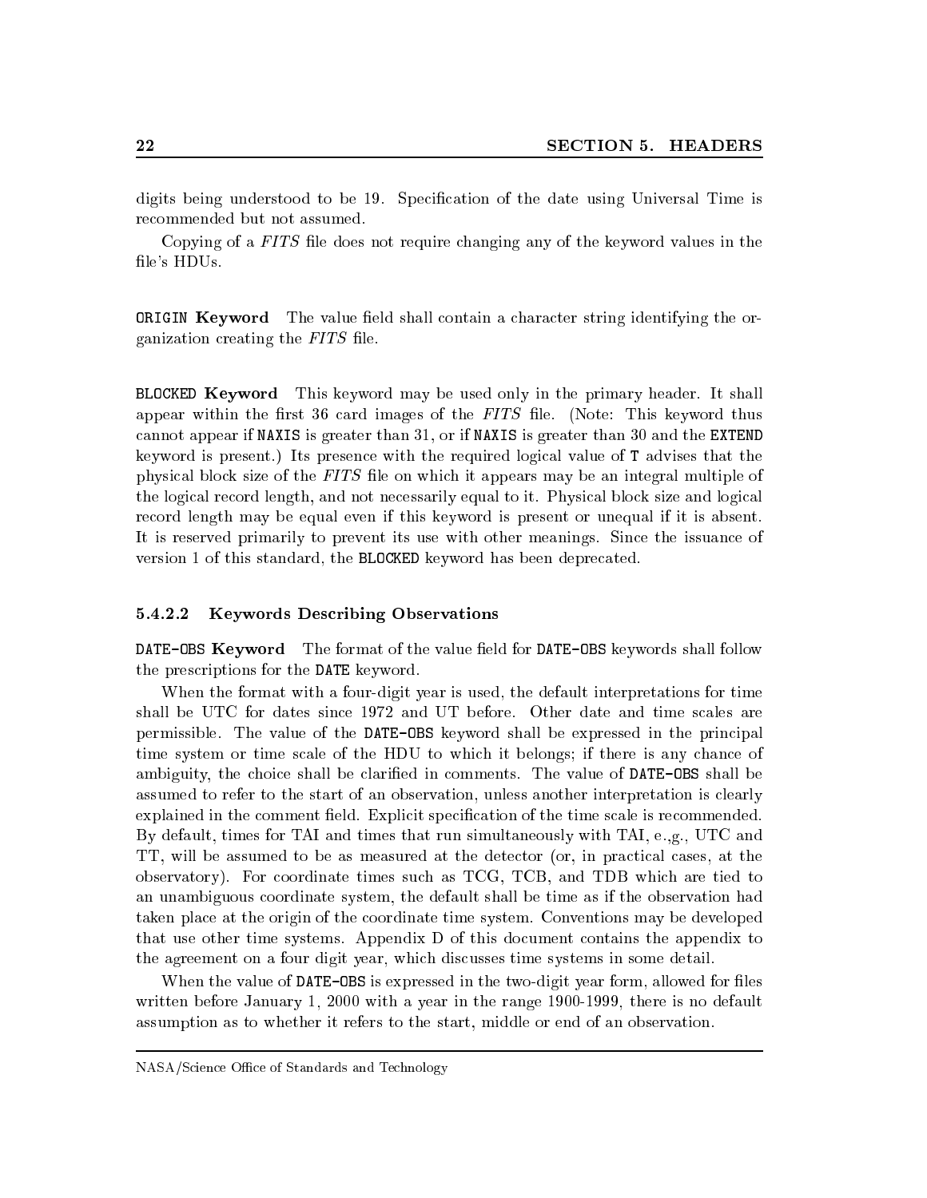digits being understood to be 19. Specification of the date using Universal Time is recommended but not assumed.

Copying of a *FITS* file does not require changing any of the keyword values in the file's HDUs.

**`ORIGIN` Keyword** The value field shall contain a character string identifying the organization creating the *FITS* file.

**`BLOCKED` Keyword** This keyword may be used only in the primary header. It shall appear within the first 36 card images of the *FITS* file. (Note: This keyword thus cannot appear if `NAXIS` is greater than 31, or if `NAXIS` is greater than 30 and the `EXTEND` keyword is present.) Its presence with the required logical value of `T` advises that the physical block size of the *FITS* file on which it appears may be an integral multiple of the logical record length, and not necessarily equal to it. Physical block size and logical record length may be equal even if this keyword is present or unequal if it is absent. It is reserved primarily to prevent its use with other meanings. Since the issuance of version 1 of this standard, the `BLOCKED` keyword has been deprecated.

#### 5.4.2.2 Keywords Describing Observations

**`DATE-OBS` Keyword** The format of the value field for `DATE-OBS` keywords shall follow the prescriptions for the `DATE` keyword.

When the format with a four-digit year is used, the default interpretations for time shall be UTC for dates since 1972 and UT before. Other date and time scales are permissible. The value of the `DATE-OBS` keyword shall be expressed in the principal time system or time scale of the HDU to which it belongs; if there is any chance of ambiguity, the choice shall be clarified in comments. The value of `DATE-OBS` shall be assumed to refer to the start of an observation, unless another interpretation is clearly explained in the comment field. Explicit specification of the time scale is recommended. By default, times for TAI and times that run simultaneously with TAI, e.,g., UTC and TT, will be assumed to be as measured at the detector (or, in practical cases, at the observatory). For coordinate times such as TCG, TCB, and TDB which are tied to an unambiguous coordinate system, the default shall be time as if the observation had taken place at the origin of the coordinate time system. Conventions may be developed that use other time systems. Appendix D of this document contains the appendix to the agreement on a four digit year, which discusses time systems in some detail.

When the value of `DATE-OBS` is expressed in the two-digit year form, allowed for files written before January 1, 2000 with a year in the range 1900-1999, there is no default assumption as to whether it refers to the start, middle or end of an observation.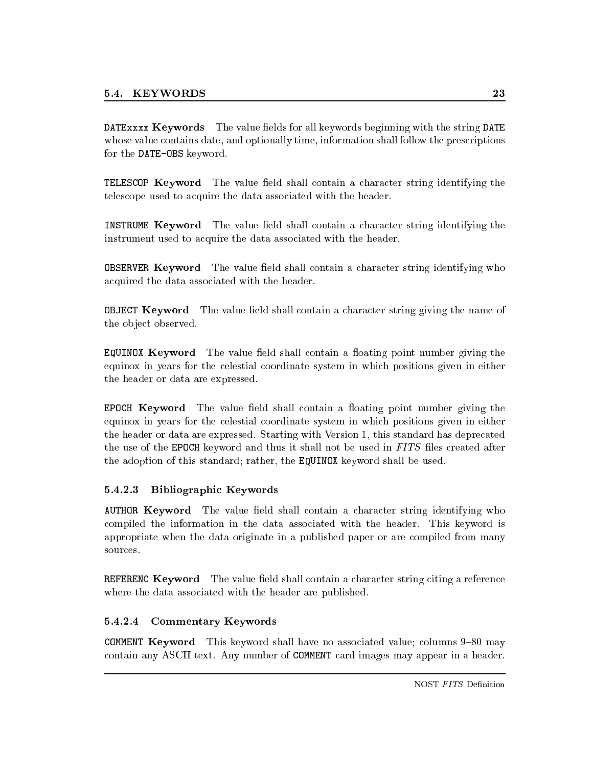**`DATExxxx` Keywords** The value fields for all keywords beginning with the string `DATE` whose value contains date, and optionally time, information shall follow the prescriptions for the `DATE-OBS` keyword.

**`TELESCOP` Keyword** The value field shall contain a character string identifying the telescope used to acquire the data associated with the header.

**`INSTRUME` Keyword** The value field shall contain a character string identifying the instrument used to acquire the data associated with the header.

**`OBSERVER` Keyword** The value field shall contain a character string identifying who acquired the data associated with the header.

**`OBJECT` Keyword** The value field shall contain a character string giving the name of the object observed.

**`EQUINOX` Keyword** The value field shall contain a floating point number giving the equinox in years for the celestial coordinate system in which positions given in either the header or data are expressed.

**`EPOCH` Keyword** The value field shall contain a floating point number giving the equinox in years for the celestial coordinate system in which positions given in either the header or data are expressed. Starting with Version 1, this standard has deprecated the use of the `EPOCH` keyword and thus it shall not be used in *FITS* files created after the adoption of this standard; rather, the `EQUINOX` keyword shall be used.

#### 5.4.2.3 Bibliographic Keywords

**`AUTHOR` Keyword** The value field shall contain a character string identifying who compiled the information in the data associated with the header. This keyword is appropriate when the data originate in a published paper or are compiled from many sources.

**`REFERENC` Keyword** The value field shall contain a character string citing a reference where the data associated with the header are published.

#### 5.4.2.4 Commentary Keywords

**`COMMENT` Keyword** This keyword shall have no associated value; columns 9–80 may contain any ASCII text. Any number of `COMMENT` card images may appear in a header.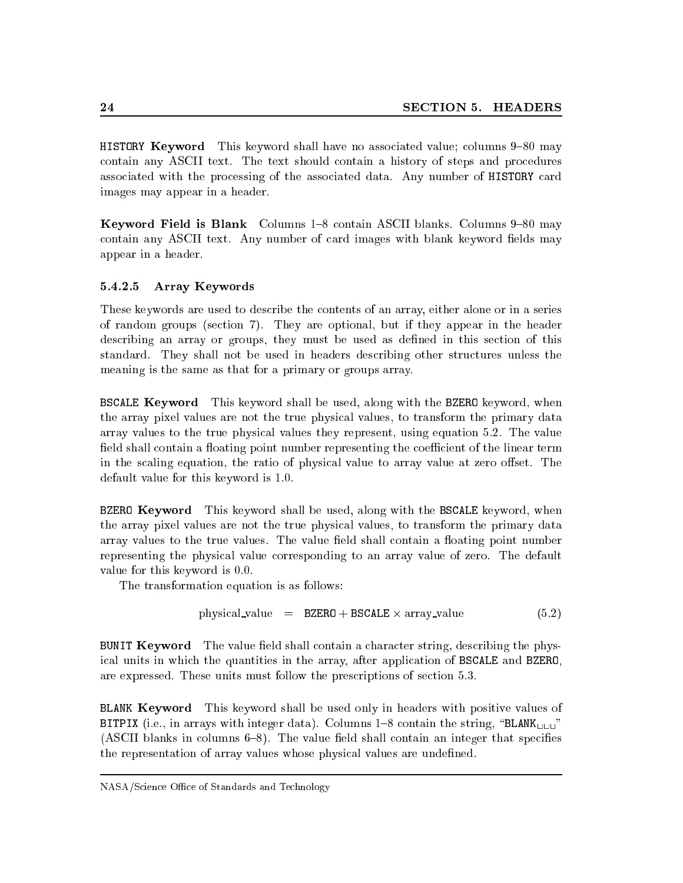**HISTORY Keyword** This keyword shall have no associated value; columns 9–80 may contain any ASCII text. The text should contain a history of steps and procedures associated with the processing of the associated data. Any number of HISTORY card images may appear in a header.

**Keyword Field is Blank** Columns 1–8 contain ASCII blanks. Columns 9–80 may contain any ASCII text. Any number of card images with blank keyword fields may appear in a header.

#### 5.4.2.5 Array Keywords

These keywords are used to describe the contents of an array, either alone or in a series of random groups (section 7). They are optional, but if they appear in the header describing an array or groups, they must be used as defined in this section of this standard. They shall not be used in headers describing other structures unless the meaning is the same as that for a primary or groups array.

**BSCALE Keyword** This keyword shall be used, along with the BZERO keyword, when the array pixel values are not the true physical values, to transform the primary data array values to the true physical values they represent, using equation 5.2. The value field shall contain a floating point number representing the coefficient of the linear term in the scaling equation, the ratio of physical value to array value at zero offset. The default value for this keyword is 1.0.

**BZERO Keyword** This keyword shall be used, along with the BSCALE keyword, when the array pixel values are not the true physical values, to transform the primary data array values to the true values. The value field shall contain a floating point number representing the physical value corresponding to an array value of zero. The default value for this keyword is 0.0.

The transformation equation is as follows:

$$\text{physical\_value} = \texttt{BZERO} + \texttt{BSCALE} \times \text{array\_value} \tag{5.2}$$

**BUNIT Keyword** The value field shall contain a character string, describing the physical units in which the quantities in the array, after application of BSCALE and BZERO, are expressed. These units must follow the prescriptions of section 5.3.

**BLANK Keyword** This keyword shall be used only in headers with positive values of BITPIX (i.e., in arrays with integer data). Columns 1–8 contain the string, "BLANK␣␣␣" (ASCII blanks in columns 6–8). The value field shall contain an integer that specifies the representation of array values whose physical values are undefined.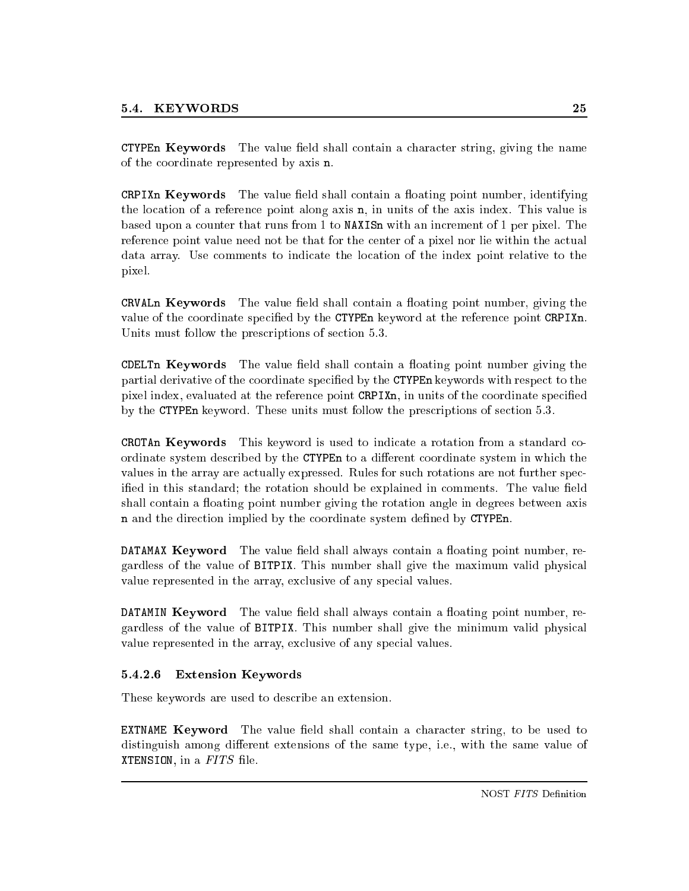**CTYPEn Keywords** The value field shall contain a character string, giving the name of the coordinate represented by axis n.

**CRPIXn Keywords** The value field shall contain a floating point number, identifying the location of a reference point along axis n, in units of the axis index. This value is based upon a counter that runs from 1 to NAXISn with an increment of 1 per pixel. The reference point value need not be that for the center of a pixel nor lie within the actual data array. Use comments to indicate the location of the index point relative to the pixel.

**CRVALn Keywords** The value field shall contain a floating point number, giving the value of the coordinate specified by the CTYPEn keyword at the reference point CRPIXn. Units must follow the prescriptions of section 5.3.

**CDELTn Keywords** The value field shall contain a floating point number giving the partial derivative of the coordinate specified by the CTYPEn keywords with respect to the pixel index, evaluated at the reference point CRPIXn, in units of the coordinate specified by the CTYPEn keyword. These units must follow the prescriptions of section 5.3.

**CROTAn Keywords** This keyword is used to indicate a rotation from a standard coordinate system described by the CTYPEn to a different coordinate system in which the values in the array are actually expressed. Rules for such rotations are not further specified in this standard; the rotation should be explained in comments. The value field shall contain a floating point number giving the rotation angle in degrees between axis n and the direction implied by the coordinate system defined by CTYPEn.

**DATAMAX Keyword** The value field shall always contain a floating point number, regardless of the value of BITPIX. This number shall give the maximum valid physical value represented in the array, exclusive of any special values.

**DATAMIN Keyword** The value field shall always contain a floating point number, regardless of the value of BITPIX. This number shall give the minimum valid physical value represented in the array, exclusive of any special values.

#### 5.4.2.6 Extension Keywords

These keywords are used to describe an extension.

**EXTNAME Keyword** The value field shall contain a character string, to be used to distinguish among different extensions of the same type, i.e., with the same value of XTENSION, in a *FITS* file.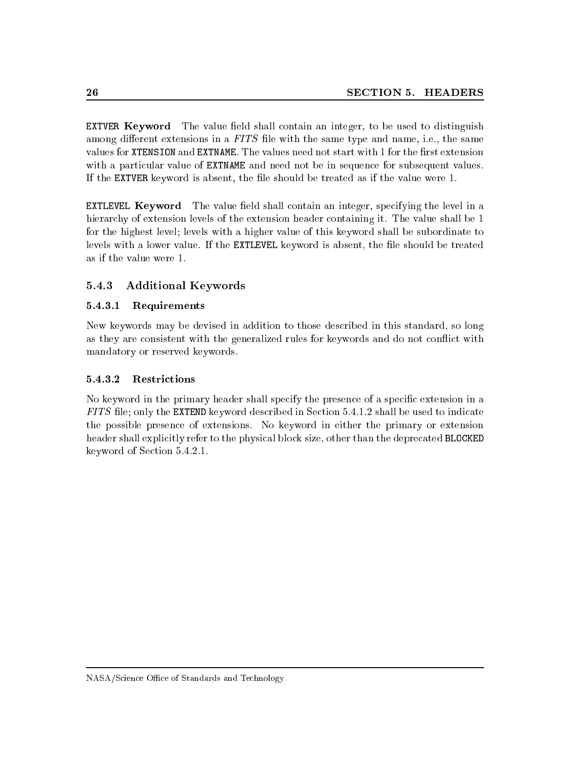**EXTVER Keyword** The value field shall contain an integer, to be used to distinguish among different extensions in a *FITS* file with the same type and name, i.e., the same values for XTENSION and EXTNAME. The values need not start with 1 for the first extension with a particular value of EXTNAME and need not be in sequence for subsequent values. If the EXTVER keyword is absent, the file should be treated as if the value were 1.

**EXTLEVEL Keyword** The value field shall contain an integer, specifying the level in a hierarchy of extension levels of the extension header containing it. The value shall be 1 for the highest level; levels with a higher value of this keyword shall be subordinate to levels with a lower value. If the EXTLEVEL keyword is absent, the file should be treated as if the value were 1.

### 5.4.3 Additional Keywords

#### 5.4.3.1 Requirements

New keywords may be devised in addition to those described in this standard, so long as they are consistent with the generalized rules for keywords and do not conflict with mandatory or reserved keywords.

#### 5.4.3.2 Restrictions

No keyword in the primary header shall specify the presence of a specific extension in a *FITS* file; only the EXTEND keyword described in Section 5.4.1.2 shall be used to indicate the possible presence of extensions. No keyword in either the primary or extension header shall explicitly refer to the physical block size, other than the deprecated BLOCKED keyword of Section 5.4.2.1.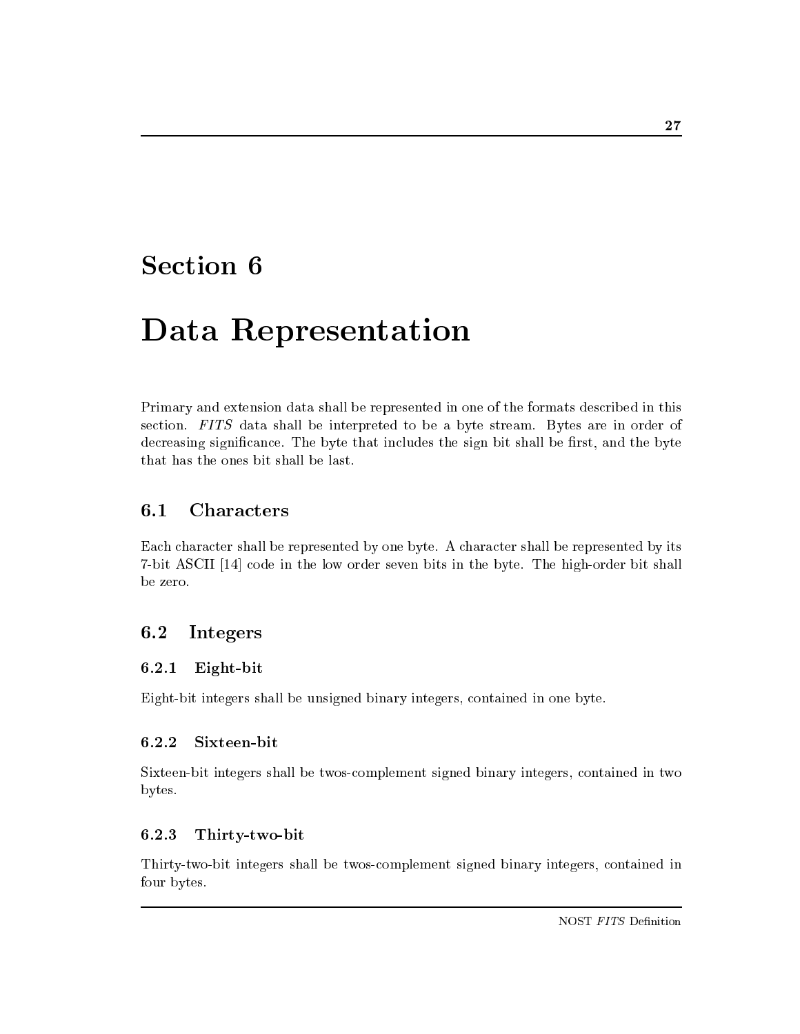# Section 6

# Data Representation

Primary and extension data shall be represented in one of the formats described in this section. *FITS* data shall be interpreted to be a byte stream. Bytes are in order of decreasing significance. The byte that includes the sign bit shall be first, and the byte that has the ones bit shall be last.

## 6.1 Characters

Each character shall be represented by one byte. A character shall be represented by its 7-bit ASCII [14] code in the low order seven bits in the byte. The high-order bit shall be zero.

## 6.2 Integers

### 6.2.1 Eight-bit

Eight-bit integers shall be unsigned binary integers, contained in one byte.

### 6.2.2 Sixteen-bit

Sixteen-bit integers shall be twos-complement signed binary integers, contained in two bytes.

### 6.2.3 Thirty-two-bit

Thirty-two-bit integers shall be twos-complement signed binary integers, contained in four bytes.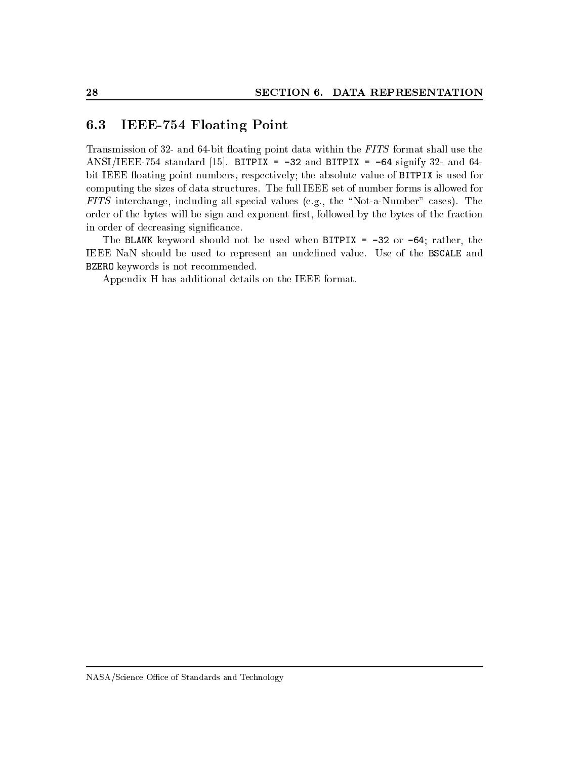## 6.3 IEEE-754 Floating Point

Transmission of 32- and 64-bit floating point data within the *FITS* format shall use the ANSI/IEEE-754 standard [15]. `BITPIX = -32` and `BITPIX = -64` signify 32- and 64-bit IEEE floating point numbers, respectively; the absolute value of `BITPIX` is used for computing the sizes of data structures. The full IEEE set of number forms is allowed for *FITS* interchange, including all special values (e.g., the "Not-a-Number" cases). The order of the bytes will be sign and exponent first, followed by the bytes of the fraction in order of decreasing significance.

The `BLANK` keyword should not be used when `BITPIX = -32` or `-64`; rather, the IEEE NaN should be used to represent an undefined value. Use of the `BSCALE` and `BZERO` keywords is not recommended.

Appendix H has additional details on the IEEE format.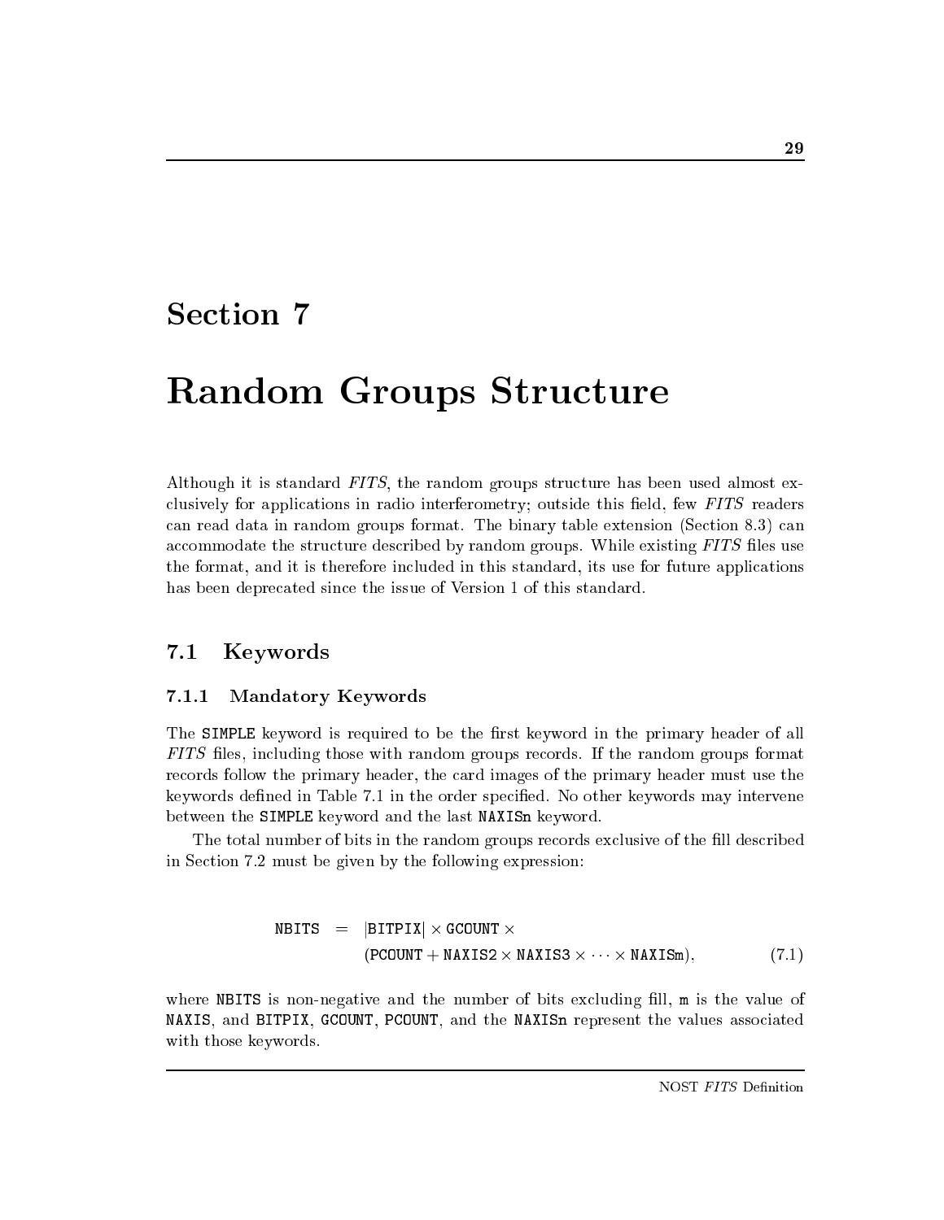# Section 7

# Random Groups Structure

Although it is standard *FITS*, the random groups structure has been used almost exclusively for applications in radio interferometry; outside this field, few *FITS* readers can read data in random groups format. The binary table extension (Section 8.3) can accommodate the structure described by random groups. While existing *FITS* files use the format, and it is therefore included in this standard, its use for future applications has been deprecated since the issue of Version 1 of this standard.

## 7.1 Keywords

### 7.1.1 Mandatory Keywords

The `SIMPLE` keyword is required to be the first keyword in the primary header of all *FITS* files, including those with random groups records. If the random groups format records follow the primary header, the card images of the primary header must use the keywords defined in Table 7.1 in the order specified. No other keywords may intervene between the `SIMPLE` keyword and the last `NAXISn` keyword.

The total number of bits in the random groups records exclusive of the fill described in Section 7.2 must be given by the following expression:

$$\begin{aligned}\texttt{NBITS} \;=\;& |\texttt{BITPIX}| \times \texttt{GCOUNT} \times \\ & (\texttt{PCOUNT} + \texttt{NAXIS2} \times \texttt{NAXIS3} \times \cdots \times \texttt{NAXISm}),\end{aligned} \tag{7.1}$$

where `NBITS` is non-negative and the number of bits excluding fill, `m` is the value of `NAXIS`, and `BITPIX`, `GCOUNT`, `PCOUNT`, and the `NAXISn` represent the values associated with those keywords.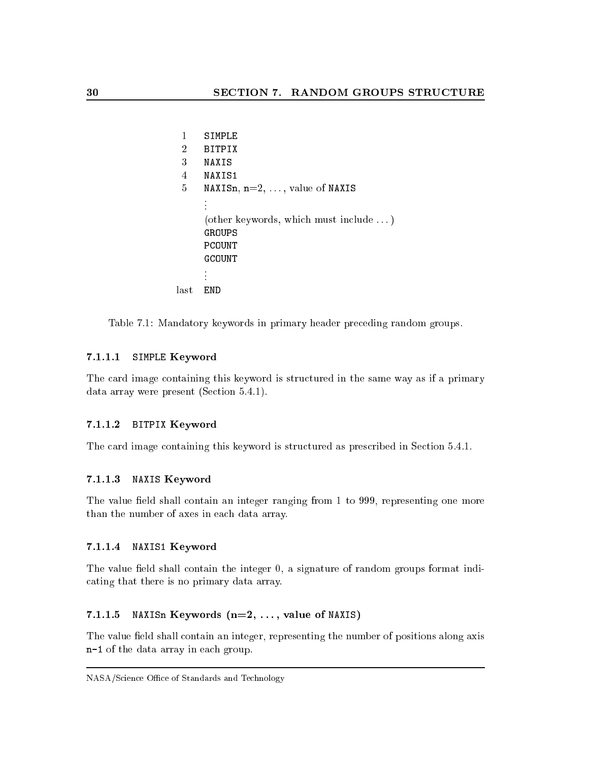| | |
|---|---|
| 1 | `SIMPLE` |
| 2 | `BITPIX` |
| 3 | `NAXIS` |
| 4 | `NAXIS1` |
| 5 | `NAXISn`, n=2, ..., value of `NAXIS` |
| | ⋮ |
| | (other keywords, which must include ...) |
| | `GROUPS` |
| | `PCOUNT` |
| | `GCOUNT` |
| | ⋮ |
| last | `END` |

Table 7.1: Mandatory keywords in primary header preceding random groups.

#### 7.1.1.1 `SIMPLE` Keyword

The card image containing this keyword is structured in the same way as if a primary data array were present (Section 5.4.1).

#### 7.1.1.2 `BITPIX` Keyword

The card image containing this keyword is structured as prescribed in Section 5.4.1.

#### 7.1.1.3 `NAXIS` Keyword

The value field shall contain an integer ranging from 1 to 999, representing one more than the number of axes in each data array.

#### 7.1.1.4 `NAXIS1` Keyword

The value field shall contain the integer 0, a signature of random groups format indicating that there is no primary data array.

#### 7.1.1.5 `NAXISn` Keywords (n=2, ..., value of `NAXIS`)

The value field shall contain an integer, representing the number of positions along axis `n-1` of the data array in each group.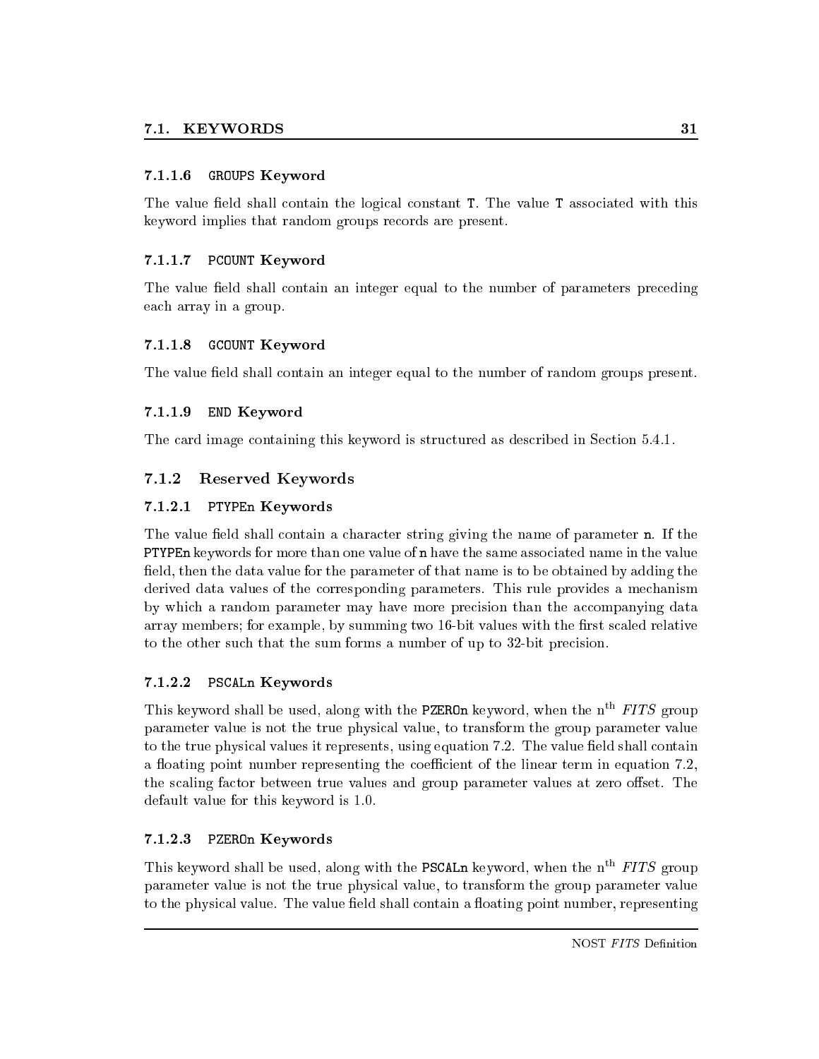#### 7.1.1.6 `GROUPS` Keyword

The value field shall contain the logical constant `T`. The value `T` associated with this keyword implies that random groups records are present.

#### 7.1.1.7 `PCOUNT` Keyword

The value field shall contain an integer equal to the number of parameters preceding each array in a group.

#### 7.1.1.8 `GCOUNT` Keyword

The value field shall contain an integer equal to the number of random groups present.

#### 7.1.1.9 `END` Keyword

The card image containing this keyword is structured as described in Section 5.4.1.

### 7.1.2 Reserved Keywords

#### 7.1.2.1 `PTYPEn` Keywords

The value field shall contain a character string giving the name of parameter `n`. If the `PTYPEn` keywords for more than one value of `n` have the same associated name in the value field, then the data value for the parameter of that name is to be obtained by adding the derived data values of the corresponding parameters. This rule provides a mechanism by which a random parameter may have more precision than the accompanying data array members; for example, by summing two 16-bit values with the first scaled relative to the other such that the sum forms a number of up to 32-bit precision.

#### 7.1.2.2 `PSCALn` Keywords

This keyword shall be used, along with the `PZEROn` keyword, when the $n^{\text{th}}$ *FITS* group parameter value is not the true physical value, to transform the group parameter value to the true physical values it represents, using equation 7.2. The value field shall contain a floating point number representing the coefficient of the linear term in equation 7.2, the scaling factor between true values and group parameter values at zero offset. The default value for this keyword is 1.0.

#### 7.1.2.3 `PZEROn` Keywords

This keyword shall be used, along with the `PSCALn` keyword, when the $n^{\text{th}}$ *FITS* group parameter value is not the true physical value, to transform the group parameter value to the physical value. The value field shall contain a floating point number, representing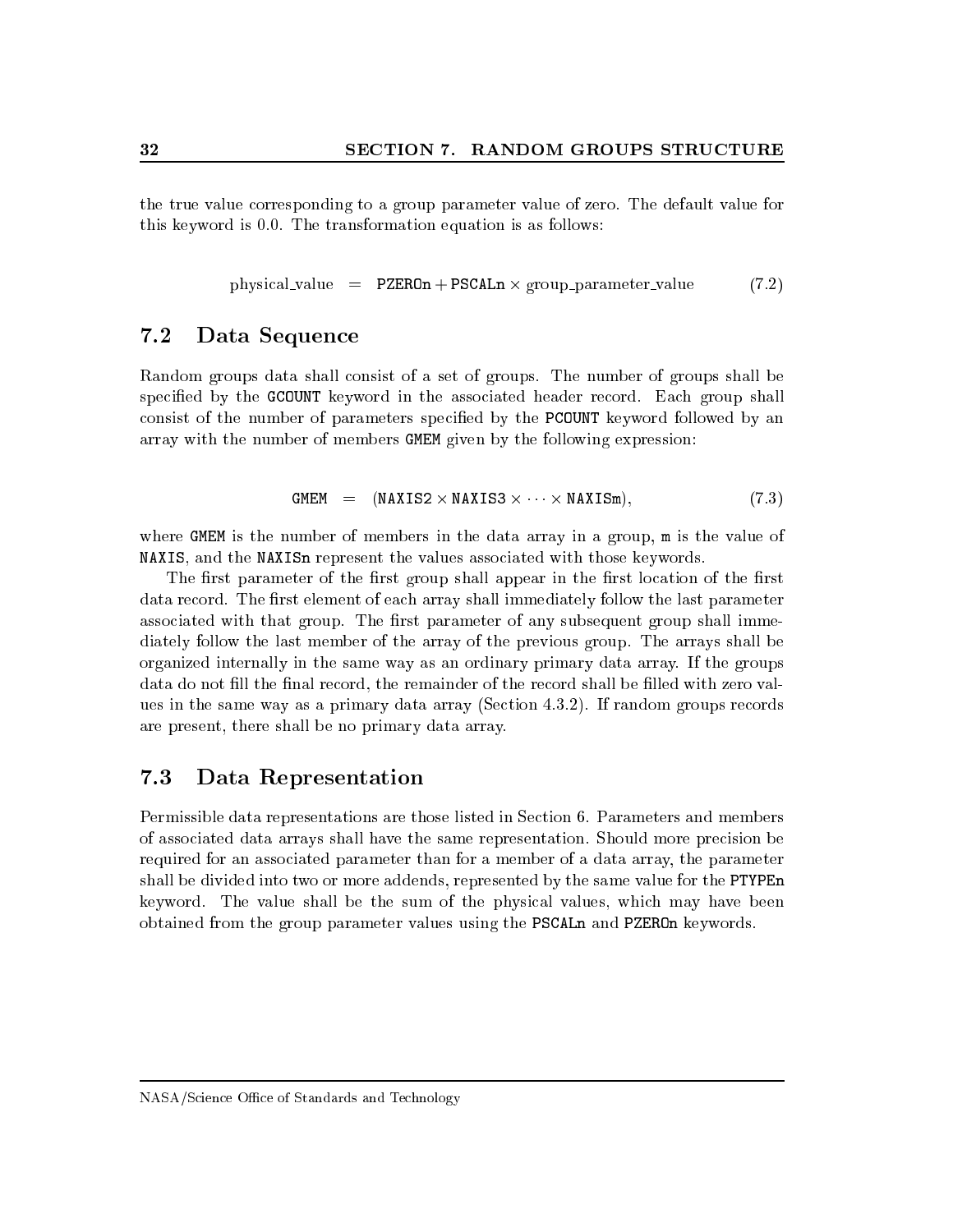the true value corresponding to a group parameter value of zero. The default value for this keyword is 0.0. The transformation equation is as follows:

$$\text{physical\_value} = \texttt{PZEROn} + \texttt{PSCALn} \times \text{group\_parameter\_value} \tag{7.2}$$

## 7.2 Data Sequence

Random groups data shall consist of a set of groups. The number of groups shall be specified by the `GCOUNT` keyword in the associated header record. Each group shall consist of the number of parameters specified by the `PCOUNT` keyword followed by an array with the number of members `GMEM` given by the following expression:

$$\texttt{GMEM} = (\texttt{NAXIS2} \times \texttt{NAXIS3} \times \cdots \times \texttt{NAXISm}), \tag{7.3}$$

where `GMEM` is the number of members in the data array in a group, `m` is the value of `NAXIS`, and the `NAXISn` represent the values associated with those keywords.

The first parameter of the first group shall appear in the first location of the first data record. The first element of each array shall immediately follow the last parameter associated with that group. The first parameter of any subsequent group shall immediately follow the last member of the array of the previous group. The arrays shall be organized internally in the same way as an ordinary primary data array. If the groups data do not fill the final record, the remainder of the record shall be filled with zero values in the same way as a primary data array (Section 4.3.2). If random groups records are present, there shall be no primary data array.

## 7.3 Data Representation

Permissible data representations are those listed in Section 6. Parameters and members of associated data arrays shall have the same representation. Should more precision be required for an associated parameter than for a member of a data array, the parameter shall be divided into two or more addends, represented by the same value for the `PTYPEn` keyword. The value shall be the sum of the physical values, which may have been obtained from the group parameter values using the `PSCALn` and `PZEROn` keywords.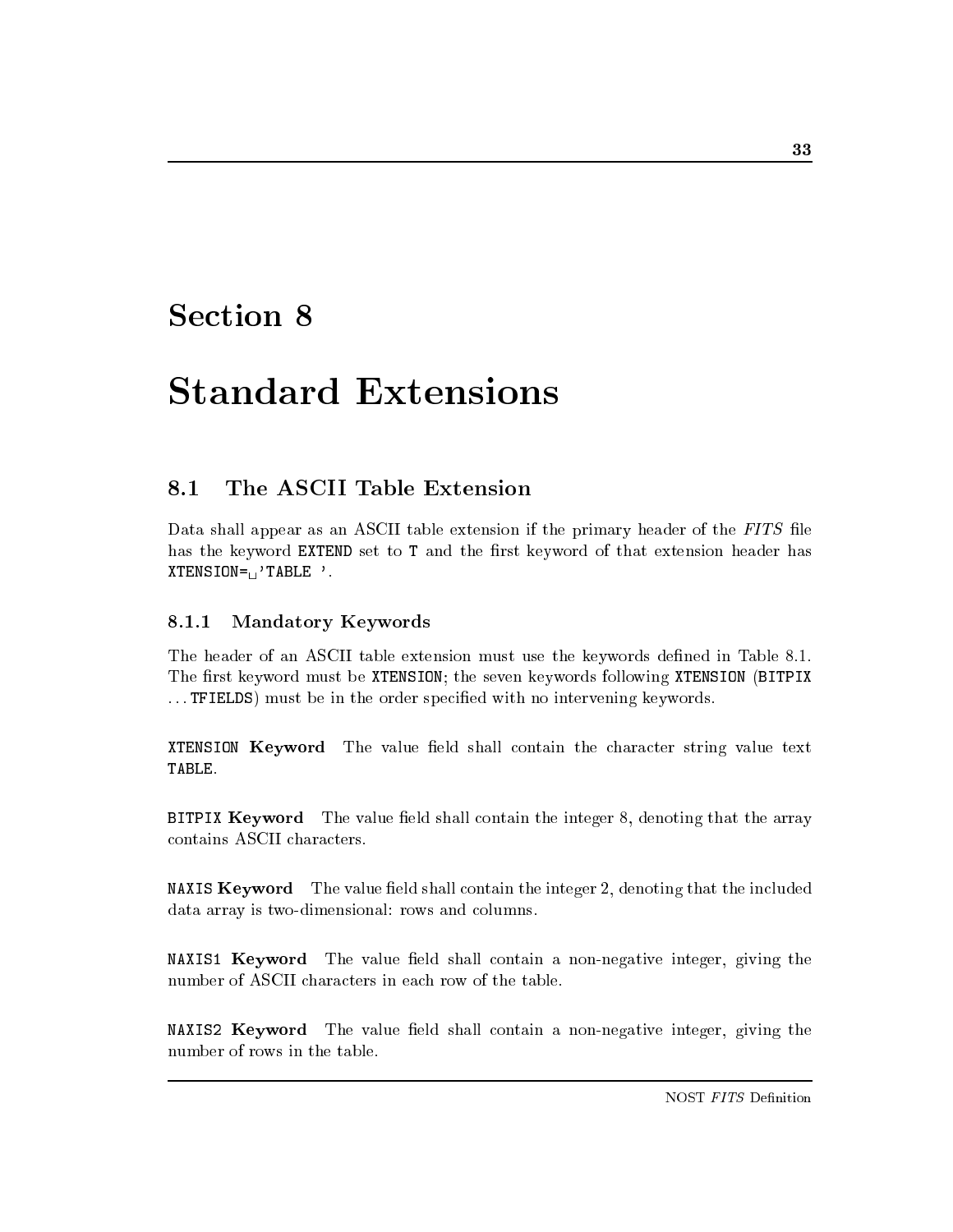# Section 8

# Standard Extensions

## 8.1 The ASCII Table Extension

Data shall appear as an ASCII table extension if the primary header of the *FITS* file has the keyword `EXTEND` set to `T` and the first keyword of that extension header has `XTENSION=␣'TABLE '`.

### 8.1.1 Mandatory Keywords

The header of an ASCII table extension must use the keywords defined in Table 8.1. The first keyword must be `XTENSION`; the seven keywords following `XTENSION` (`BITPIX` ... `TFIELDS`) must be in the order specified with no intervening keywords.

**`XTENSION` Keyword** The value field shall contain the character string value text `TABLE`.

**`BITPIX` Keyword** The value field shall contain the integer 8, denoting that the array contains ASCII characters.

**`NAXIS` Keyword** The value field shall contain the integer 2, denoting that the included data array is two-dimensional: rows and columns.

**`NAXIS1` Keyword** The value field shall contain a non-negative integer, giving the number of ASCII characters in each row of the table.

**`NAXIS2` Keyword** The value field shall contain a non-negative integer, giving the number of rows in the table.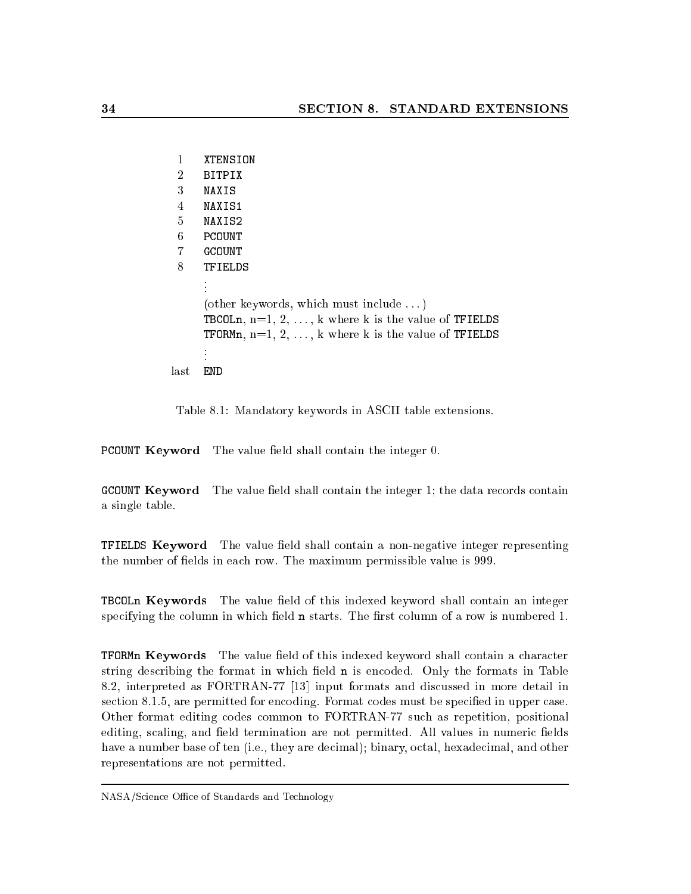| | |
|---|---|
| 1 | `XTENSION` |
| 2 | `BITPIX` |
| 3 | `NAXIS` |
| 4 | `NAXIS1` |
| 5 | `NAXIS2` |
| 6 | `PCOUNT` |
| 7 | `GCOUNT` |
| 8 | `TFIELDS` |
| | ⋮ |
| | (other keywords, which must include ...) |
| | `TBCOLn`, n=1, 2, ..., k where k is the value of `TFIELDS` |
| | `TFORMn`, n=1, 2, ..., k where k is the value of `TFIELDS` |
| | ⋮ |
| last | `END` |

Table 8.1: Mandatory keywords in ASCII table extensions.

**`PCOUNT` Keyword** The value field shall contain the integer 0.

**`GCOUNT` Keyword** The value field shall contain the integer 1; the data records contain a single table.

**`TFIELDS` Keyword** The value field shall contain a non-negative integer representing the number of fields in each row. The maximum permissible value is 999.

**`TBCOLn` Keywords** The value field of this indexed keyword shall contain an integer specifying the column in which field `n` starts. The first column of a row is numbered 1.

**`TFORMn` Keywords** The value field of this indexed keyword shall contain a character string describing the format in which field `n` is encoded. Only the formats in Table 8.2, interpreted as FORTRAN-77 [13] input formats and discussed in more detail in section 8.1.5, are permitted for encoding. Format codes must be specified in upper case. Other format editing codes common to FORTRAN-77 such as repetition, positional editing, scaling, and field termination are not permitted. All values in numeric fields have a number base of ten (i.e., they are decimal); binary, octal, hexadecimal, and other representations are not permitted.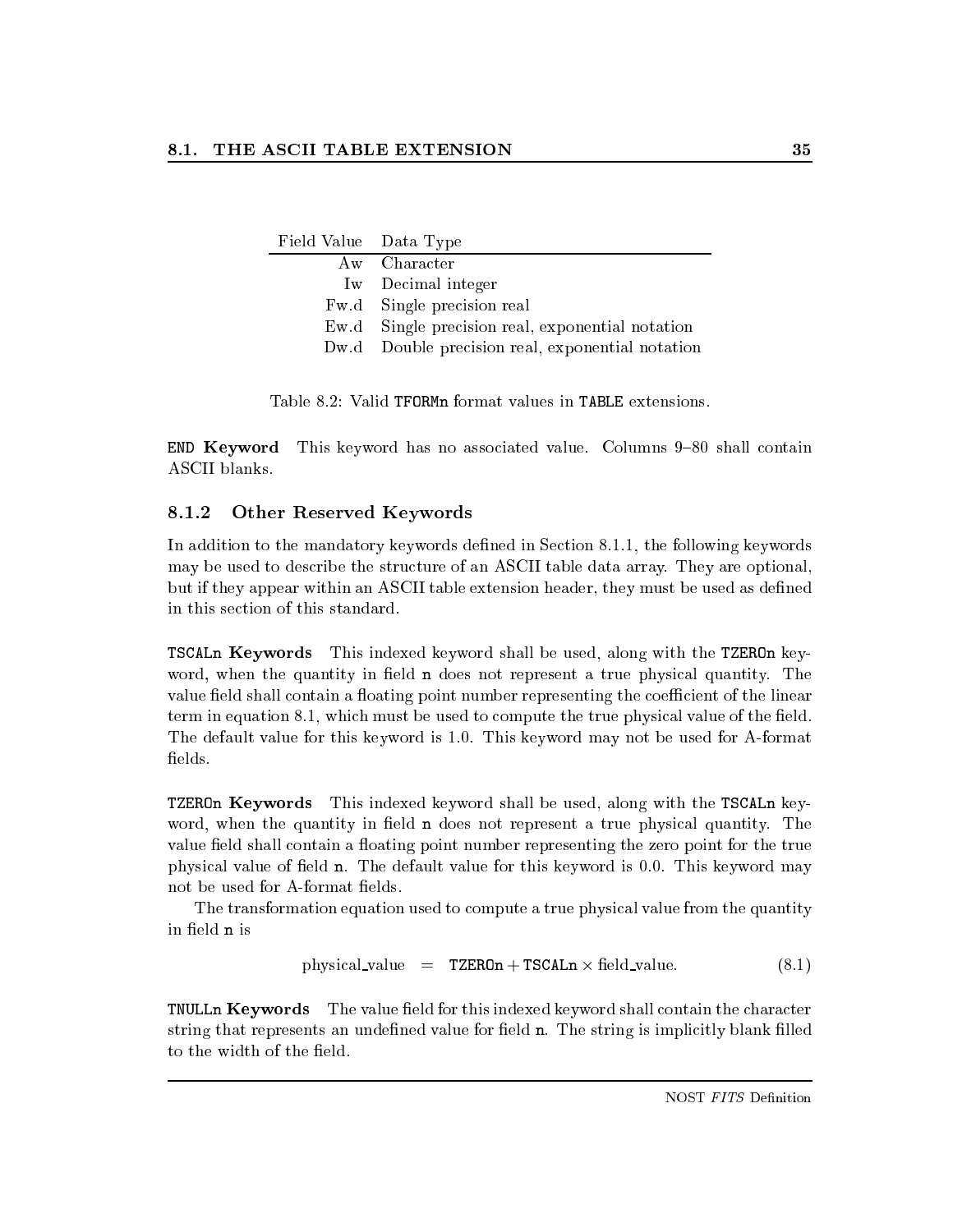| Field Value | Data Type |
|---|---|
| Aw | Character |
| Iw | Decimal integer |
| Fw.d | Single precision real |
| Ew.d | Single precision real, exponential notation |
| Dw.d | Double precision real, exponential notation |

Table 8.2: Valid `TFORMn` format values in `TABLE` extensions.

**`END` Keyword** This keyword has no associated value. Columns 9–80 shall contain ASCII blanks.

### 8.1.2 Other Reserved Keywords

In addition to the mandatory keywords defined in Section 8.1.1, the following keywords may be used to describe the structure of an ASCII table data array. They are optional, but if they appear within an ASCII table extension header, they must be used as defined in this section of this standard.

**`TSCALn` Keywords** This indexed keyword shall be used, along with the `TZEROn` keyword, when the quantity in field `n` does not represent a true physical quantity. The value field shall contain a floating point number representing the coefficient of the linear term in equation 8.1, which must be used to compute the true physical value of the field. The default value for this keyword is 1.0. This keyword may not be used for A-format fields.

**`TZEROn` Keywords** This indexed keyword shall be used, along with the `TSCALn` keyword, when the quantity in field `n` does not represent a true physical quantity. The value field shall contain a floating point number representing the zero point for the true physical value of field `n`. The default value for this keyword is 0.0. This keyword may not be used for A-format fields.

The transformation equation used to compute a true physical value from the quantity in field `n` is

$$\text{physical\_value} \quad = \quad \texttt{TZEROn} + \texttt{TSCALn} \times \text{field\_value}. \qquad (8.1)$$

**`TNULLn` Keywords** The value field for this indexed keyword shall contain the character string that represents an undefined value for field `n`. The string is implicitly blank filled to the width of the field.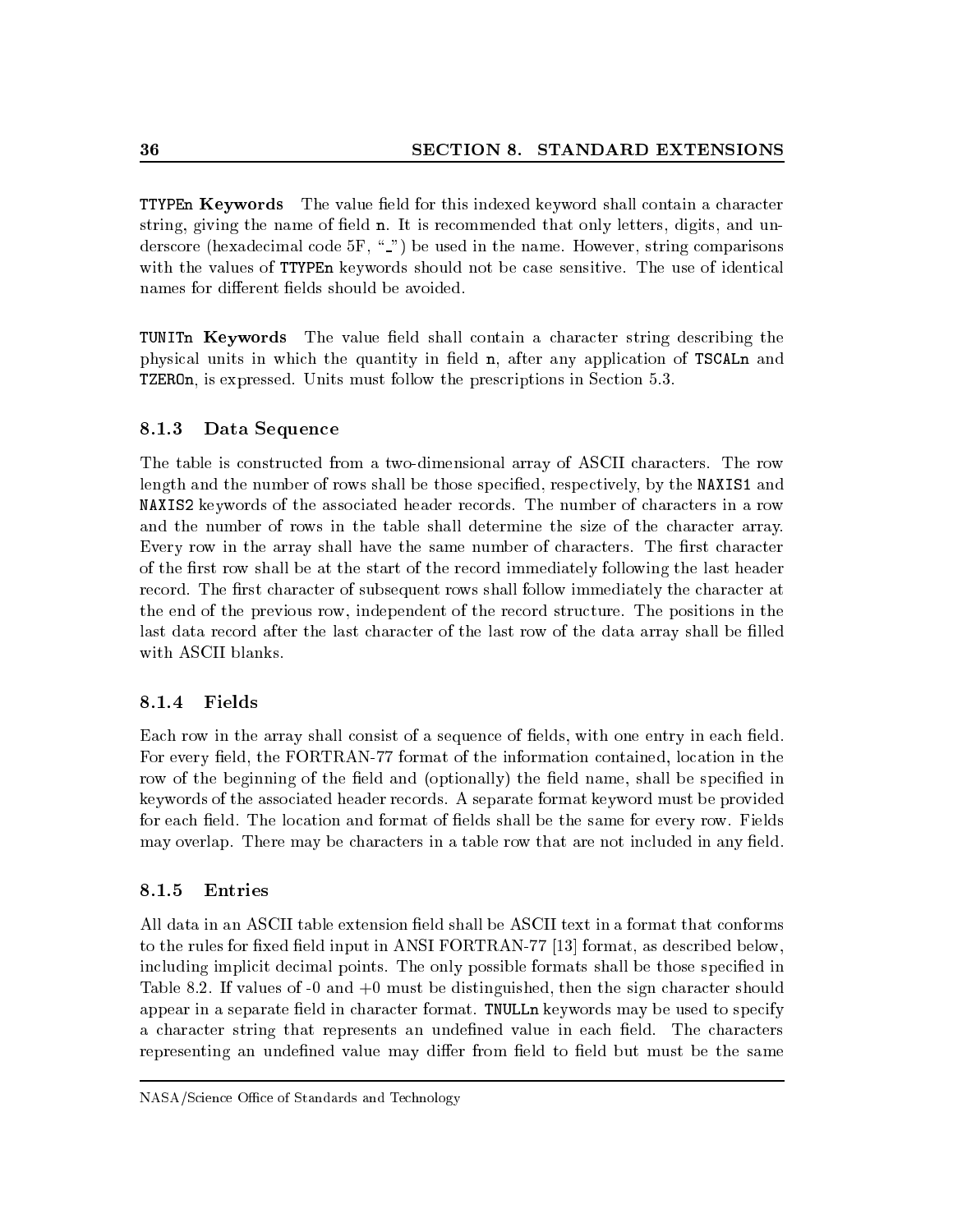**TTYPEn Keywords** The value field for this indexed keyword shall contain a character string, giving the name of field n. It is recommended that only letters, digits, and underscore (hexadecimal code 5F, "_") be used in the name. However, string comparisons with the values of TTYPEn keywords should not be case sensitive. The use of identical names for different fields should be avoided.

**TUNITn Keywords** The value field shall contain a character string describing the physical units in which the quantity in field n, after any application of TSCALn and TZEROn, is expressed. Units must follow the prescriptions in Section 5.3.

### 8.1.3 Data Sequence

The table is constructed from a two-dimensional array of ASCII characters. The row length and the number of rows shall be those specified, respectively, by the NAXIS1 and NAXIS2 keywords of the associated header records. The number of characters in a row and the number of rows in the table shall determine the size of the character array. Every row in the array shall have the same number of characters. The first character of the first row shall be at the start of the record immediately following the last header record. The first character of subsequent rows shall follow immediately the character at the end of the previous row, independent of the record structure. The positions in the last data record after the last character of the last row of the data array shall be filled with ASCII blanks.

### 8.1.4 Fields

Each row in the array shall consist of a sequence of fields, with one entry in each field. For every field, the FORTRAN-77 format of the information contained, location in the row of the beginning of the field and (optionally) the field name, shall be specified in keywords of the associated header records. A separate format keyword must be provided for each field. The location and format of fields shall be the same for every row. Fields may overlap. There may be characters in a table row that are not included in any field.

### 8.1.5 Entries

All data in an ASCII table extension field shall be ASCII text in a format that conforms to the rules for fixed field input in ANSI FORTRAN-77 [13] format, as described below, including implicit decimal points. The only possible formats shall be those specified in Table 8.2. If values of -0 and +0 must be distinguished, then the sign character should appear in a separate field in character format. TNULLn keywords may be used to specify a character string that represents an undefined value in each field. The characters representing an undefined value may differ from field to field but must be the same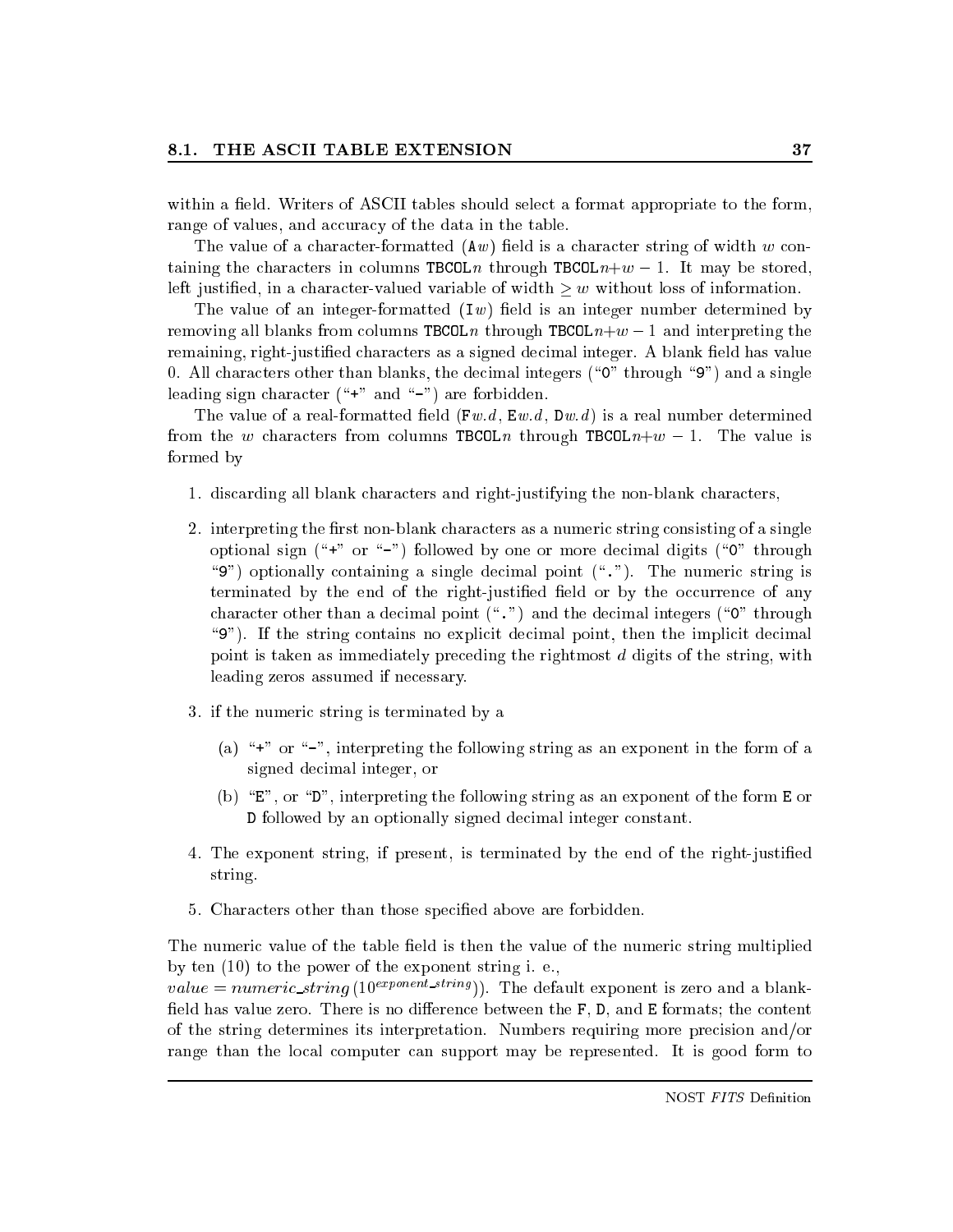within a field. Writers of ASCII tables should select a format appropriate to the form, range of values, and accuracy of the data in the table.

The value of a character-formatted (`A`$w$) field is a character string of width $w$ containing the characters in columns `TBCOL`$n$ through `TBCOL`$n$+$w-1$. It may be stored, left justified, in a character-valued variable of width $\geq w$ without loss of information.

The value of an integer-formatted (`I`$w$) field is an integer number determined by removing all blanks from columns `TBCOL`$n$ through `TBCOL`$n$+$w-1$ and interpreting the remaining, right-justified characters as a signed decimal integer. A blank field has value 0. All characters other than blanks, the decimal integers ("`0`" through "`9`") and a single leading sign character ("`+`" and "`-`") are forbidden.

The value of a real-formatted field (`F`$w.d$, `E`$w.d$, `D`$w.d$) is a real number determined from the $w$ characters from columns `TBCOL`$n$ through `TBCOL`$n$+$w-1$. The value is formed by

1. discarding all blank characters and right-justifying the non-blank characters,
2. interpreting the first non-blank characters as a numeric string consisting of a single optional sign ("`+`" or "`-`") followed by one or more decimal digits ("`0`" through "`9`") optionally containing a single decimal point ("`.`"). The numeric string is terminated by the end of the right-justified field or by the occurrence of any character other than a decimal point ("`.`") and the decimal integers ("`0`" through "`9`"). If the string contains no explicit decimal point, then the implicit decimal point is taken as immediately preceding the rightmost $d$ digits of the string, with leading zeros assumed if necessary.
3. if the numeric string is terminated by a
   (a) "`+`" or "`-`", interpreting the following string as an exponent in the form of a signed decimal integer, or
   (b) "`E`", or "`D`", interpreting the following string as an exponent of the form `E` or `D` followed by an optionally signed decimal integer constant.
4. The exponent string, if present, is terminated by the end of the right-justified string.
5. Characters other than those specified above are forbidden.

The numeric value of the table field is then the value of the numeric string multiplied by ten (10) to the power of the exponent string i. e.,
$value = numeric\_string\,(10^{exponent\_string}))$. The default exponent is zero and a blank-field has value zero. There is no difference between the `F`, `D`, and `E` formats; the content of the string determines its interpretation. Numbers requiring more precision and/or range than the local computer can support may be represented. It is good form to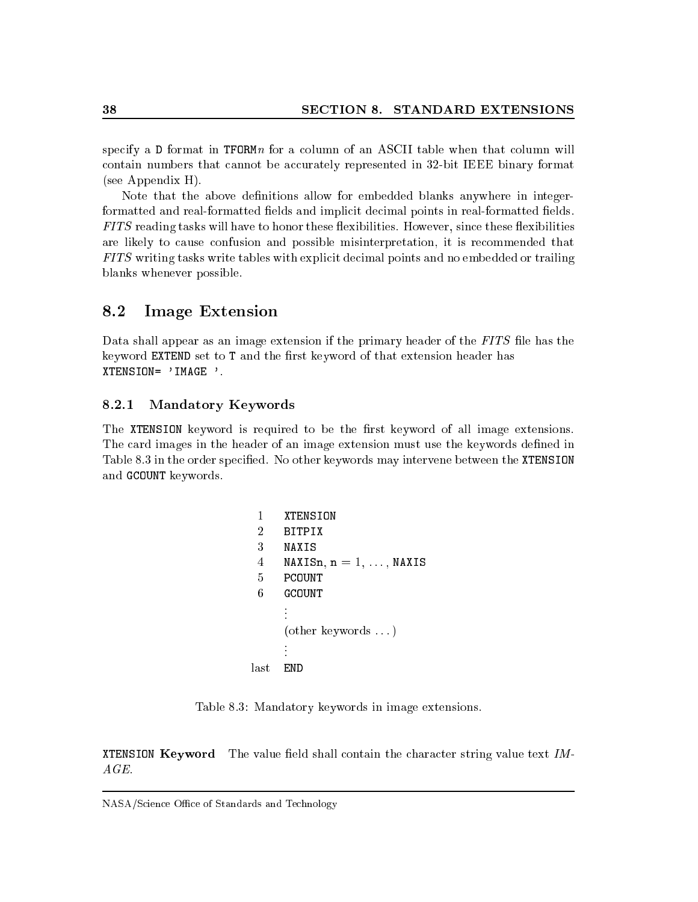specify a `D` format in `TFORM`*n* for a column of an ASCII table when that column will contain numbers that cannot be accurately represented in 32-bit IEEE binary format (see Appendix H).

Note that the above definitions allow for embedded blanks anywhere in integer-formatted and real-formatted fields and implicit decimal points in real-formatted fields. *FITS* reading tasks will have to honor these flexibilities. However, since these flexibilities are likely to cause confusion and possible misinterpretation, it is recommended that *FITS* writing tasks write tables with explicit decimal points and no embedded or trailing blanks whenever possible.

## 8.2 Image Extension

Data shall appear as an image extension if the primary header of the *FITS* file has the keyword `EXTEND` set to `T` and the first keyword of that extension header has `XTENSION= 'IMAGE '`.

### 8.2.1 Mandatory Keywords

The `XTENSION` keyword is required to be the first keyword of all image extensions. The card images in the header of an image extension must use the keywords defined in Table 8.3 in the order specified. No other keywords may intervene between the `XTENSION` and `GCOUNT` keywords.

| | |
|---|---|
| 1 | `XTENSION` |
| 2 | `BITPIX` |
| 3 | `NAXIS` |
| 4 | `NAXISn`, `n` = 1, ..., `NAXIS` |
| 5 | `PCOUNT` |
| 6 | `GCOUNT` |
| | ⋮ |
| | (other keywords ...) |
| | ⋮ |
| last | `END` |

Table 8.3: Mandatory keywords in image extensions.

**`XTENSION` Keyword** The value field shall contain the character string value text *IMAGE*.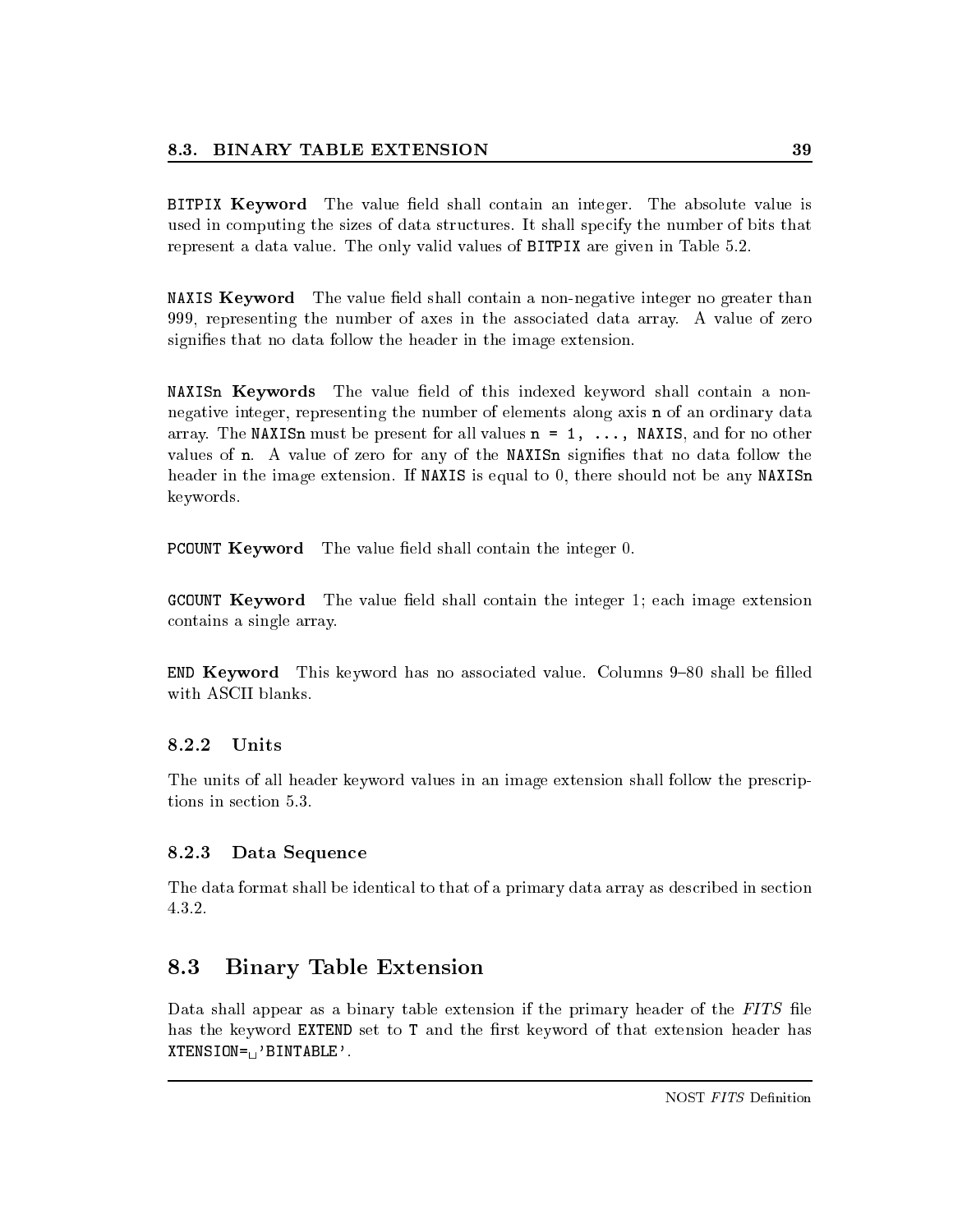**BITPIX Keyword** The value field shall contain an integer. The absolute value is used in computing the sizes of data structures. It shall specify the number of bits that represent a data value. The only valid values of BITPIX are given in Table 5.2.

**NAXIS Keyword** The value field shall contain a non-negative integer no greater than 999, representing the number of axes in the associated data array. A value of zero signifies that no data follow the header in the image extension.

**NAXISn Keywords** The value field of this indexed keyword shall contain a non-negative integer, representing the number of elements along axis n of an ordinary data array. The NAXISn must be present for all values n = 1, ..., NAXIS, and for no other values of n. A value of zero for any of the NAXISn signifies that no data follow the header in the image extension. If NAXIS is equal to 0, there should not be any NAXISn keywords.

**PCOUNT Keyword** The value field shall contain the integer 0.

**GCOUNT Keyword** The value field shall contain the integer 1; each image extension contains a single array.

**END Keyword** This keyword has no associated value. Columns 9–80 shall be filled with ASCII blanks.

### 8.2.2 Units

The units of all header keyword values in an image extension shall follow the prescriptions in section 5.3.

### 8.2.3 Data Sequence

The data format shall be identical to that of a primary data array as described in section 4.3.2.

## 8.3 Binary Table Extension

Data shall appear as a binary table extension if the primary header of the *FITS* file has the keyword EXTEND set to T and the first keyword of that extension header has XTENSION=␣'BINTABLE'.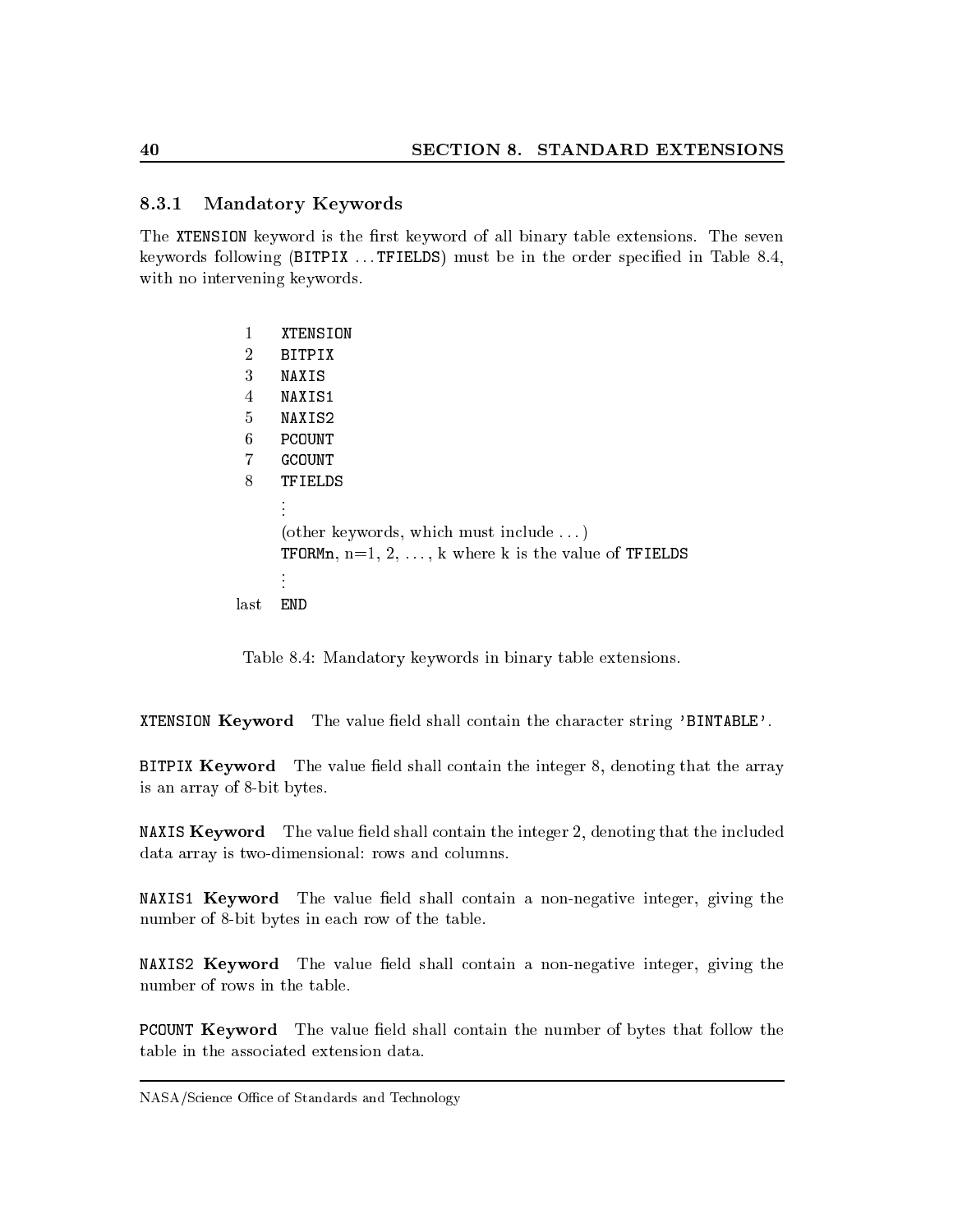### 8.3.1 Mandatory Keywords

The `XTENSION` keyword is the first keyword of all binary table extensions. The seven keywords following (`BITPIX` ... `TFIELDS`) must be in the order specified in Table 8.4, with no intervening keywords.

| | |
|---|---|
| 1 | `XTENSION` |
| 2 | `BITPIX` |
| 3 | `NAXIS` |
| 4 | `NAXIS1` |
| 5 | `NAXIS2` |
| 6 | `PCOUNT` |
| 7 | `GCOUNT` |
| 8 | `TFIELDS` |
| | ⋮ |
| | (other keywords, which must include ...) |
| | `TFORMn`, n=1, 2, ..., k where k is the value of `TFIELDS` |
| | ⋮ |
| last | `END` |

Table 8.4: Mandatory keywords in binary table extensions.

**`XTENSION` Keyword** The value field shall contain the character string `'BINTABLE'`.

**`BITPIX` Keyword** The value field shall contain the integer 8, denoting that the array is an array of 8-bit bytes.

**`NAXIS` Keyword** The value field shall contain the integer 2, denoting that the included data array is two-dimensional: rows and columns.

**`NAXIS1` Keyword** The value field shall contain a non-negative integer, giving the number of 8-bit bytes in each row of the table.

**`NAXIS2` Keyword** The value field shall contain a non-negative integer, giving the number of rows in the table.

**`PCOUNT` Keyword** The value field shall contain the number of bytes that follow the table in the associated extension data.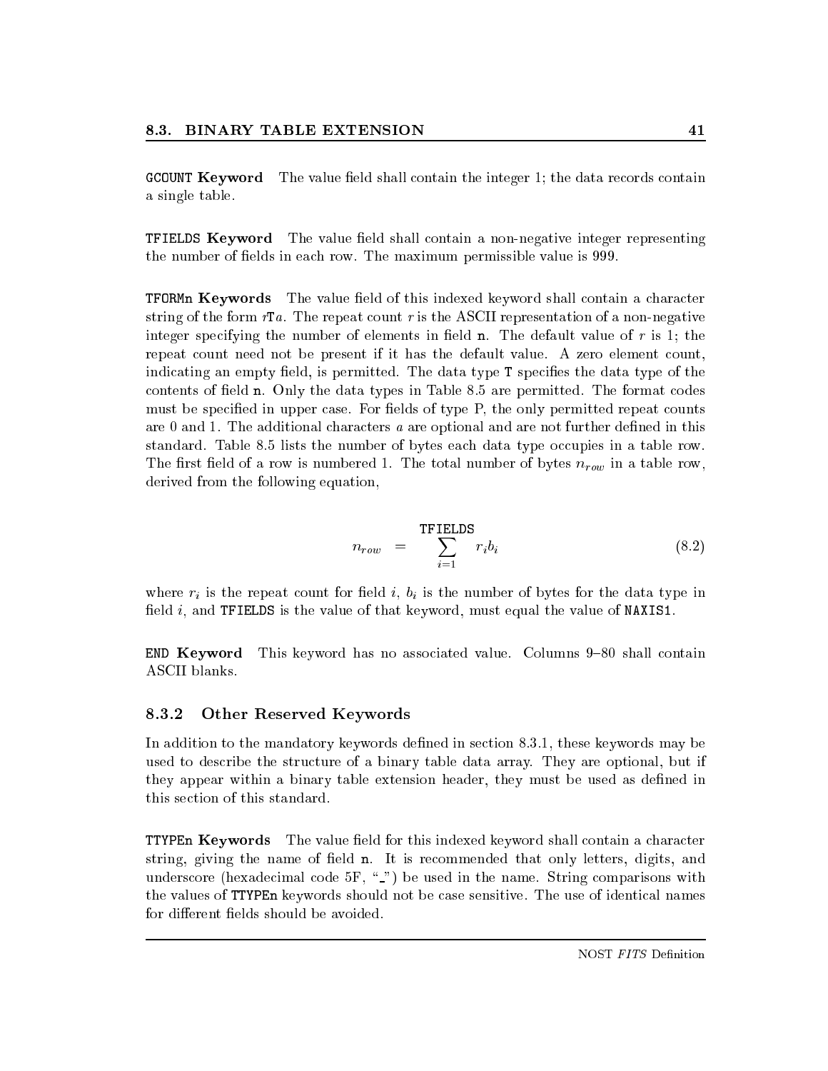**GCOUNT Keyword** The value field shall contain the integer 1; the data records contain a single table.

**TFIELDS Keyword** The value field shall contain a non-negative integer representing the number of fields in each row. The maximum permissible value is 999.

**TFORMn Keywords** The value field of this indexed keyword shall contain a character string of the form *r*T*a*. The repeat count *r* is the ASCII representation of a non-negative integer specifying the number of elements in field n. The default value of *r* is 1; the repeat count need not be present if it has the default value. A zero element count, indicating an empty field, is permitted. The data type T specifies the data type of the contents of field n. Only the data types in Table 8.5 are permitted. The format codes must be specified in upper case. For fields of type P, the only permitted repeat counts are 0 and 1. The additional characters *a* are optional and are not further defined in this standard. Table 8.5 lists the number of bytes each data type occupies in a table row. The first field of a row is numbered 1. The total number of bytes $n_{row}$ in a table row, derived from the following equation,

$$n_{row} = \sum_{i=1}^{\texttt{TFIELDS}} r_i b_i \tag{8.2}$$

where $r_i$ is the repeat count for field $i$, $b_i$ is the number of bytes for the data type in field $i$, and TFIELDS is the value of that keyword, must equal the value of NAXIS1.

**END Keyword** This keyword has no associated value. Columns 9–80 shall contain ASCII blanks.

### 8.3.2 Other Reserved Keywords

In addition to the mandatory keywords defined in section 8.3.1, these keywords may be used to describe the structure of a binary table data array. They are optional, but if they appear within a binary table extension header, they must be used as defined in this section of this standard.

**TTYPEn Keywords** The value field for this indexed keyword shall contain a character string, giving the name of field n. It is recommended that only letters, digits, and underscore (hexadecimal code 5F, "_") be used in the name. String comparisons with the values of TTYPEn keywords should not be case sensitive. The use of identical names for different fields should be avoided.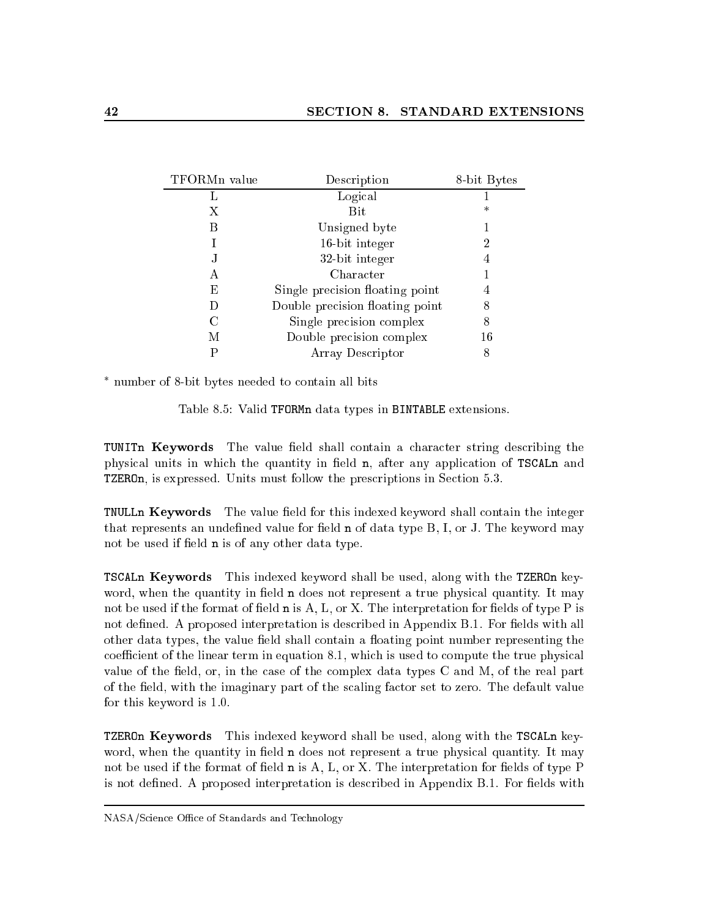| TFORMn value | Description | 8-bit Bytes |
|---|---|---|
| L | Logical | 1 |
| X | Bit | * |
| B | Unsigned byte | 1 |
| I | 16-bit integer | 2 |
| J | 32-bit integer | 4 |
| A | Character | 1 |
| E | Single precision floating point | 4 |
| D | Double precision floating point | 8 |
| C | Single precision complex | 8 |
| M | Double precision complex | 16 |
| P | Array Descriptor | 8 |

* number of 8-bit bytes needed to contain all bits

Table 8.5: Valid `TFORMn` data types in `BINTABLE` extensions.

**`TUNITn` Keywords** The value field shall contain a character string describing the physical units in which the quantity in field `n`, after any application of `TSCALn` and `TZEROn`, is expressed. Units must follow the prescriptions in Section 5.3.

**`TNULLn` Keywords** The value field for this indexed keyword shall contain the integer that represents an undefined value for field `n` of data type B, I, or J. The keyword may not be used if field `n` is of any other data type.

**`TSCALn` Keywords** This indexed keyword shall be used, along with the `TZEROn` keyword, when the quantity in field `n` does not represent a true physical quantity. It may not be used if the format of field `n` is A, L, or X. The interpretation for fields of type P is not defined. A proposed interpretation is described in Appendix B.1. For fields with all other data types, the value field shall contain a floating point number representing the coefficient of the linear term in equation 8.1, which is used to compute the true physical value of the field, or, in the case of the complex data types C and M, of the real part of the field, with the imaginary part of the scaling factor set to zero. The default value for this keyword is 1.0.

**`TZEROn` Keywords** This indexed keyword shall be used, along with the `TSCALn` keyword, when the quantity in field `n` does not represent a true physical quantity. It may not be used if the format of field `n` is A, L, or X. The interpretation for fields of type P is not defined. A proposed interpretation is described in Appendix B.1. For fields with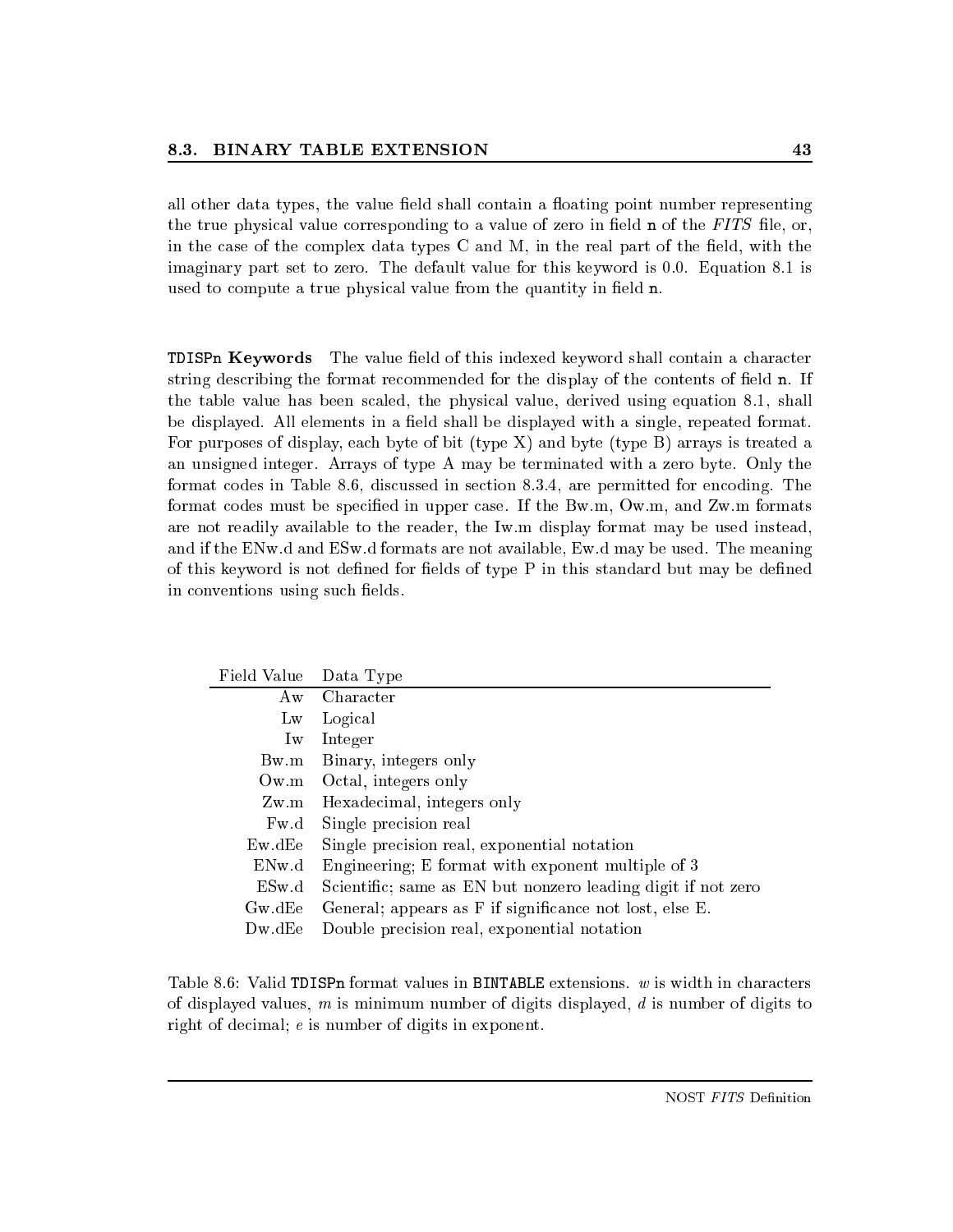all other data types, the value field shall contain a floating point number representing the true physical value corresponding to a value of zero in field `n` of the *FITS* file, or, in the case of the complex data types C and M, in the real part of the field, with the imaginary part set to zero. The default value for this keyword is 0.0. Equation 8.1 is used to compute a true physical value from the quantity in field `n`.

**`TDISPn` Keywords** The value field of this indexed keyword shall contain a character string describing the format recommended for the display of the contents of field `n`. If the table value has been scaled, the physical value, derived using equation 8.1, shall be displayed. All elements in a field shall be displayed with a single, repeated format. For purposes of display, each byte of bit (type X) and byte (type B) arrays is treated a an unsigned integer. Arrays of type A may be terminated with a zero byte. Only the format codes in Table 8.6, discussed in section 8.3.4, are permitted for encoding. The format codes must be specified in upper case. If the Bw.m, Ow.m, and Zw.m formats are not readily available to the reader, the Iw.m display format may be used instead, and if the ENw.d and ESw.d formats are not available, Ew.d may be used. The meaning of this keyword is not defined for fields of type P in this standard but may be defined in conventions using such fields.

| Field Value | Data Type |
|---:|---|
| Aw | Character |
| Lw | Logical |
| Iw | Integer |
| Bw.m | Binary, integers only |
| Ow.m | Octal, integers only |
| Zw.m | Hexadecimal, integers only |
| Fw.d | Single precision real |
| Ew.dEe | Single precision real, exponential notation |
| ENw.d | Engineering; E format with exponent multiple of 3 |
| ESw.d | Scientific; same as EN but nonzero leading digit if not zero |
| Gw.dEe | General; appears as F if significance not lost, else E. |
| Dw.dEe | Double precision real, exponential notation |

Table 8.6: Valid `TDISPn` format values in `BINTABLE` extensions. $w$ is width in characters of displayed values, $m$ is minimum number of digits displayed, $d$ is number of digits to right of decimal; $e$ is number of digits in exponent.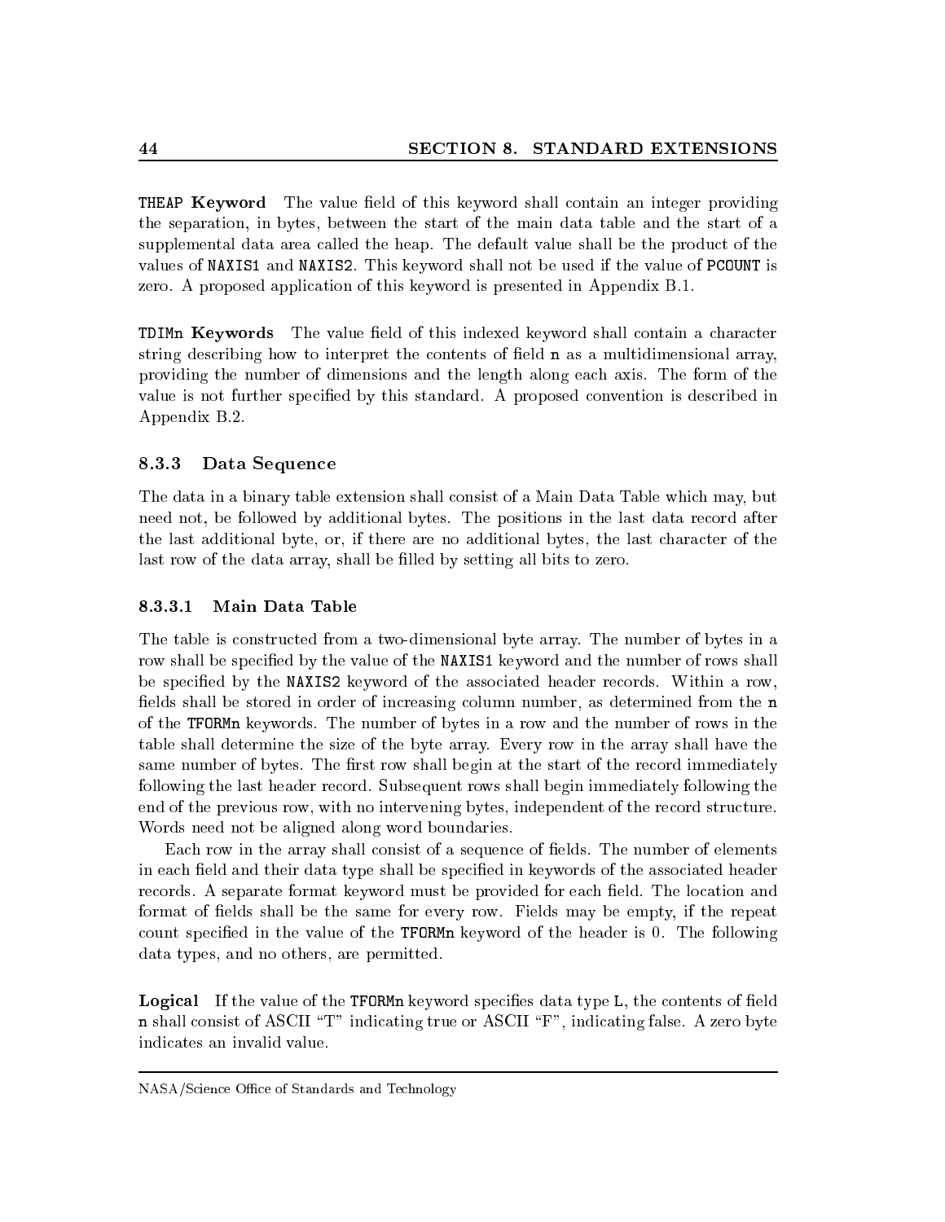**THEAP Keyword** The value field of this keyword shall contain an integer providing the separation, in bytes, between the start of the main data table and the start of a supplemental data area called the heap. The default value shall be the product of the values of NAXIS1 and NAXIS2. This keyword shall not be used if the value of PCOUNT is zero. A proposed application of this keyword is presented in Appendix B.1.

**TDIMn Keywords** The value field of this indexed keyword shall contain a character string describing how to interpret the contents of field n as a multidimensional array, providing the number of dimensions and the length along each axis. The form of the value is not further specified by this standard. A proposed convention is described in Appendix B.2.

### 8.3.3 Data Sequence

The data in a binary table extension shall consist of a Main Data Table which may, but need not, be followed by additional bytes. The positions in the last data record after the last additional byte, or, if there are no additional bytes, the last character of the last row of the data array, shall be filled by setting all bits to zero.

#### 8.3.3.1 Main Data Table

The table is constructed from a two-dimensional byte array. The number of bytes in a row shall be specified by the value of the NAXIS1 keyword and the number of rows shall be specified by the NAXIS2 keyword of the associated header records. Within a row, fields shall be stored in order of increasing column number, as determined from the n of the TFORMn keywords. The number of bytes in a row and the number of rows in the table shall determine the size of the byte array. Every row in the array shall have the same number of bytes. The first row shall begin at the start of the record immediately following the last header record. Subsequent rows shall begin immediately following the end of the previous row, with no intervening bytes, independent of the record structure. Words need not be aligned along word boundaries.

Each row in the array shall consist of a sequence of fields. The number of elements in each field and their data type shall be specified in keywords of the associated header records. A separate format keyword must be provided for each field. The location and format of fields shall be the same for every row. Fields may be empty, if the repeat count specified in the value of the TFORMn keyword of the header is 0. The following data types, and no others, are permitted.

**Logical** If the value of the TFORMn keyword specifies data type L, the contents of field n shall consist of ASCII "T" indicating true or ASCII "F", indicating false. A zero byte indicates an invalid value.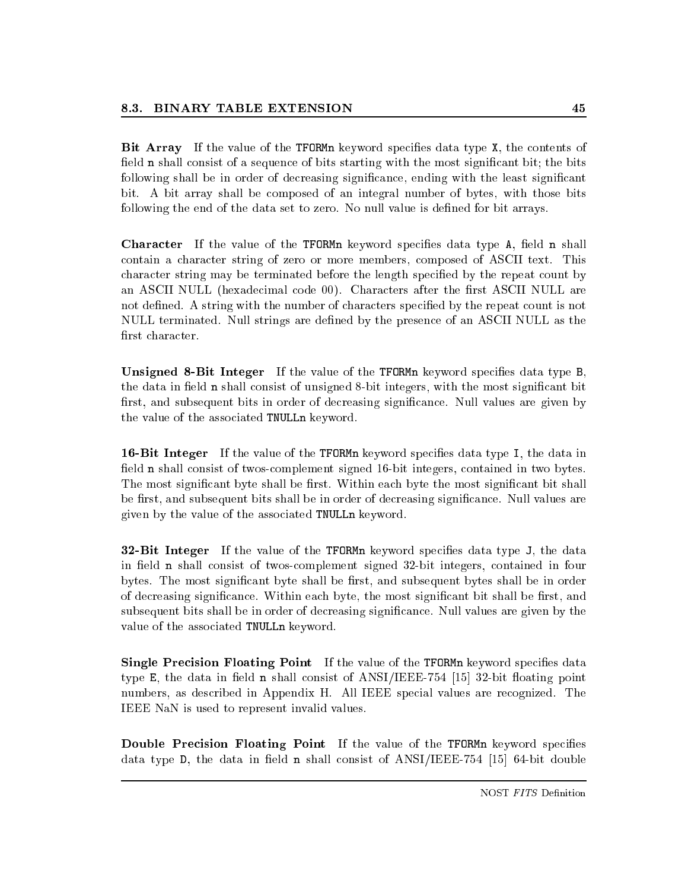**Bit Array** If the value of the `TFORMn` keyword specifies data type `X`, the contents of field `n` shall consist of a sequence of bits starting with the most significant bit; the bits following shall be in order of decreasing significance, ending with the least significant bit. A bit array shall be composed of an integral number of bytes, with those bits following the end of the data set to zero. No null value is defined for bit arrays.

**Character** If the value of the `TFORMn` keyword specifies data type `A`, field `n` shall contain a character string of zero or more members, composed of ASCII text. This character string may be terminated before the length specified by the repeat count by an ASCII NULL (hexadecimal code 00). Characters after the first ASCII NULL are not defined. A string with the number of characters specified by the repeat count is not NULL terminated. Null strings are defined by the presence of an ASCII NULL as the first character.

**Unsigned 8-Bit Integer** If the value of the `TFORMn` keyword specifies data type `B`, the data in field `n` shall consist of unsigned 8-bit integers, with the most significant bit first, and subsequent bits in order of decreasing significance. Null values are given by the value of the associated `TNULLn` keyword.

**16-Bit Integer** If the value of the `TFORMn` keyword specifies data type `I`, the data in field `n` shall consist of twos-complement signed 16-bit integers, contained in two bytes. The most significant byte shall be first. Within each byte the most significant bit shall be first, and subsequent bits shall be in order of decreasing significance. Null values are given by the value of the associated `TNULLn` keyword.

**32-Bit Integer** If the value of the `TFORMn` keyword specifies data type `J`, the data in field `n` shall consist of twos-complement signed 32-bit integers, contained in four bytes. The most significant byte shall be first, and subsequent bytes shall be in order of decreasing significance. Within each byte, the most significant bit shall be first, and subsequent bits shall be in order of decreasing significance. Null values are given by the value of the associated `TNULLn` keyword.

**Single Precision Floating Point** If the value of the `TFORMn` keyword specifies data type `E`, the data in field `n` shall consist of ANSI/IEEE-754 [15] 32-bit floating point numbers, as described in Appendix H. All IEEE special values are recognized. The IEEE NaN is used to represent invalid values.

**Double Precision Floating Point** If the value of the `TFORMn` keyword specifies data type `D`, the data in field `n` shall consist of ANSI/IEEE-754 [15] 64-bit double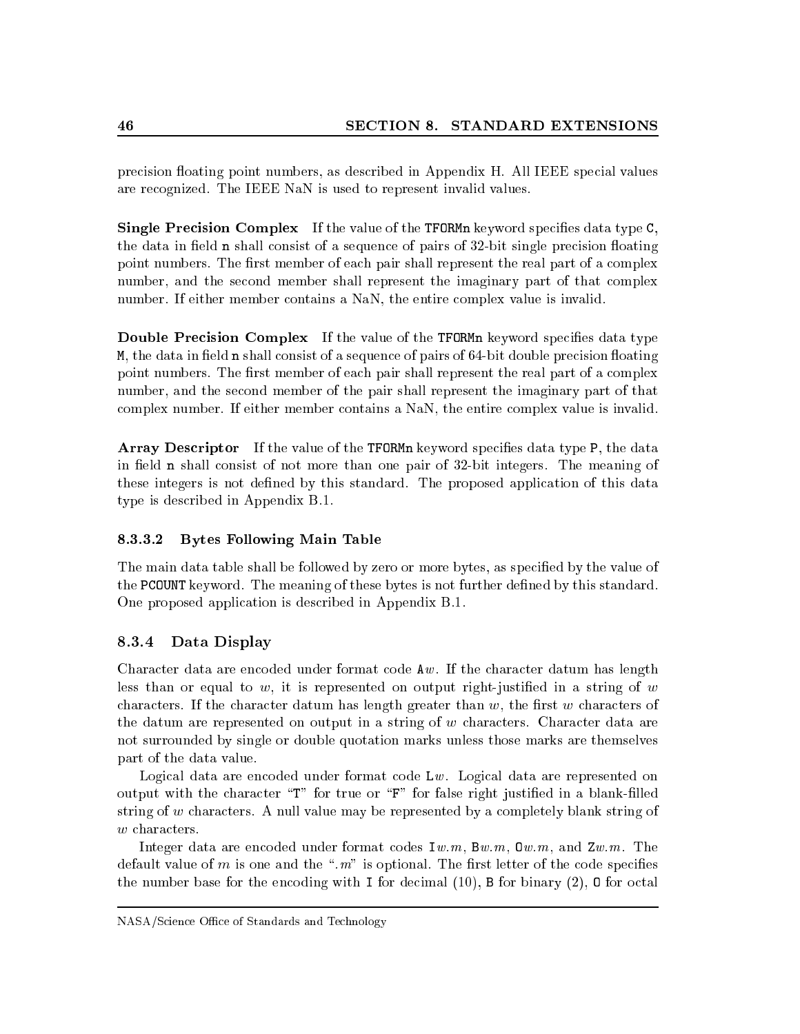precision floating point numbers, as described in Appendix H. All IEEE special values are recognized. The IEEE NaN is used to represent invalid values.

**Single Precision Complex** If the value of the `TFORMn` keyword specifies data type `C`, the data in field `n` shall consist of a sequence of pairs of 32-bit single precision floating point numbers. The first member of each pair shall represent the real part of a complex number, and the second member shall represent the imaginary part of that complex number. If either member contains a NaN, the entire complex value is invalid.

**Double Precision Complex** If the value of the `TFORMn` keyword specifies data type `M`, the data in field `n` shall consist of a sequence of pairs of 64-bit double precision floating point numbers. The first member of each pair shall represent the real part of a complex number, and the second member of the pair shall represent the imaginary part of that complex number. If either member contains a NaN, the entire complex value is invalid.

**Array Descriptor** If the value of the `TFORMn` keyword specifies data type `P`, the data in field `n` shall consist of not more than one pair of 32-bit integers. The meaning of these integers is not defined by this standard. The proposed application of this data type is described in Appendix B.1.

#### 8.3.3.2 Bytes Following Main Table

The main data table shall be followed by zero or more bytes, as specified by the value of the `PCOUNT` keyword. The meaning of these bytes is not further defined by this standard. One proposed application is described in Appendix B.1.

### 8.3.4 Data Display

Character data are encoded under format code `A`$w$. If the character datum has length less than or equal to $w$, it is represented on output right-justified in a string of $w$ characters. If the character datum has length greater than $w$, the first $w$ characters of the datum are represented on output in a string of $w$ characters. Character data are not surrounded by single or double quotation marks unless those marks are themselves part of the data value.

Logical data are encoded under format code `L`$w$. Logical data are represented on output with the character "`T`" for true or "`F`" for false right justified in a blank-filled string of $w$ characters. A null value may be represented by a completely blank string of $w$ characters.

Integer data are encoded under format codes `I`$w.m$, `B`$w.m$, `O`$w.m$, and `Z`$w.m$. The default value of $m$ is one and the "$.m$" is optional. The first letter of the code specifies the number base for the encoding with `I` for decimal (10), `B` for binary (2), `O` for octal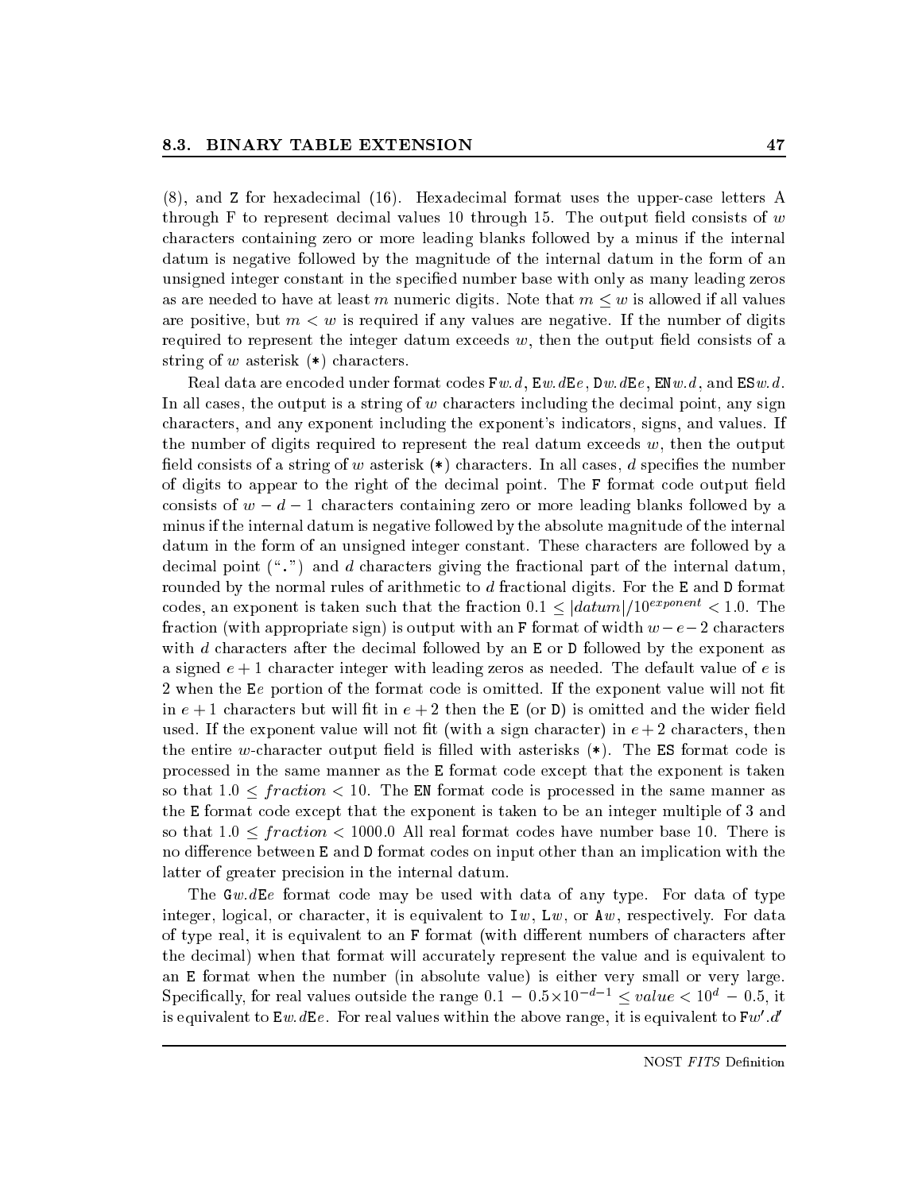(8), and `Z` for hexadecimal (16). Hexadecimal format uses the upper-case letters A through F to represent decimal values 10 through 15. The output field consists of $w$ characters containing zero or more leading blanks followed by a minus if the internal datum is negative followed by the magnitude of the internal datum in the form of an unsigned integer constant in the specified number base with only as many leading zeros as are needed to have at least $m$ numeric digits. Note that $m \leq w$ is allowed if all values are positive, but $m < w$ is required if any values are negative. If the number of digits required to represent the integer datum exceeds $w$, then the output field consists of a string of $w$ asterisk (`*`) characters.

Real data are encoded under format codes `F`$w.d$, `E`$w.d$`E`$e$, `D`$w.d$`E`$e$, `EN`$w.d$, and `ES`$w.d$. In all cases, the output is a string of $w$ characters including the decimal point, any sign characters, and any exponent including the exponent's indicators, signs, and values. If the number of digits required to represent the real datum exceeds $w$, then the output field consists of a string of $w$ asterisk (`*`) characters. In all cases, $d$ specifies the number of digits to appear to the right of the decimal point. The `F` format code output field consists of $w - d - 1$ characters containing zero or more leading blanks followed by a minus if the internal datum is negative followed by the absolute magnitude of the internal datum in the form of an unsigned integer constant. These characters are followed by a decimal point ("`.`") and $d$ characters giving the fractional part of the internal datum, rounded by the normal rules of arithmetic to $d$ fractional digits. For the `E` and `D` format codes, an exponent is taken such that the fraction $0.1 \leq |datum|/10^{exponent} < 1.0$. The fraction (with appropriate sign) is output with an `F` format of width $w - e - 2$ characters with $d$ characters after the decimal followed by an `E` or `D` followed by the exponent as a signed $e + 1$ character integer with leading zeros as needed. The default value of $e$ is 2 when the `E`$e$ portion of the format code is omitted. If the exponent value will not fit in $e + 1$ characters but will fit in $e + 2$ then the `E` (or `D`) is omitted and the wider field used. If the exponent value will not fit (with a sign character) in $e + 2$ characters, then the entire $w$-character output field is filled with asterisks (`*`). The `ES` format code is processed in the same manner as the `E` format code except that the exponent is taken so that $1.0 \leq fraction < 10$. The `EN` format code is processed in the same manner as the `E` format code except that the exponent is taken to be an integer multiple of 3 and so that $1.0 \leq fraction < 1000.0$ All real format codes have number base 10. There is no difference between `E` and `D` format codes on input other than an implication with the latter of greater precision in the internal datum.

The `G`$w.d$`E`$e$ format code may be used with data of any type. For data of type integer, logical, or character, it is equivalent to `I`$w$, `L`$w$, or `A`$w$, respectively. For data of type real, it is equivalent to an `F` format (with different numbers of characters after the decimal) when that format will accurately represent the value and is equivalent to an `E` format when the number (in absolute value) is either very small or very large. Specifically, for real values outside the range $0.1 - 0.5{\times}10^{-d-1} \leq value < 10^{d} - 0.5$, it is equivalent to `E`$w.d$`E`$e$. For real values within the above range, it is equivalent to `F`$w'.d'$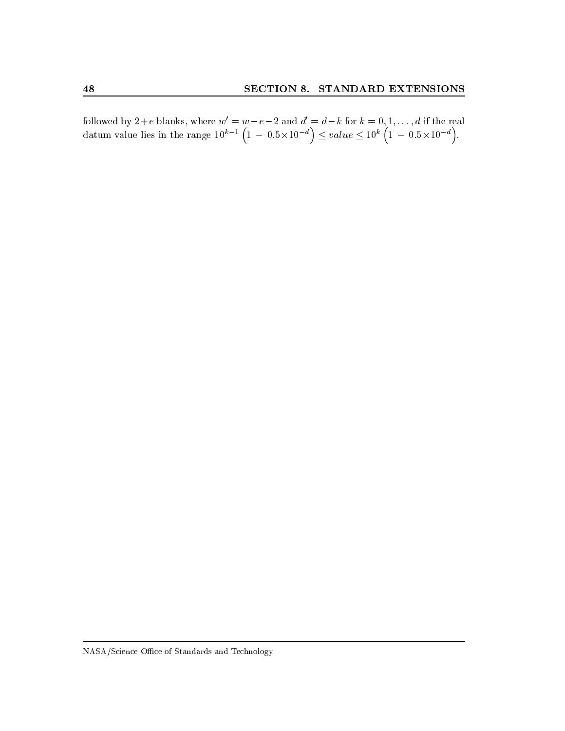followed by $2+e$ blanks, where $w' = w-e-2$ and $d' = d-k$ for $k = 0, 1, \ldots, d$ if the real datum value lies in the range $10^{k-1}\left(1 \,-\, 0.5\times10^{-d}\right) \leq value \leq 10^{k}\left(1 \,-\, 0.5\times10^{-d}\right)$.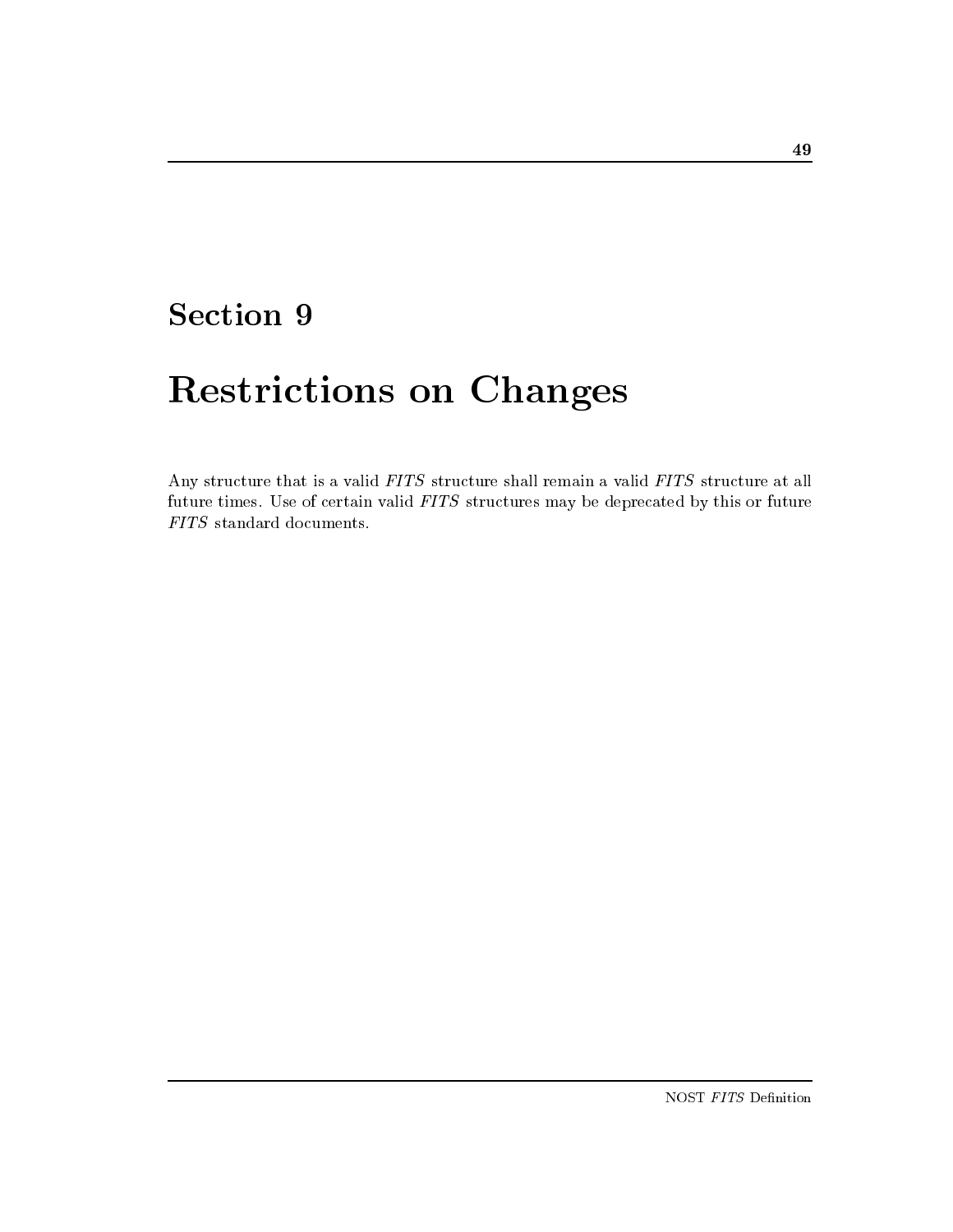# Section 9

# Restrictions on Changes

Any structure that is a valid *FITS* structure shall remain a valid *FITS* structure at all future times. Use of certain valid *FITS* structures may be deprecated by this or future *FITS* standard documents.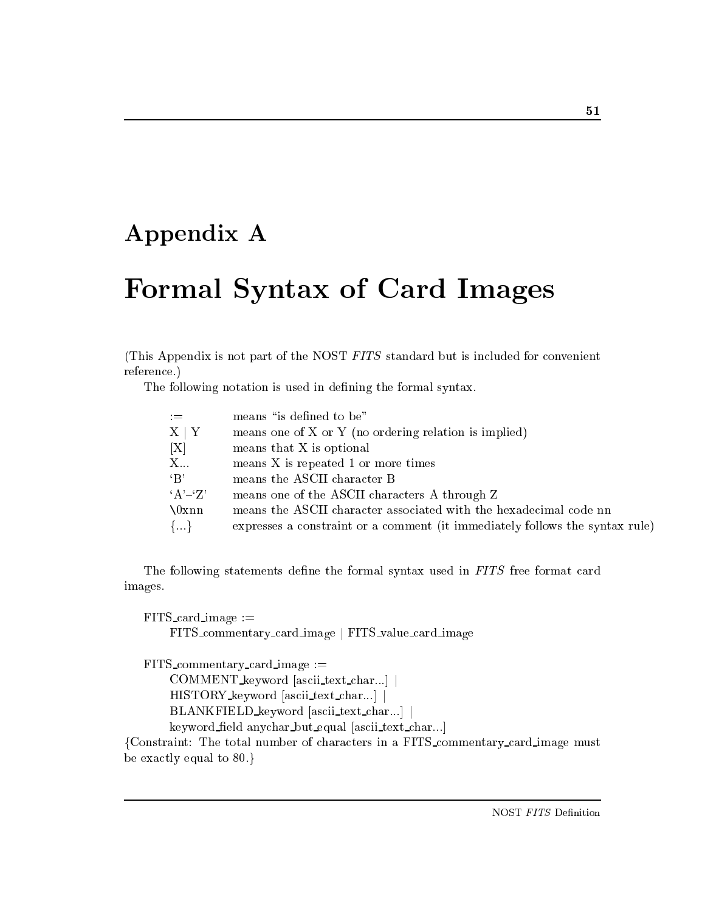# Appendix A

# Formal Syntax of Card Images

(This Appendix is not part of the NOST *FITS* standard but is included for convenient reference.)

The following notation is used in defining the formal syntax.

| | |
|---|---|
| := | means "is defined to be" |
| X &#124; Y | means one of X or Y (no ordering relation is implied) |
| [X] | means that X is optional |
| X... | means X is repeated 1 or more times |
| 'B' | means the ASCII character B |
| 'A'–'Z' | means one of the ASCII characters A through Z |
| \0xnn | means the ASCII character associated with the hexadecimal code nn |
| {...} | expresses a constraint or a comment (it immediately follows the syntax rule) |

The following statements define the formal syntax used in *FITS* free format card images.

```
FITS_card_image :=
    FITS_commentary_card_image | FITS_value_card_image

FITS_commentary_card_image :=
    COMMENT_keyword [ascii_text_char...] |
    HISTORY_keyword [ascii_text_char...] |
    BLANKFIELD_keyword [ascii_text_char...] |
    keyword_field anychar_but_equal [ascii_text_char...]
```

{Constraint: The total number of characters in a FITS_commentary_card_image must be exactly equal to 80.}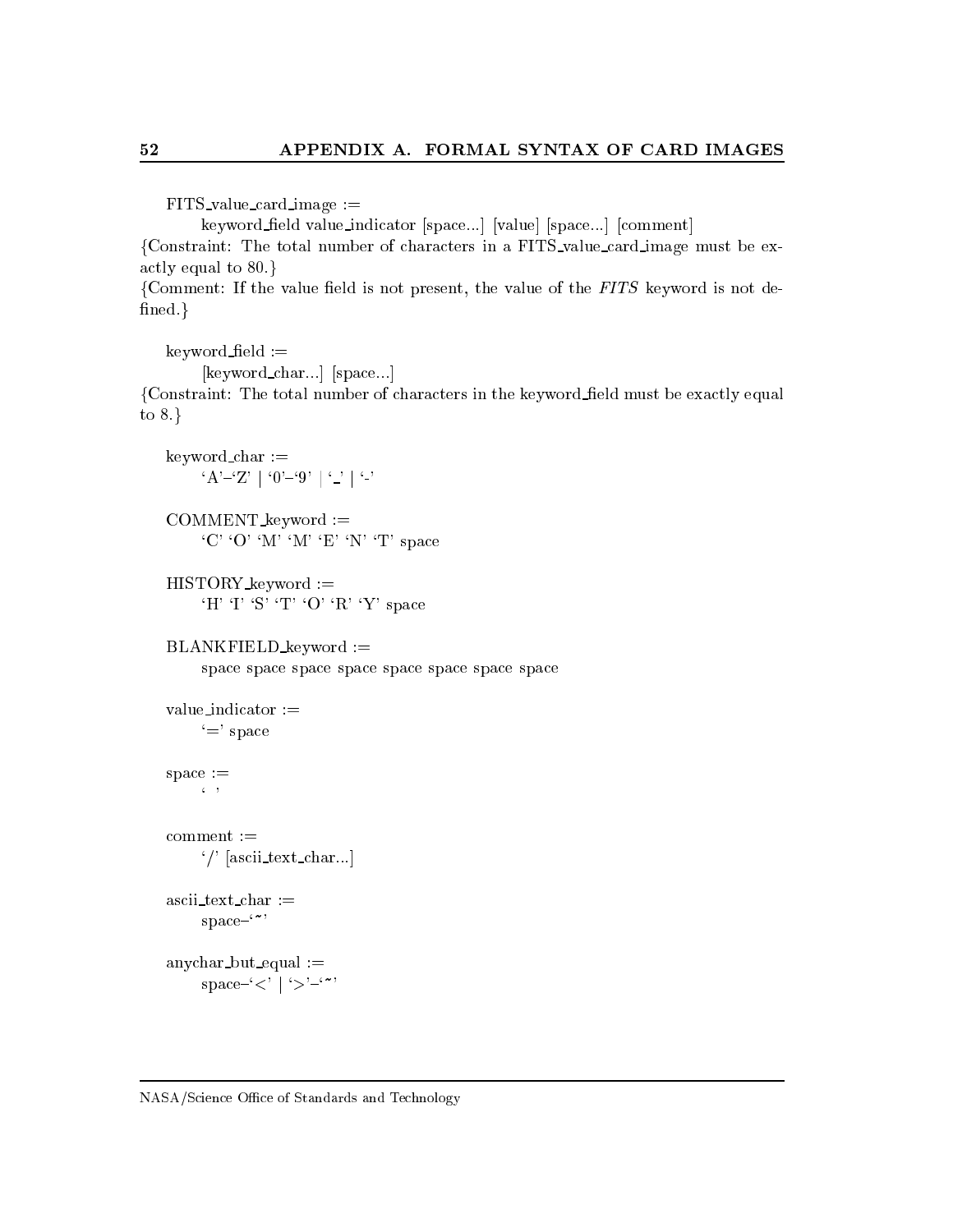FITS_value_card_image :=
    keyword_field value_indicator [space...] [value] [space...] [comment]

{Constraint: The total number of characters in a FITS_value_card_image must be exactly equal to 80.}

{Comment: If the value field is not present, the value of the *FITS* keyword is not defined.}

keyword_field :=
    [keyword_char...] [space...]

{Constraint: The total number of characters in the keyword_field must be exactly equal to 8.}

keyword_char :=
    'A'–'Z' | '0'–'9' | '_' | '-'

COMMENT_keyword :=
    'C' 'O' 'M' 'M' 'E' 'N' 'T' space

HISTORY_keyword :=
    'H' 'I' 'S' 'T' 'O' 'R' 'Y' space

BLANKFIELD_keyword :=
    space space space space space space space space

value_indicator :=
    '=' space

space :=
    ' '

comment :=
    '/' [ascii_text_char...]

ascii_text_char :=
    space–'~'

anychar_but_equal :=
    space–'<' | '>'–'~'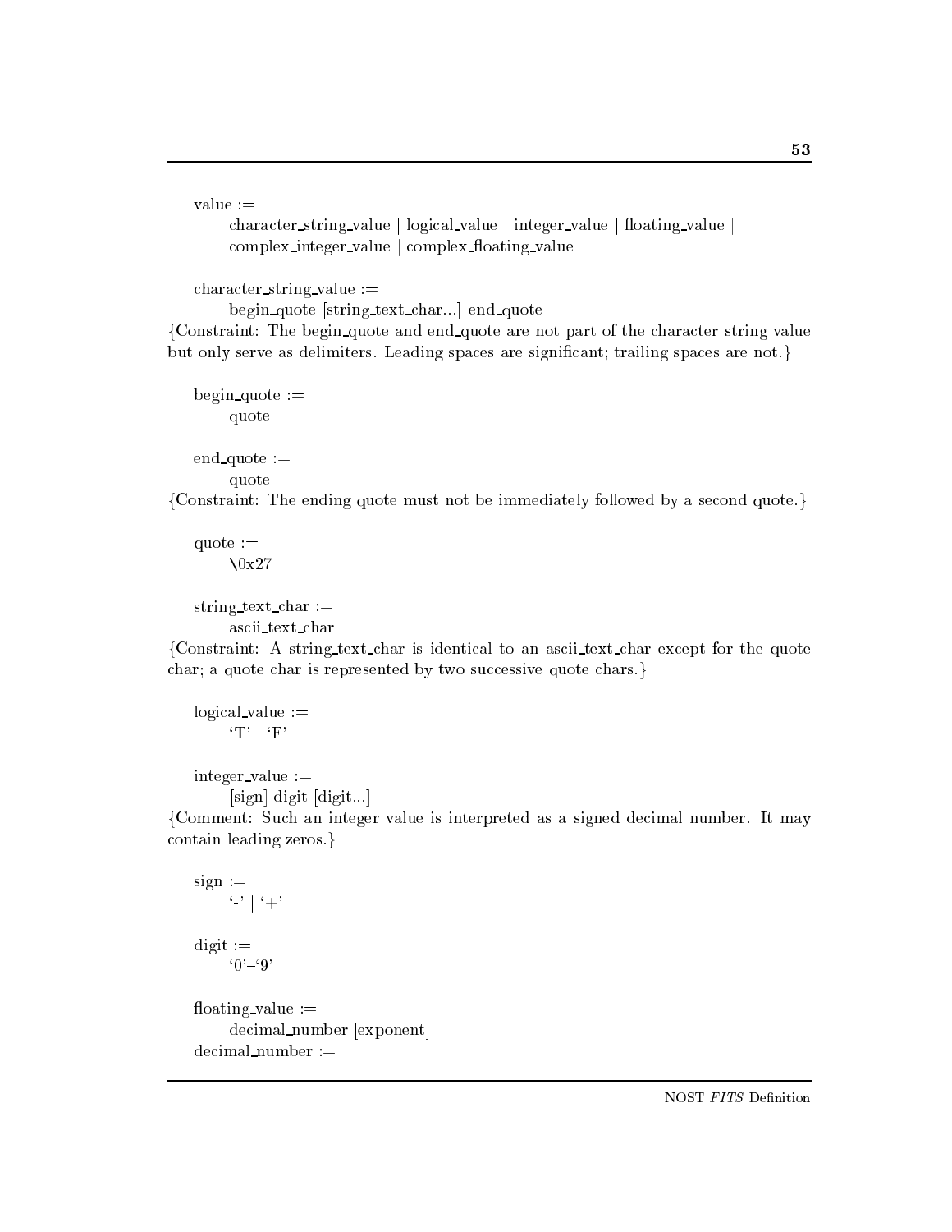value :=
&nbsp;&nbsp;&nbsp;&nbsp;character_string_value | logical_value | integer_value | floating_value |
&nbsp;&nbsp;&nbsp;&nbsp;complex_integer_value | complex_floating_value

character_string_value :=
&nbsp;&nbsp;&nbsp;&nbsp;begin_quote [string_text_char...] end_quote

{Constraint: The begin_quote and end_quote are not part of the character string value but only serve as delimiters. Leading spaces are significant; trailing spaces are not.}

begin_quote :=
&nbsp;&nbsp;&nbsp;&nbsp;quote

end_quote :=
&nbsp;&nbsp;&nbsp;&nbsp;quote

{Constraint: The ending quote must not be immediately followed by a second quote.}

quote :=
&nbsp;&nbsp;&nbsp;&nbsp;\0x27

string_text_char :=
&nbsp;&nbsp;&nbsp;&nbsp;ascii_text_char

{Constraint: A string_text_char is identical to an ascii_text_char except for the quote char; a quote char is represented by two successive quote chars.}

logical_value :=
&nbsp;&nbsp;&nbsp;&nbsp;'T' | 'F'

integer_value :=
&nbsp;&nbsp;&nbsp;&nbsp;[sign] digit [digit...]

{Comment: Such an integer value is interpreted as a signed decimal number. It may contain leading zeros.}

sign :=
&nbsp;&nbsp;&nbsp;&nbsp;'-' | '+'

digit :=
&nbsp;&nbsp;&nbsp;&nbsp;'0'–'9'

floating_value :=
&nbsp;&nbsp;&nbsp;&nbsp;decimal_number [exponent]

decimal_number :=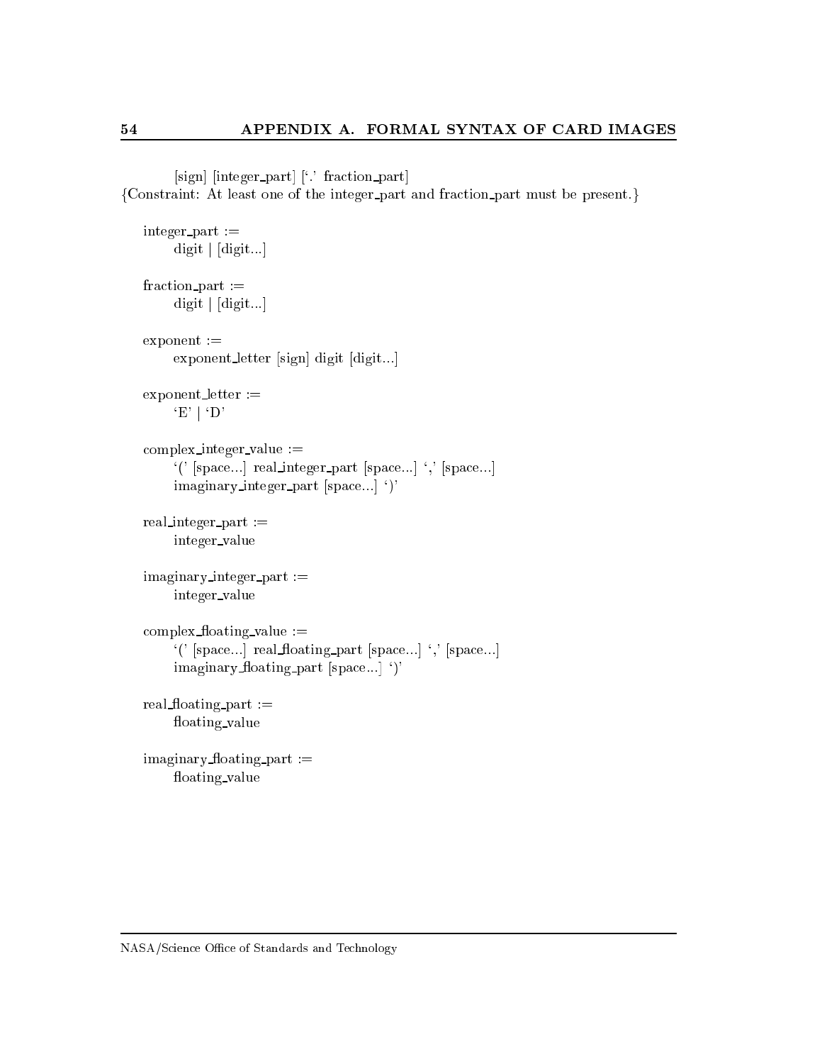[sign] [integer_part] ['.' fraction_part]

{Constraint: At least one of the integer_part and fraction_part must be present.}

integer_part :=
    digit | [digit...]

fraction_part :=
    digit | [digit...]

exponent :=
    exponent_letter [sign] digit [digit...]

exponent_letter :=
    'E' | 'D'

complex_integer_value :=
    '(' [space...] real_integer_part [space...] ',' [space...]
    imaginary_integer_part [space...] ')'

real_integer_part :=
    integer_value

imaginary_integer_part :=
    integer_value

complex_floating_value :=
    '(' [space...] real_floating_part [space...] ',' [space...]
    imaginary_floating_part [space...] ')'

real_floating_part :=
    floating_value

imaginary_floating_part :=
    floating_value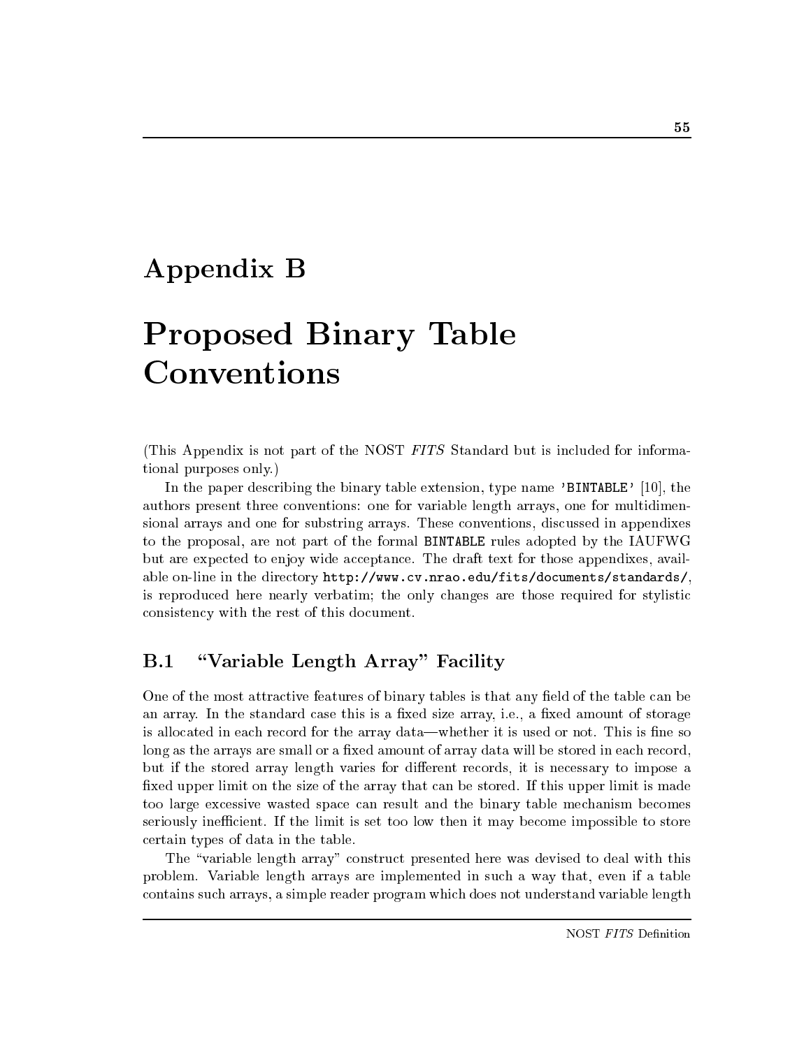# Appendix B

# Proposed Binary Table Conventions

(This Appendix is not part of the NOST *FITS* Standard but is included for informational purposes only.)

In the paper describing the binary table extension, type name `'BINTABLE'` [10], the authors present three conventions: one for variable length arrays, one for multidimensional arrays and one for substring arrays. These conventions, discussed in appendixes to the proposal, are not part of the formal `BINTABLE` rules adopted by the IAUFWG but are expected to enjoy wide acceptance. The draft text for those appendixes, available on-line in the directory `http://www.cv.nrao.edu/fits/documents/standards/`, is reproduced here nearly verbatim; the only changes are those required for stylistic consistency with the rest of this document.

## B.1 "Variable Length Array" Facility

One of the most attractive features of binary tables is that any field of the table can be an array. In the standard case this is a fixed size array, i.e., a fixed amount of storage is allocated in each record for the array data—whether it is used or not. This is fine so long as the arrays are small or a fixed amount of array data will be stored in each record, but if the stored array length varies for different records, it is necessary to impose a fixed upper limit on the size of the array that can be stored. If this upper limit is made too large excessive wasted space can result and the binary table mechanism becomes seriously inefficient. If the limit is set too low then it may become impossible to store certain types of data in the table.

The "variable length array" construct presented here was devised to deal with this problem. Variable length arrays are implemented in such a way that, even if a table contains such arrays, a simple reader program which does not understand variable length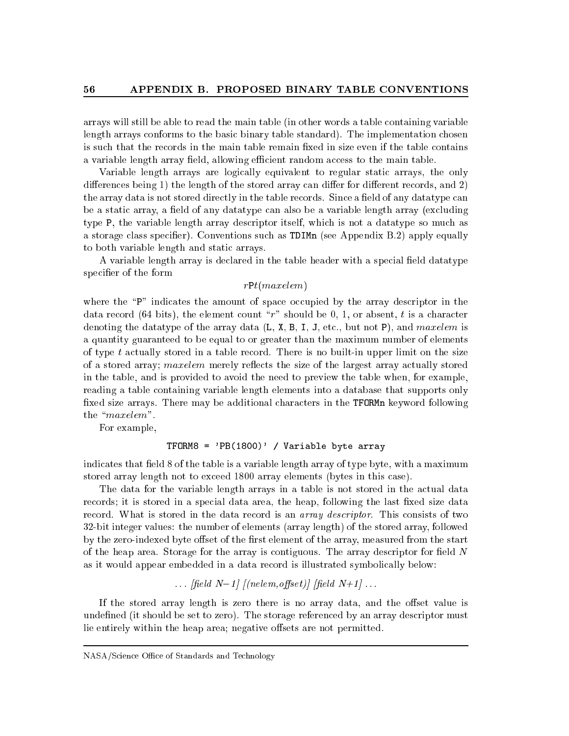arrays will still be able to read the main table (in other words a table containing variable length arrays conforms to the basic binary table standard). The implementation chosen is such that the records in the main table remain fixed in size even if the table contains a variable length array field, allowing efficient random access to the main table.

Variable length arrays are logically equivalent to regular static arrays, the only differences being 1) the length of the stored array can differ for different records, and 2) the array data is not stored directly in the table records. Since a field of any datatype can be a static array, a field of any datatype can also be a variable length array (excluding type `P`, the variable length array descriptor itself, which is not a datatype so much as a storage class specifier). Conventions such as `TDIMn` (see Appendix B.2) apply equally to both variable length and static arrays.

A variable length array is declared in the table header with a special field datatype specifier of the form

$$r\texttt{P}t(maxelem)$$

where the "`P`" indicates the amount of space occupied by the array descriptor in the data record (64 bits), the element count "$r$" should be 0, 1, or absent, $t$ is a character denoting the datatype of the array data (`L`, `X`, `B`, `I`, `J`, etc., but not `P`), and $maxelem$ is a quantity guaranteed to be equal to or greater than the maximum number of elements of type $t$ actually stored in a table record. There is no built-in upper limit on the size of a stored array; $maxelem$ merely reflects the size of the largest array actually stored in the table, and is provided to avoid the need to preview the table when, for example, reading a table containing variable length elements into a database that supports only fixed size arrays. There may be additional characters in the `TFORMn` keyword following the "$maxelem$".

For example,

```
TFORM8 = 'PB(1800)' / Variable byte array
```

indicates that field 8 of the table is a variable length array of type byte, with a maximum stored array length not to exceed 1800 array elements (bytes in this case).

The data for the variable length arrays in a table is not stored in the actual data records; it is stored in a special data area, the heap, following the last fixed size data record. What is stored in the data record is an *array descriptor*. This consists of two 32-bit integer values: the number of elements (array length) of the stored array, followed by the zero-indexed byte offset of the first element of the array, measured from the start of the heap area. Storage for the array is contiguous. The array descriptor for field $N$ as it would appear embedded in a data record is illustrated symbolically below:

... *[field N−1] [(nelem,offset)] [field N+1]* ...

If the stored array length is zero there is no array data, and the offset value is undefined (it should be set to zero). The storage referenced by an array descriptor must lie entirely within the heap area; negative offsets are not permitted.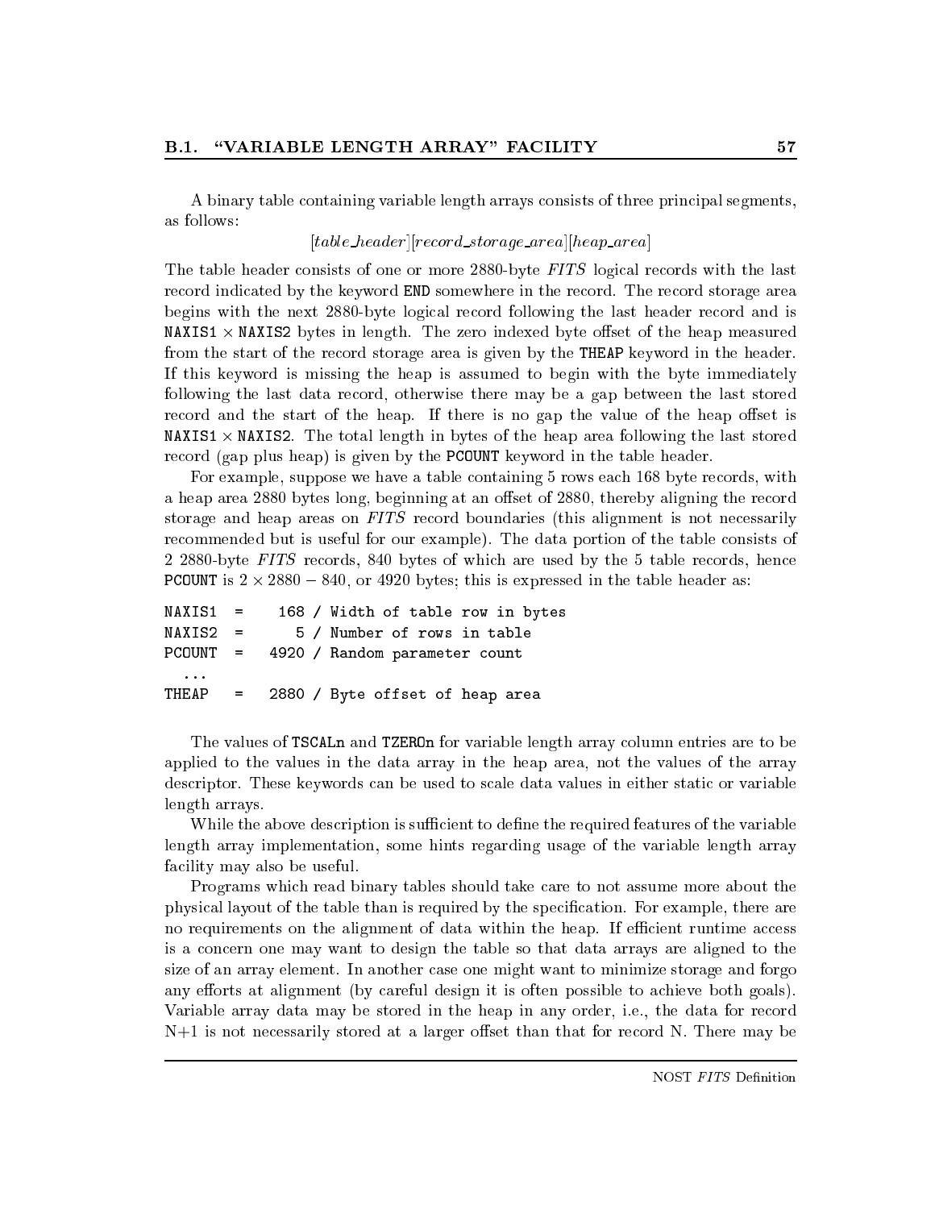A binary table containing variable length arrays consists of three principal segments, as follows:

$$[table\_header][record\_storage\_area][heap\_area]$$

The table header consists of one or more 2880-byte *FITS* logical records with the last record indicated by the keyword **END** somewhere in the record. The record storage area begins with the next 2880-byte logical record following the last header record and is **NAXIS1** $\times$ **NAXIS2** bytes in length. The zero indexed byte offset of the heap measured from the start of the record storage area is given by the **THEAP** keyword in the header. If this keyword is missing the heap is assumed to begin with the byte immediately following the last data record, otherwise there may be a gap between the last stored record and the start of the heap. If there is no gap the value of the heap offset is **NAXIS1** $\times$ **NAXIS2**. The total length in bytes of the heap area following the last stored record (gap plus heap) is given by the **PCOUNT** keyword in the table header.

For example, suppose we have a table containing 5 rows each 168 byte records, with a heap area 2880 bytes long, beginning at an offset of 2880, thereby aligning the record storage and heap areas on *FITS* record boundaries (this alignment is not necessarily recommended but is useful for our example). The data portion of the table consists of 2 2880-byte *FITS* records, 840 bytes of which are used by the 5 table records, hence **PCOUNT** is $2 \times 2880 - 840$, or 4920 bytes; this is expressed in the table header as:

```
NAXIS1  =     168 / Width of table row in bytes
NAXIS2  =       5 / Number of rows in table
PCOUNT  =    4920 / Random parameter count
  ...
THEAP   =    2880 / Byte offset of heap area
```

The values of **TSCALn** and **TZEROn** for variable length array column entries are to be applied to the values in the data array in the heap area, not the values of the array descriptor. These keywords can be used to scale data values in either static or variable length arrays.

While the above description is sufficient to define the required features of the variable length array implementation, some hints regarding usage of the variable length array facility may also be useful.

Programs which read binary tables should take care to not assume more about the physical layout of the table than is required by the specification. For example, there are no requirements on the alignment of data within the heap. If efficient runtime access is a concern one may want to design the table so that data arrays are aligned to the size of an array element. In another case one might want to minimize storage and forgo any efforts at alignment (by careful design it is often possible to achieve both goals). Variable array data may be stored in the heap in any order, i.e., the data for record N+1 is not necessarily stored at a larger offset than that for record N. There may be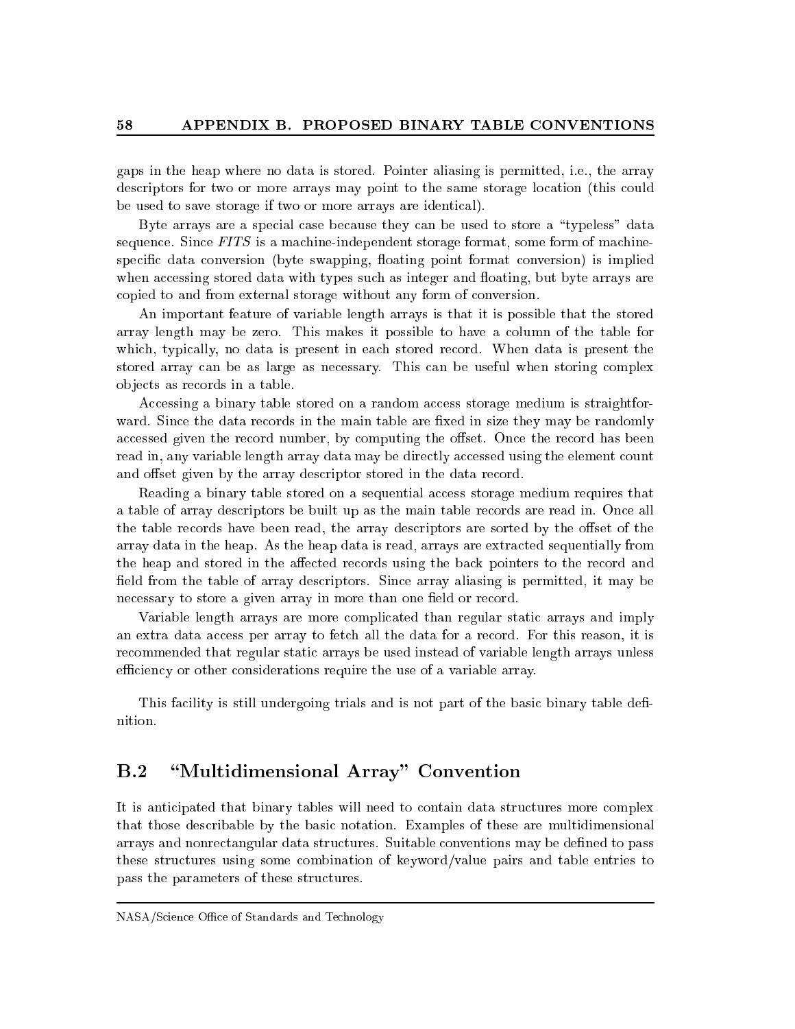gaps in the heap where no data is stored. Pointer aliasing is permitted, i.e., the array descriptors for two or more arrays may point to the same storage location (this could be used to save storage if two or more arrays are identical).

Byte arrays are a special case because they can be used to store a "typeless" data sequence. Since *FITS* is a machine-independent storage format, some form of machine-specific data conversion (byte swapping, floating point format conversion) is implied when accessing stored data with types such as integer and floating, but byte arrays are copied to and from external storage without any form of conversion.

An important feature of variable length arrays is that it is possible that the stored array length may be zero. This makes it possible to have a column of the table for which, typically, no data is present in each stored record. When data is present the stored array can be as large as necessary. This can be useful when storing complex objects as records in a table.

Accessing a binary table stored on a random access storage medium is straightforward. Since the data records in the main table are fixed in size they may be randomly accessed given the record number, by computing the offset. Once the record has been read in, any variable length array data may be directly accessed using the element count and offset given by the array descriptor stored in the data record.

Reading a binary table stored on a sequential access storage medium requires that a table of array descriptors be built up as the main table records are read in. Once all the table records have been read, the array descriptors are sorted by the offset of the array data in the heap. As the heap data is read, arrays are extracted sequentially from the heap and stored in the affected records using the back pointers to the record and field from the table of array descriptors. Since array aliasing is permitted, it may be necessary to store a given array in more than one field or record.

Variable length arrays are more complicated than regular static arrays and imply an extra data access per array to fetch all the data for a record. For this reason, it is recommended that regular static arrays be used instead of variable length arrays unless efficiency or other considerations require the use of a variable array.

This facility is still undergoing trials and is not part of the basic binary table definition.

## B.2 "Multidimensional Array" Convention

It is anticipated that binary tables will need to contain data structures more complex that those describable by the basic notation. Examples of these are multidimensional arrays and nonrectangular data structures. Suitable conventions may be defined to pass these structures using some combination of keyword/value pairs and table entries to pass the parameters of these structures.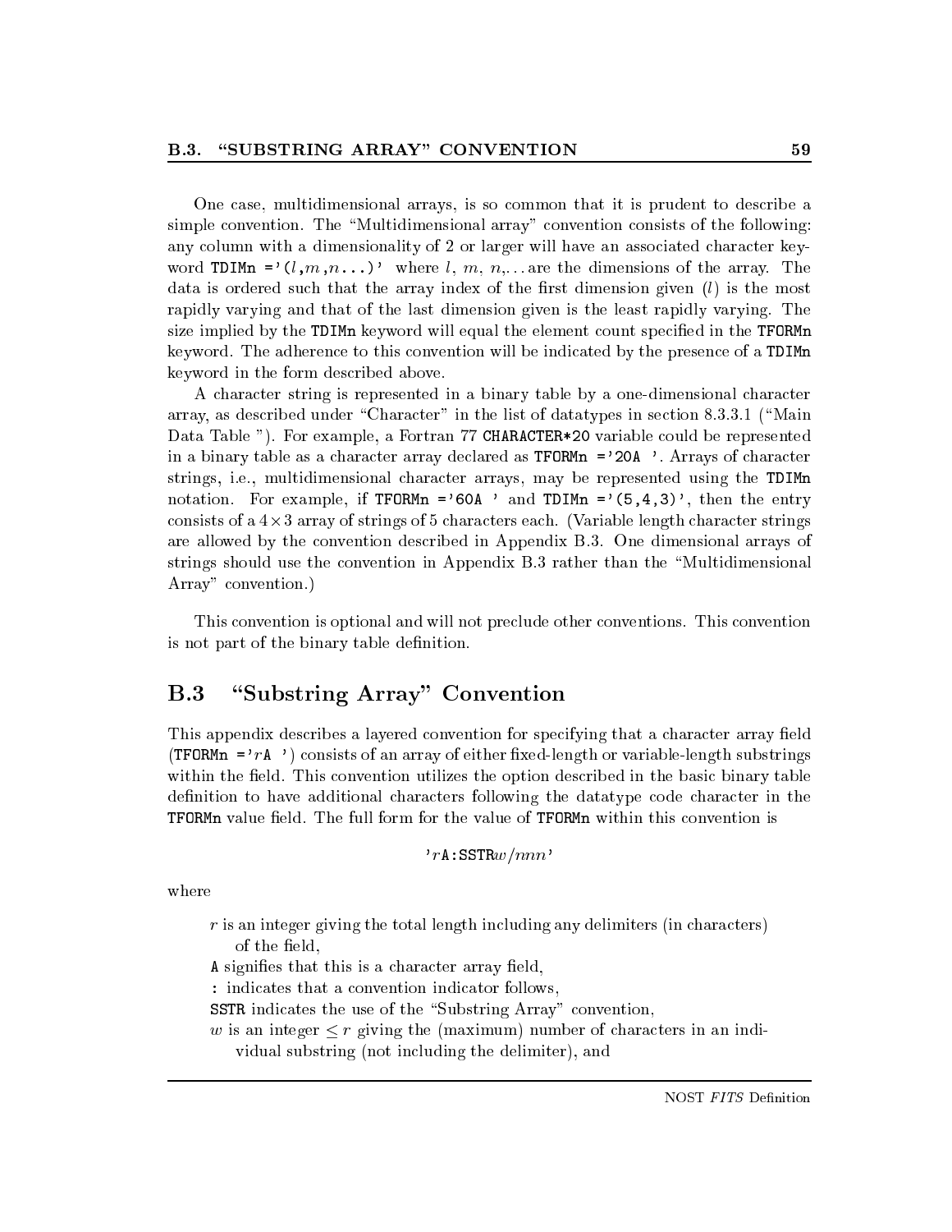One case, multidimensional arrays, is so common that it is prudent to describe a simple convention. The "Multidimensional array" convention consists of the following: any column with a dimensionality of 2 or larger will have an associated character keyword `TDIMn ='(l,m,n...)'` where $l$, $m$, $n$,... are the dimensions of the array. The data is ordered such that the array index of the first dimension given ($l$) is the most rapidly varying and that of the last dimension given is the least rapidly varying. The size implied by the `TDIMn` keyword will equal the element count specified in the `TFORMn` keyword. The adherence to this convention will be indicated by the presence of a `TDIMn` keyword in the form described above.

A character string is represented in a binary table by a one-dimensional character array, as described under "Character" in the list of datatypes in section 8.3.3.1 ("Main Data Table "). For example, a Fortran 77 `CHARACTER*20` variable could be represented in a binary table as a character array declared as `TFORMn ='20A '`. Arrays of character strings, i.e., multidimensional character arrays, may be represented using the `TDIMn` notation. For example, if `TFORMn ='60A '` and `TDIMn ='(5,4,3)'`, then the entry consists of a $4 \times 3$ array of strings of 5 characters each. (Variable length character strings are allowed by the convention described in Appendix B.3. One dimensional arrays of strings should use the convention in Appendix B.3 rather than the "Multidimensional Array" convention.)

This convention is optional and will not preclude other conventions. This convention is not part of the binary table definition.

## B.3 "Substring Array" Convention

This appendix describes a layered convention for specifying that a character array field (`TFORMn =`'*r*`A '`) consists of an array of either fixed-length or variable-length substrings within the field. This convention utilizes the option described in the basic binary table definition to have additional characters following the datatype code character in the `TFORMn` value field. The full form for the value of `TFORMn` within this convention is

'*r*`A:SSTR`*w*/*nnn*'

where

$r$ is an integer giving the total length including any delimiters (in characters) of the field,

`A` signifies that this is a character array field,

`:` indicates that a convention indicator follows,

`SSTR` indicates the use of the "Substring Array" convention,

$w$ is an integer $\leq r$ giving the (maximum) number of characters in an individual substring (not including the delimiter), and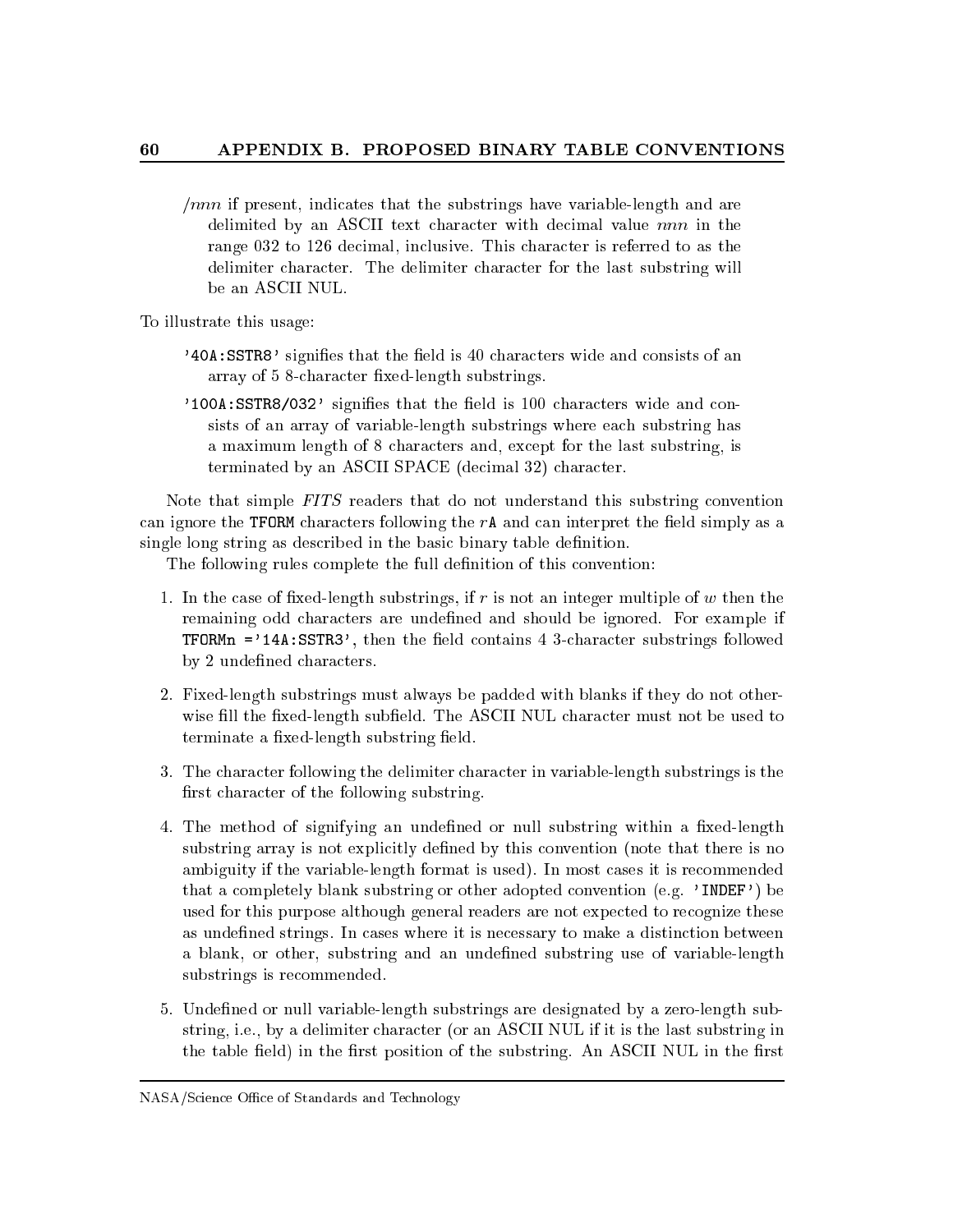*/nnn* if present, indicates that the substrings have variable-length and are delimited by an ASCII text character with decimal value *nnn* in the range 032 to 126 decimal, inclusive. This character is referred to as the delimiter character. The delimiter character for the last substring will be an ASCII NUL.

To illustrate this usage:

`'40A:SSTR8'` signifies that the field is 40 characters wide and consists of an array of 5 8-character fixed-length substrings.

`'100A:SSTR8/032'` signifies that the field is 100 characters wide and consists of an array of variable-length substrings where each substring has a maximum length of 8 characters and, except for the last substring, is terminated by an ASCII SPACE (decimal 32) character.

Note that simple *FITS* readers that do not understand this substring convention can ignore the `TFORM` characters following the $r$`A` and can interpret the field simply as a single long string as described in the basic binary table definition.

The following rules complete the full definition of this convention:

1. In the case of fixed-length substrings, if $r$ is not an integer multiple of $w$ then the remaining odd characters are undefined and should be ignored. For example if `TFORMn ='14A:SSTR3'`, then the field contains 4 3-character substrings followed by 2 undefined characters.

2. Fixed-length substrings must always be padded with blanks if they do not otherwise fill the fixed-length subfield. The ASCII NUL character must not be used to terminate a fixed-length substring field.

3. The character following the delimiter character in variable-length substrings is the first character of the following substring.

4. The method of signifying an undefined or null substring within a fixed-length substring array is not explicitly defined by this convention (note that there is no ambiguity if the variable-length format is used). In most cases it is recommended that a completely blank substring or other adopted convention (e.g. `'INDEF'`) be used for this purpose although general readers are not expected to recognize these as undefined strings. In cases where it is necessary to make a distinction between a blank, or other, substring and an undefined substring use of variable-length substrings is recommended.

5. Undefined or null variable-length substrings are designated by a zero-length substring, i.e., by a delimiter character (or an ASCII NUL if it is the last substring in the table field) in the first position of the substring. An ASCII NUL in the first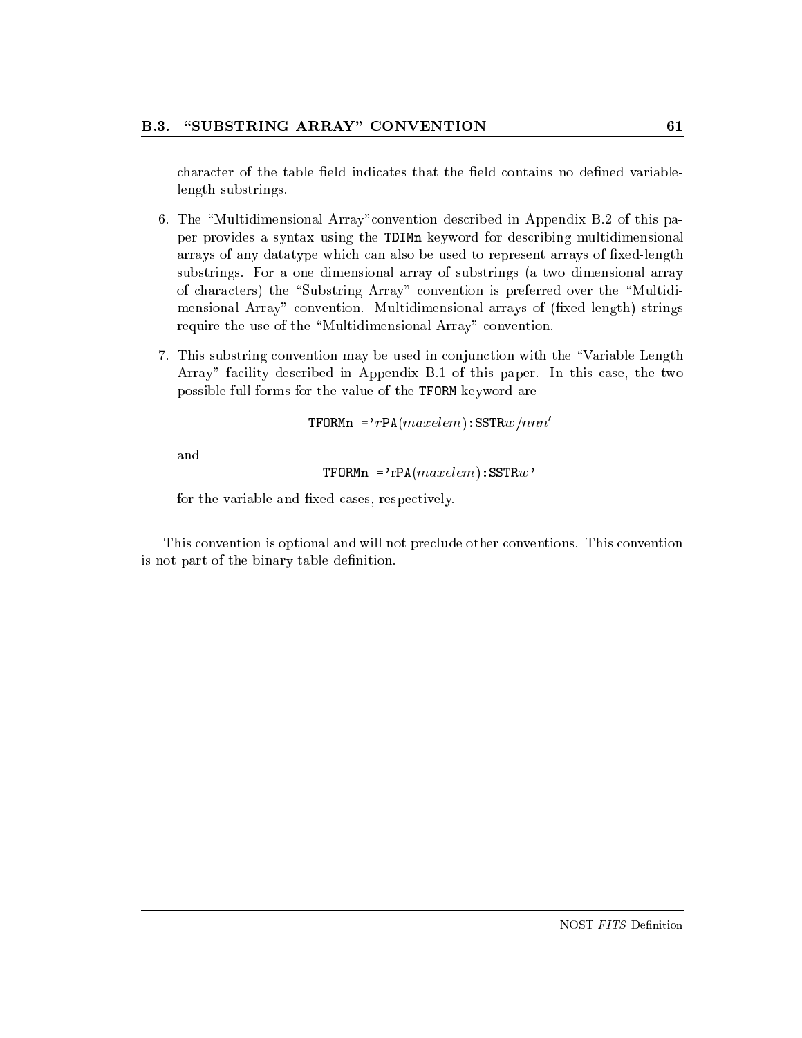character of the table field indicates that the field contains no defined variable-length substrings.

6. The "Multidimensional Array" convention described in Appendix B.2 of this paper provides a syntax using the `TDIMn` keyword for describing multidimensional arrays of any datatype which can also be used to represent arrays of fixed-length substrings. For a one dimensional array of substrings (a two dimensional array of characters) the "Substring Array" convention is preferred over the "Multidimensional Array" convention. Multidimensional arrays of (fixed length) strings require the use of the "Multidimensional Array" convention.

7. This substring convention may be used in conjunction with the "Variable Length Array" facility described in Appendix B.1 of this paper. In this case, the two possible full forms for the value of the `TFORM` keyword are

   `TFORMn =`'*r*`PA`(*maxelem*)`:SSTR`*w*/*nnn*'

   and

   `TFORMn =`'r`PA`(*maxelem*)`:SSTR`*w*'

   for the variable and fixed cases, respectively.

This convention is optional and will not preclude other conventions. This convention is not part of the binary table definition.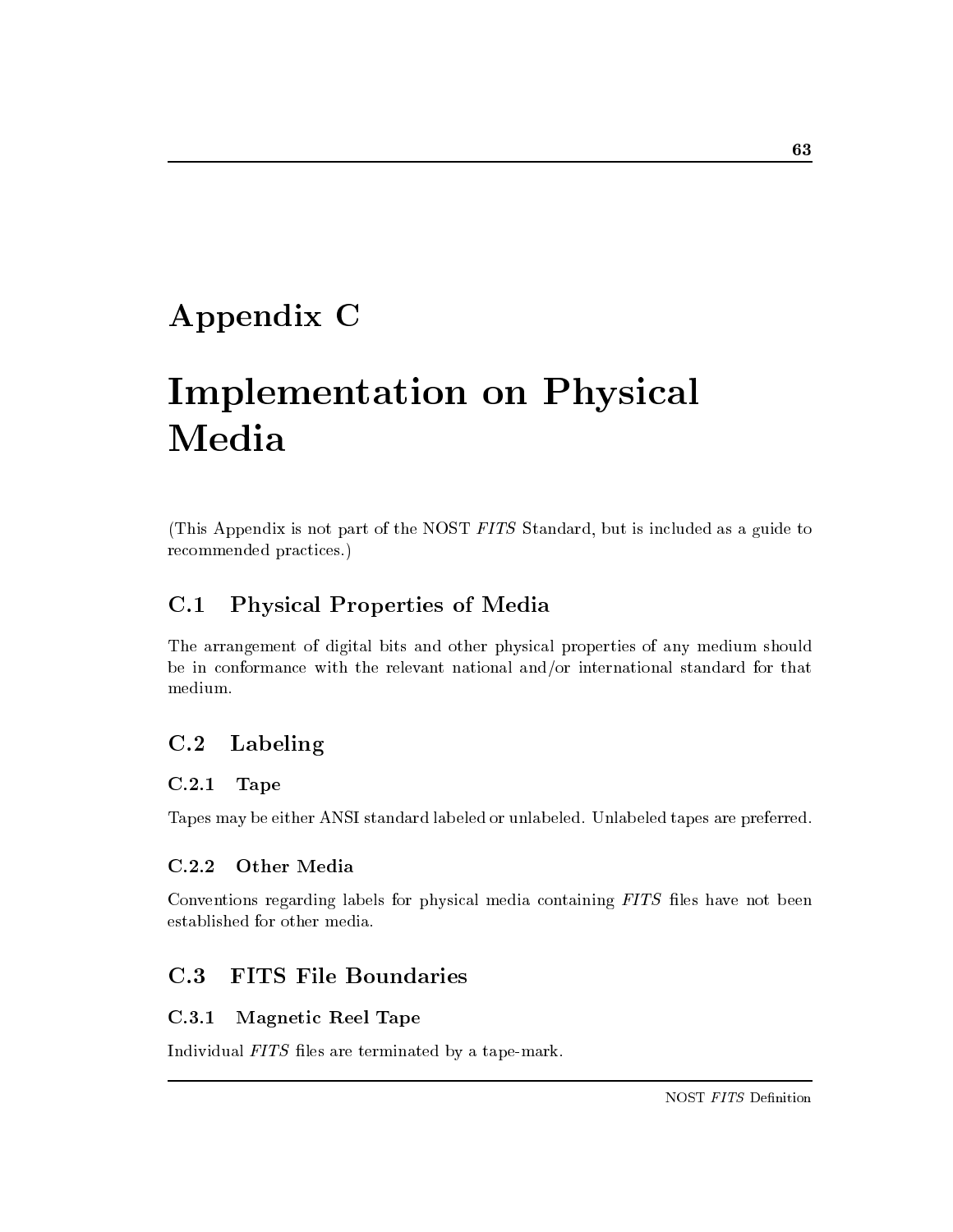# Appendix C

# Implementation on Physical Media

(This Appendix is not part of the NOST *FITS* Standard, but is included as a guide to recommended practices.)

## C.1 Physical Properties of Media

The arrangement of digital bits and other physical properties of any medium should be in conformance with the relevant national and/or international standard for that medium.

## C.2 Labeling

### C.2.1 Tape

Tapes may be either ANSI standard labeled or unlabeled. Unlabeled tapes are preferred.

### C.2.2 Other Media

Conventions regarding labels for physical media containing *FITS* files have not been established for other media.

## C.3 FITS File Boundaries

### C.3.1 Magnetic Reel Tape

Individual *FITS* files are terminated by a tape-mark.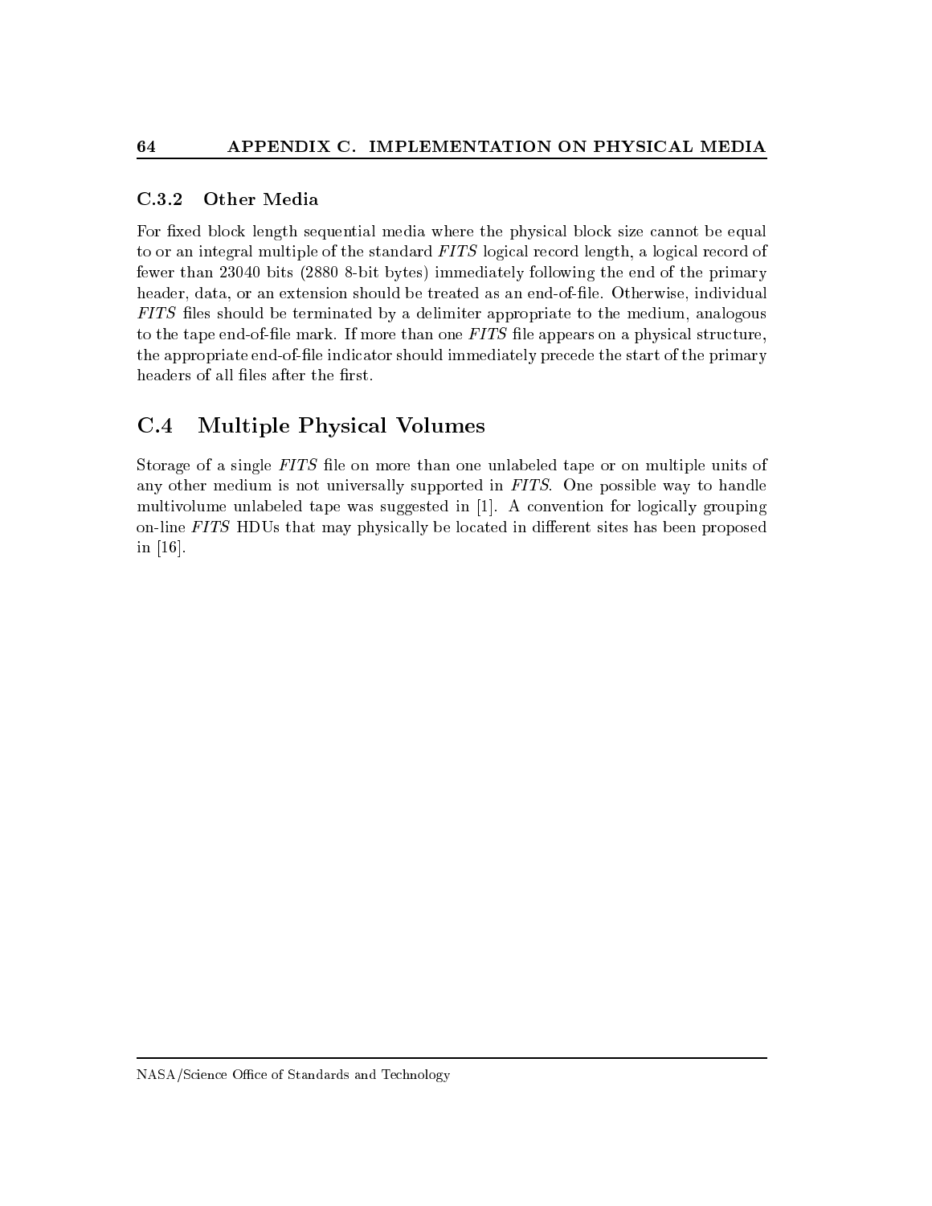### C.3.2 Other Media

For fixed block length sequential media where the physical block size cannot be equal to or an integral multiple of the standard *FITS* logical record length, a logical record of fewer than 23040 bits (2880 8-bit bytes) immediately following the end of the primary header, data, or an extension should be treated as an end-of-file. Otherwise, individual *FITS* files should be terminated by a delimiter appropriate to the medium, analogous to the tape end-of-file mark. If more than one *FITS* file appears on a physical structure, the appropriate end-of-file indicator should immediately precede the start of the primary headers of all files after the first.

## C.4 Multiple Physical Volumes

Storage of a single *FITS* file on more than one unlabeled tape or on multiple units of any other medium is not universally supported in *FITS*. One possible way to handle multivolume unlabeled tape was suggested in [1]. A convention for logically grouping on-line *FITS* HDUs that may physically be located in different sites has been proposed in [16].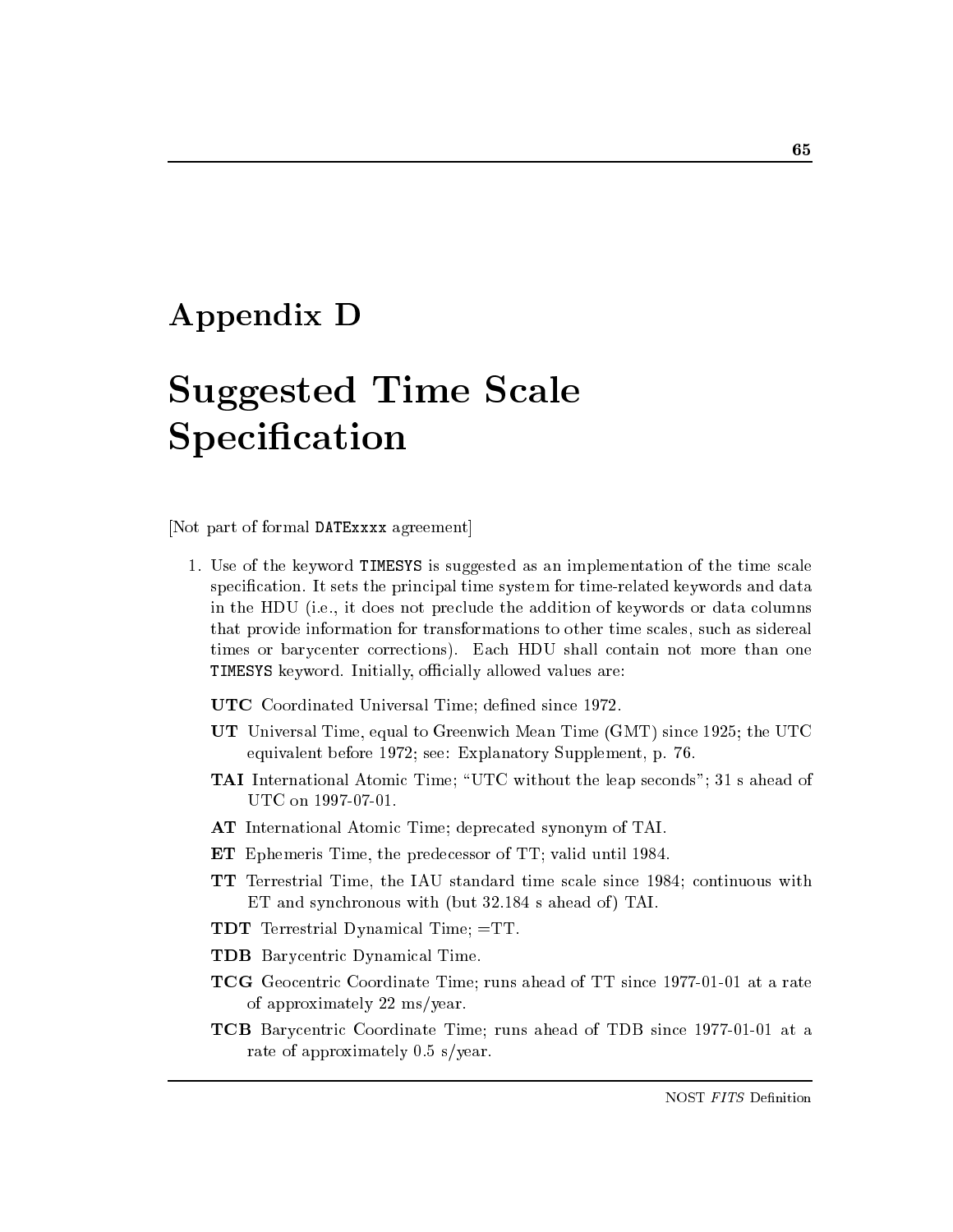# Appendix D

# Suggested Time Scale Specification

[Not part of formal DATExxxx agreement]

1. Use of the keyword TIMESYS is suggested as an implementation of the time scale specification. It sets the principal time system for time-related keywords and data in the HDU (i.e., it does not preclude the addition of keywords or data columns that provide information for transformations to other time scales, such as sidereal times or barycenter corrections). Each HDU shall contain not more than one TIMESYS keyword. Initially, officially allowed values are:

   **UTC** Coordinated Universal Time; defined since 1972.

   **UT** Universal Time, equal to Greenwich Mean Time (GMT) since 1925; the UTC equivalent before 1972; see: Explanatory Supplement, p. 76.

   **TAI** International Atomic Time; "UTC without the leap seconds"; 31 s ahead of UTC on 1997-07-01.

   **AT** International Atomic Time; deprecated synonym of TAI.

   **ET** Ephemeris Time, the predecessor of TT; valid until 1984.

   **TT** Terrestrial Time, the IAU standard time scale since 1984; continuous with ET and synchronous with (but 32.184 s ahead of) TAI.

   **TDT** Terrestrial Dynamical Time; =TT.

   **TDB** Barycentric Dynamical Time.

   **TCG** Geocentric Coordinate Time; runs ahead of TT since 1977-01-01 at a rate of approximately 22 ms/year.

   **TCB** Barycentric Coordinate Time; runs ahead of TDB since 1977-01-01 at a rate of approximately 0.5 s/year.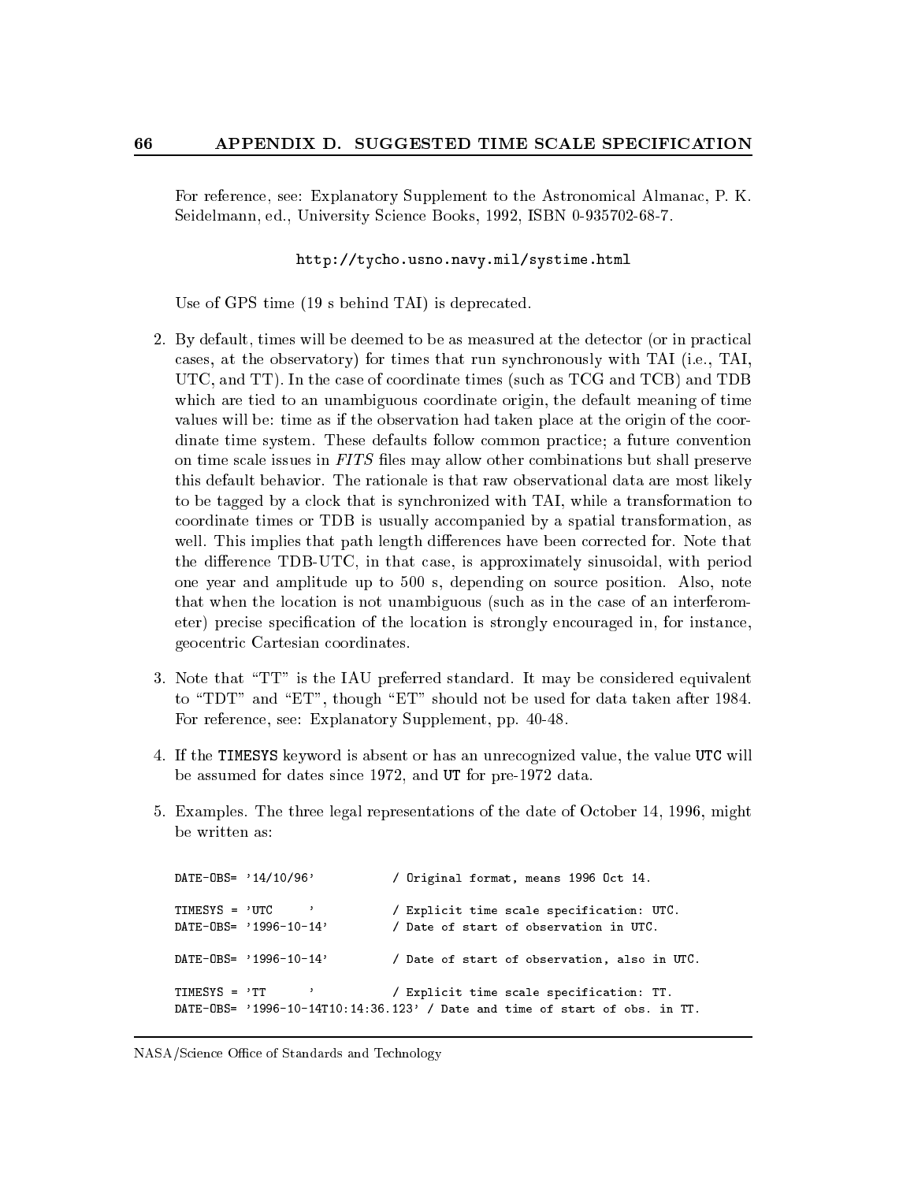For reference, see: Explanatory Supplement to the Astronomical Almanac, P. K. Seidelmann, ed., University Science Books, 1992, ISBN 0-935702-68-7.

http://tycho.usno.navy.mil/systime.html

Use of GPS time (19 s behind TAI) is deprecated.

2. By default, times will be deemed to be as measured at the detector (or in practical cases, at the observatory) for times that run synchronously with TAI (i.e., TAI, UTC, and TT). In the case of coordinate times (such as TCG and TCB) and TDB which are tied to an unambiguous coordinate origin, the default meaning of time values will be: time as if the observation had taken place at the origin of the coordinate time system. These defaults follow common practice; a future convention on time scale issues in *FITS* files may allow other combinations but shall preserve this default behavior. The rationale is that raw observational data are most likely to be tagged by a clock that is synchronized with TAI, while a transformation to coordinate times or TDB is usually accompanied by a spatial transformation, as well. This implies that path length differences have been corrected for. Note that the difference TDB-UTC, in that case, is approximately sinusoidal, with period one year and amplitude up to 500 s, depending on source position. Also, note that when the location is not unambiguous (such as in the case of an interferometer) precise specification of the location is strongly encouraged in, for instance, geocentric Cartesian coordinates.

3. Note that "TT" is the IAU preferred standard. It may be considered equivalent to "TDT" and "ET", though "ET" should not be used for data taken after 1984. For reference, see: Explanatory Supplement, pp. 40-48.

4. If the `TIMESYS` keyword is absent or has an unrecognized value, the value `UTC` will be assumed for dates since 1972, and `UT` for pre-1972 data.

5. Examples. The three legal representations of the date of October 14, 1996, might be written as:

```
DATE-OBS= '14/10/96'           / Original format, means 1996 Oct 14.

TIMESYS = 'UTC     '           / Explicit time scale specification: UTC.
DATE-OBS= '1996-10-14'         / Date of start of observation in UTC.

DATE-OBS= '1996-10-14'         / Date of start of observation, also in UTC.

TIMESYS = 'TT      '           / Explicit time scale specification: TT.
DATE-OBS= '1996-10-14T10:14:36.123' / Date and time of start of obs. in TT.
```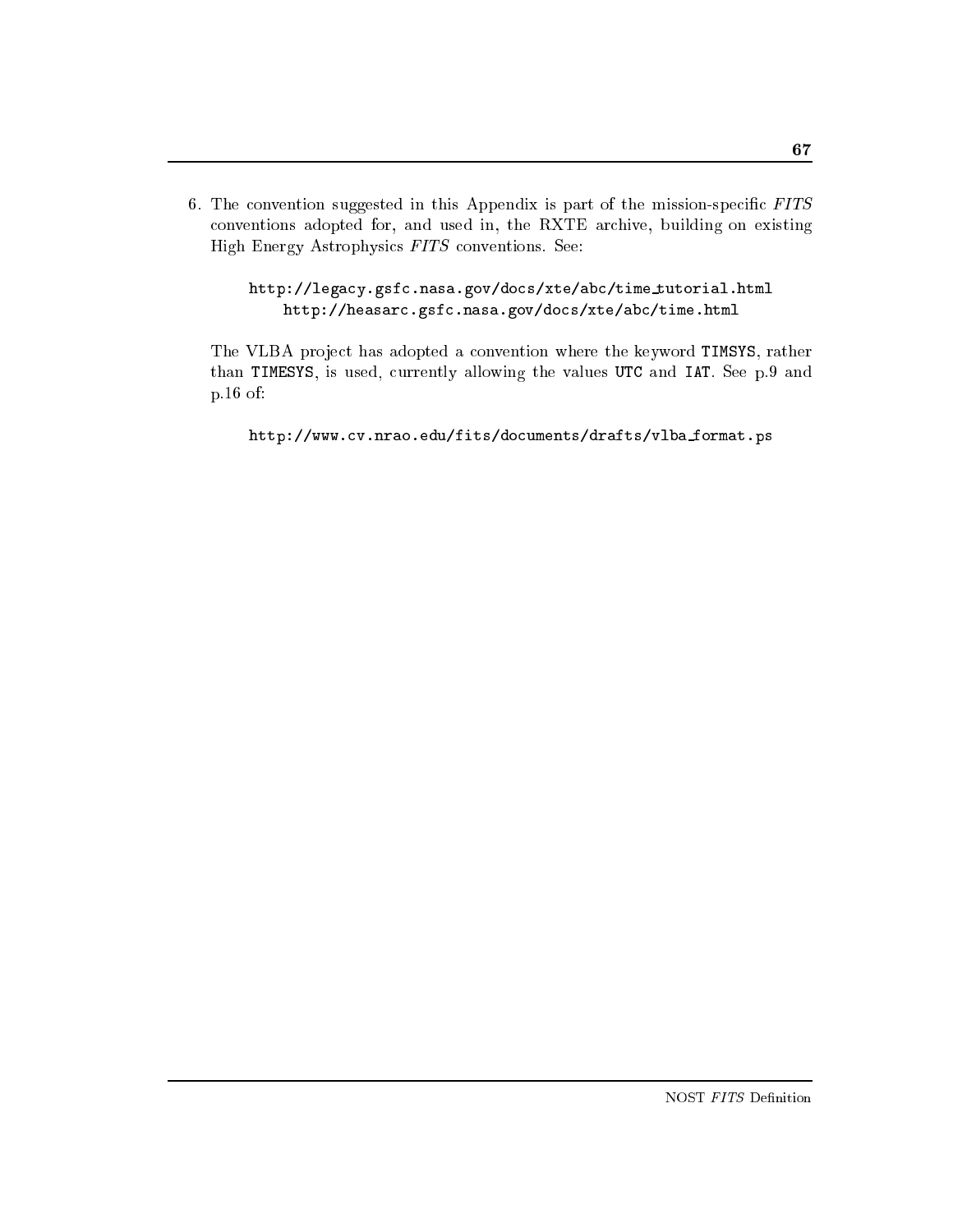6. The convention suggested in this Appendix is part of the mission-specific *FITS* conventions adopted for, and used in, the RXTE archive, building on existing High Energy Astrophysics *FITS* conventions. See:

   `http://legacy.gsfc.nasa.gov/docs/xte/abc/time_tutorial.html`
   `http://heasarc.gsfc.nasa.gov/docs/xte/abc/time.html`

   The VLBA project has adopted a convention where the keyword `TIMSYS`, rather than `TIMESYS`, is used, currently allowing the values `UTC` and `IAT`. See p.9 and p.16 of:

   `http://www.cv.nrao.edu/fits/documents/drafts/vlba_format.ps`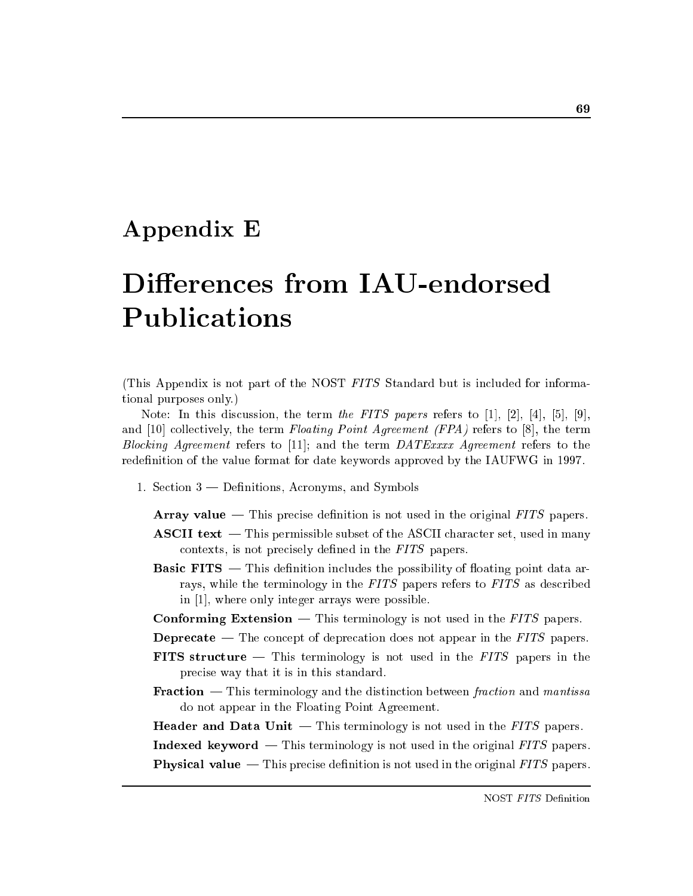# Appendix E

# Differences from IAU-endorsed Publications

(This Appendix is not part of the NOST *FITS* Standard but is included for informational purposes only.)

Note: In this discussion, the term *the FITS papers* refers to [1], [2], [4], [5], [9], and [10] collectively, the term *Floating Point Agreement (FPA)* refers to [8], the term *Blocking Agreement* refers to [11]; and the term *DATExxxx Agreement* refers to the redefinition of the value format for date keywords approved by the IAUFWG in 1997.

1. Section 3 — Definitions, Acronyms, and Symbols

   **Array value** — This precise definition is not used in the original *FITS* papers.

   **ASCII text** — This permissible subset of the ASCII character set, used in many contexts, is not precisely defined in the *FITS* papers.

   **Basic FITS** — This definition includes the possibility of floating point data arrays, while the terminology in the *FITS* papers refers to *FITS* as described in [1], where only integer arrays were possible.

   **Conforming Extension** — This terminology is not used in the *FITS* papers.

   **Deprecate** — The concept of deprecation does not appear in the *FITS* papers.

   **FITS structure** — This terminology is not used in the *FITS* papers in the precise way that it is in this standard.

   **Fraction** — This terminology and the distinction between *fraction* and *mantissa* do not appear in the Floating Point Agreement.

   **Header and Data Unit** — This terminology is not used in the *FITS* papers.

   **Indexed keyword** — This terminology is not used in the original *FITS* papers.

   **Physical value** — This precise definition is not used in the original *FITS* papers.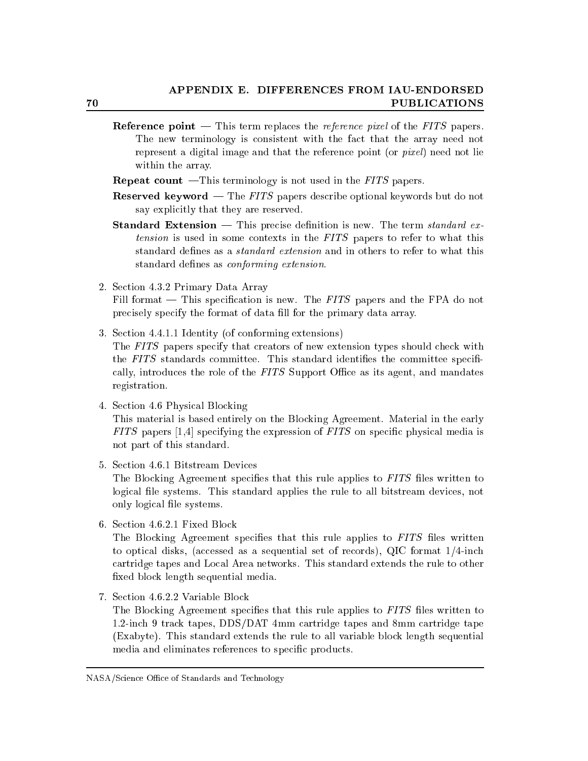**Reference point** — This term replaces the *reference pixel* of the *FITS* papers. The new terminology is consistent with the fact that the array need not represent a digital image and that the reference point (or *pixel*) need not lie within the array.

**Repeat count** —This terminology is not used in the *FITS* papers.

**Reserved keyword** — The *FITS* papers describe optional keywords but do not say explicitly that they are reserved.

**Standard Extension** — This precise definition is new. The term *standard extension* is used in some contexts in the *FITS* papers to refer to what this standard defines as a *standard extension* and in others to refer to what this standard defines as *conforming extension*.

2. Section 4.3.2 Primary Data Array
   Fill format — This specification is new. The *FITS* papers and the FPA do not precisely specify the format of data fill for the primary data array.

3. Section 4.4.1.1 Identity (of conforming extensions)
   The *FITS* papers specify that creators of new extension types should check with the *FITS* standards committee. This standard identifies the committee specifically, introduces the role of the *FITS* Support Office as its agent, and mandates registration.

4. Section 4.6 Physical Blocking
   This material is based entirely on the Blocking Agreement. Material in the early *FITS* papers [1,4] specifying the expression of *FITS* on specific physical media is not part of this standard.

5. Section 4.6.1 Bitstream Devices
   The Blocking Agreement specifies that this rule applies to *FITS* files written to logical file systems. This standard applies the rule to all bitstream devices, not only logical file systems.

6. Section 4.6.2.1 Fixed Block
   The Blocking Agreement specifies that this rule applies to *FITS* files written to optical disks, (accessed as a sequential set of records), QIC format 1/4-inch cartridge tapes and Local Area networks. This standard extends the rule to other fixed block length sequential media.

7. Section 4.6.2.2 Variable Block
   The Blocking Agreement specifies that this rule applies to *FITS* files written to 1.2-inch 9 track tapes, DDS/DAT 4mm cartridge tapes and 8mm cartridge tape (Exabyte). This standard extends the rule to all variable block length sequential media and eliminates references to specific products.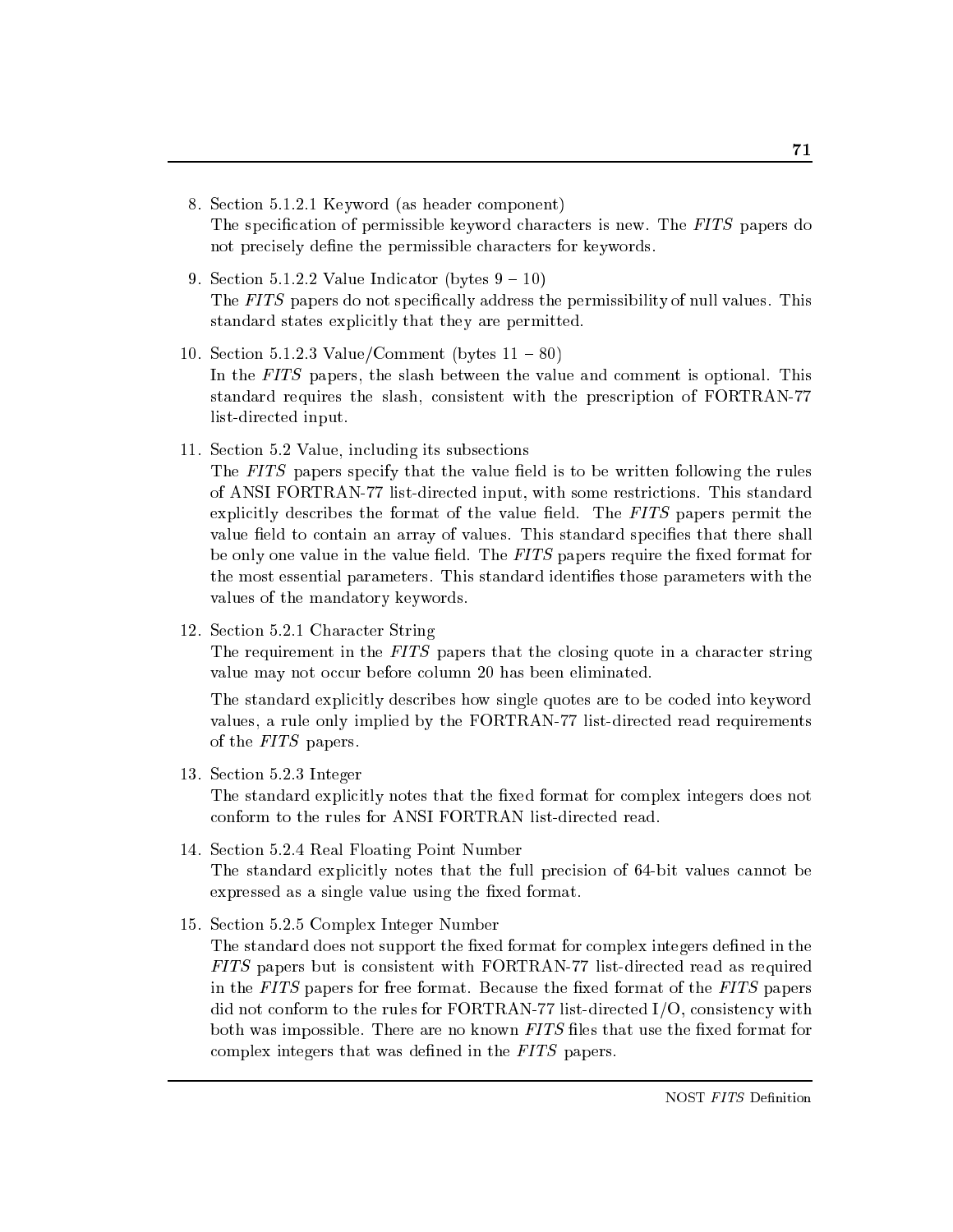8. Section 5.1.2.1 Keyword (as header component)
   The specification of permissible keyword characters is new. The *FITS* papers do not precisely define the permissible characters for keywords.

9. Section 5.1.2.2 Value Indicator (bytes 9 – 10)
   The *FITS* papers do not specifically address the permissibility of null values. This standard states explicitly that they are permitted.

10. Section 5.1.2.3 Value/Comment (bytes 11 – 80)
    In the *FITS* papers, the slash between the value and comment is optional. This standard requires the slash, consistent with the prescription of FORTRAN-77 list-directed input.

11. Section 5.2 Value, including its subsections
    The *FITS* papers specify that the value field is to be written following the rules of ANSI FORTRAN-77 list-directed input, with some restrictions. This standard explicitly describes the format of the value field. The *FITS* papers permit the value field to contain an array of values. This standard specifies that there shall be only one value in the value field. The *FITS* papers require the fixed format for the most essential parameters. This standard identifies those parameters with the values of the mandatory keywords.

12. Section 5.2.1 Character String
    The requirement in the *FITS* papers that the closing quote in a character string value may not occur before column 20 has been eliminated.

    The standard explicitly describes how single quotes are to be coded into keyword values, a rule only implied by the FORTRAN-77 list-directed read requirements of the *FITS* papers.

13. Section 5.2.3 Integer
    The standard explicitly notes that the fixed format for complex integers does not conform to the rules for ANSI FORTRAN list-directed read.

14. Section 5.2.4 Real Floating Point Number
    The standard explicitly notes that the full precision of 64-bit values cannot be expressed as a single value using the fixed format.

15. Section 5.2.5 Complex Integer Number
    The standard does not support the fixed format for complex integers defined in the *FITS* papers but is consistent with FORTRAN-77 list-directed read as required in the *FITS* papers for free format. Because the fixed format of the *FITS* papers did not conform to the rules for FORTRAN-77 list-directed I/O, consistency with both was impossible. There are no known *FITS* files that use the fixed format for complex integers that was defined in the *FITS* papers.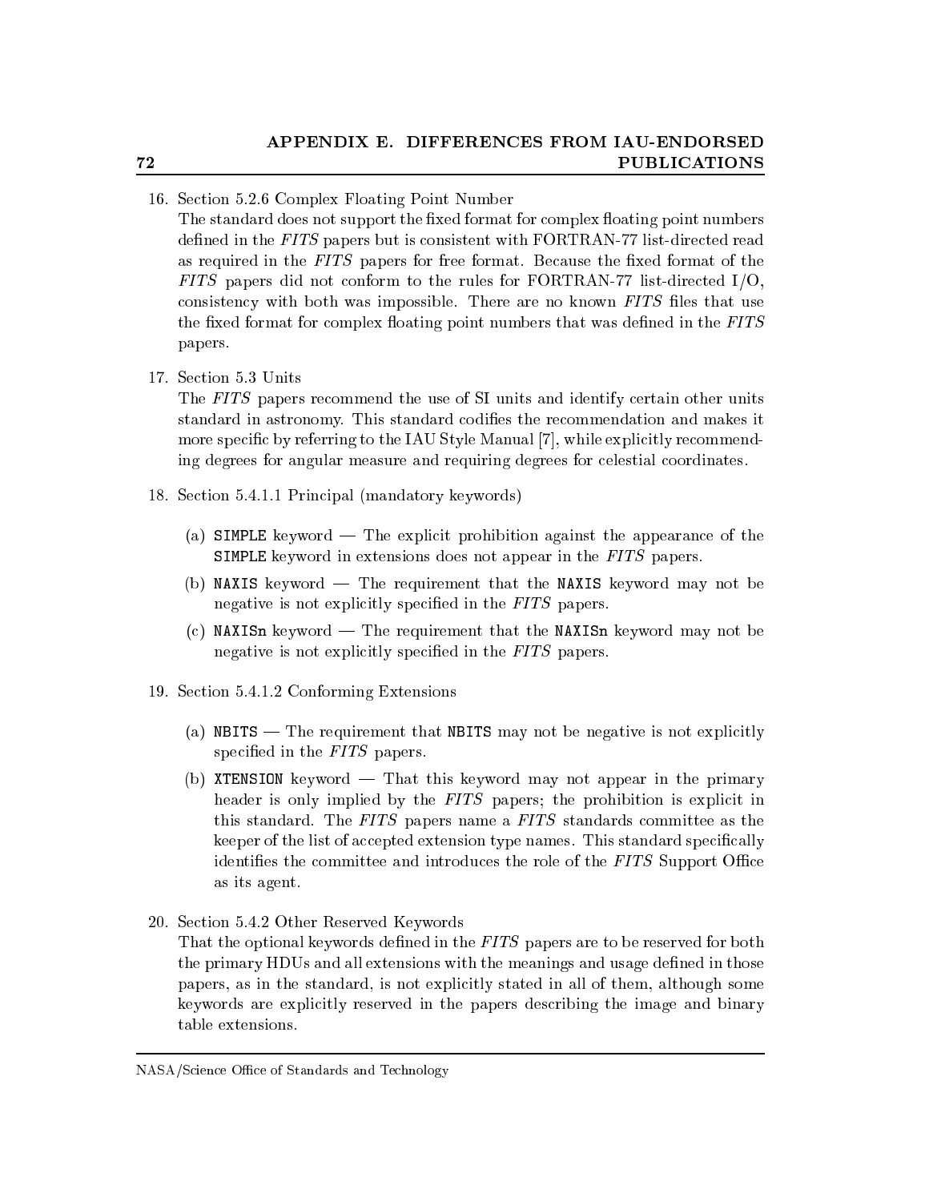16. Section 5.2.6 Complex Floating Point Number
   The standard does not support the fixed format for complex floating point numbers defined in the *FITS* papers but is consistent with FORTRAN-77 list-directed read as required in the *FITS* papers for free format. Because the fixed format of the *FITS* papers did not conform to the rules for FORTRAN-77 list-directed I/O, consistency with both was impossible. There are no known *FITS* files that use the fixed format for complex floating point numbers that was defined in the *FITS* papers.

17. Section 5.3 Units
   The *FITS* papers recommend the use of SI units and identify certain other units standard in astronomy. This standard codifies the recommendation and makes it more specific by referring to the IAU Style Manual [7], while explicitly recommending degrees for angular measure and requiring degrees for celestial coordinates.

18. Section 5.4.1.1 Principal (mandatory keywords)

   (a) `SIMPLE` keyword — The explicit prohibition against the appearance of the `SIMPLE` keyword in extensions does not appear in the *FITS* papers.

   (b) `NAXIS` keyword — The requirement that the `NAXIS` keyword may not be negative is not explicitly specified in the *FITS* papers.

   (c) `NAXISn` keyword — The requirement that the `NAXISn` keyword may not be negative is not explicitly specified in the *FITS* papers.

19. Section 5.4.1.2 Conforming Extensions

   (a) `NBITS` — The requirement that `NBITS` may not be negative is not explicitly specified in the *FITS* papers.

   (b) `XTENSION` keyword — That this keyword may not appear in the primary header is only implied by the *FITS* papers; the prohibition is explicit in this standard. The *FITS* papers name a *FITS* standards committee as the keeper of the list of accepted extension type names. This standard specifically identifies the committee and introduces the role of the *FITS* Support Office as its agent.

20. Section 5.4.2 Other Reserved Keywords
   That the optional keywords defined in the *FITS* papers are to be reserved for both the primary HDUs and all extensions with the meanings and usage defined in those papers, as in the standard, is not explicitly stated in all of them, although some keywords are explicitly reserved in the papers describing the image and binary table extensions.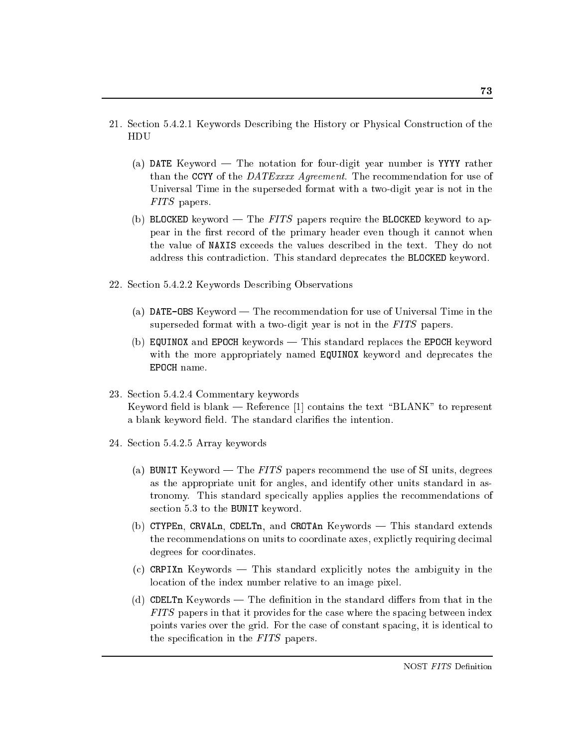21. Section 5.4.2.1 Keywords Describing the History or Physical Construction of the HDU

    (a) `DATE` Keyword — The notation for four-digit year number is `YYYY` rather than the `CCYY` of the *DATExxxx Agreement*. The recommendation for use of Universal Time in the superseded format with a two-digit year is not in the *FITS* papers.

    (b) `BLOCKED` keyword — The *FITS* papers require the `BLOCKED` keyword to appear in the first record of the primary header even though it cannot when the value of `NAXIS` exceeds the values described in the text. They do not address this contradiction. This standard deprecates the `BLOCKED` keyword.

22. Section 5.4.2.2 Keywords Describing Observations

    (a) `DATE-OBS` Keyword — The recommendation for use of Universal Time in the superseded format with a two-digit year is not in the *FITS* papers.

    (b) `EQUINOX` and `EPOCH` keywords — This standard replaces the `EPOCH` keyword with the more appropriately named `EQUINOX` keyword and deprecates the `EPOCH` name.

23. Section 5.4.2.4 Commentary keywords
    Keyword field is blank — Reference [1] contains the text "BLANK" to represent a blank keyword field. The standard clarifies the intention.

24. Section 5.4.2.5 Array keywords

    (a) `BUNIT` Keyword — The *FITS* papers recommend the use of SI units, degrees as the appropriate unit for angles, and identify other units standard in astronomy. This standard specically applies applies the recommendations of section 5.3 to the `BUNIT` keyword.

    (b) `CTYPEn`, `CRVALn`, `CDELTn`, and `CROTAn` Keywords — This standard extends the recommendations on units to coordinate axes, explictly requiring decimal degrees for coordinates.

    (c) `CRPIXn` Keywords — This standard explicitly notes the ambiguity in the location of the index number relative to an image pixel.

    (d) `CDELTn` Keywords — The definition in the standard differs from that in the *FITS* papers in that it provides for the case where the spacing between index points varies over the grid. For the case of constant spacing, it is identical to the specification in the *FITS* papers.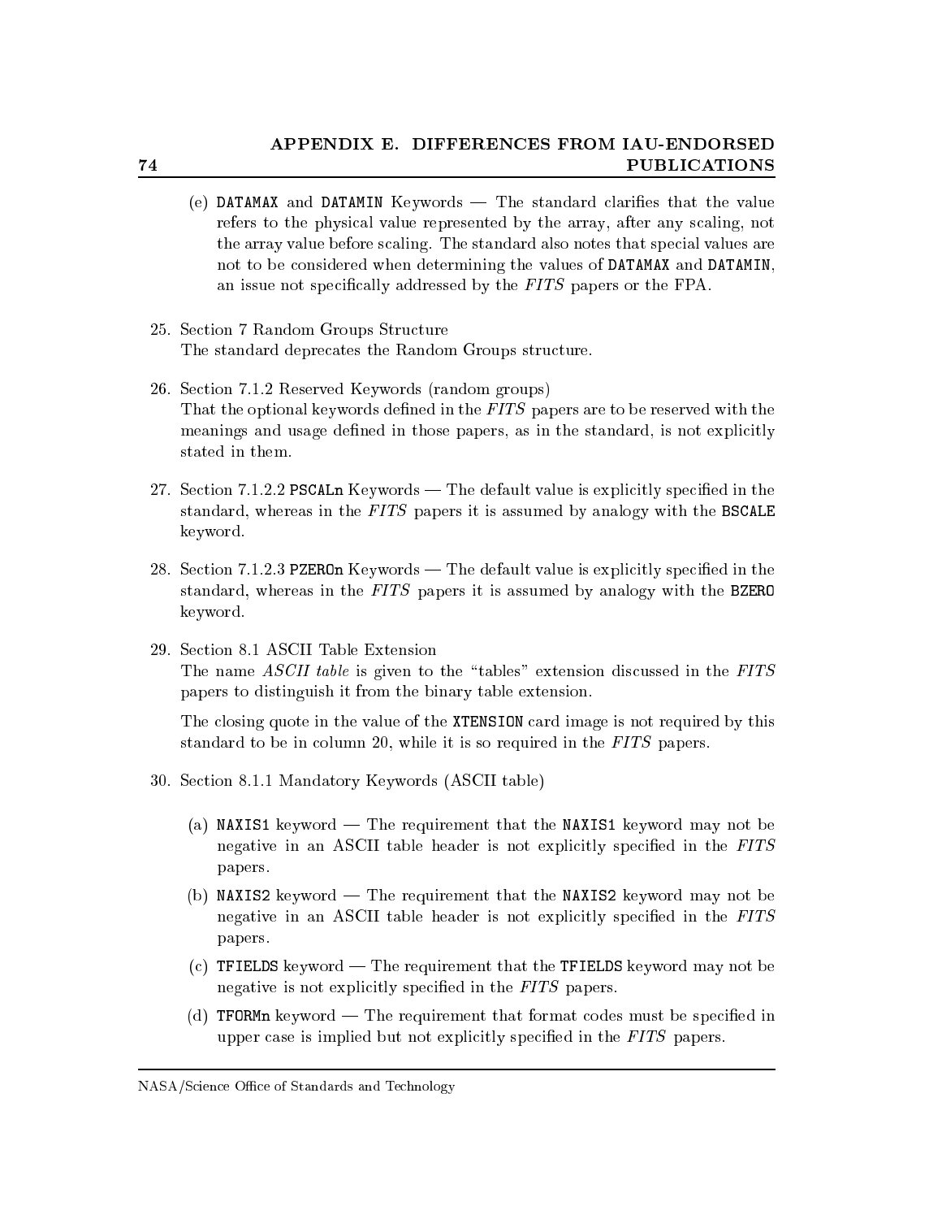(e) DATAMAX and DATAMIN Keywords — The standard clarifies that the value refers to the physical value represented by the array, after any scaling, not the array value before scaling. The standard also notes that special values are not to be considered when determining the values of DATAMAX and DATAMIN, an issue not specifically addressed by the *FITS* papers or the FPA.

25. Section 7 Random Groups Structure
    The standard deprecates the Random Groups structure.

26. Section 7.1.2 Reserved Keywords (random groups)
    That the optional keywords defined in the *FITS* papers are to be reserved with the meanings and usage defined in those papers, as in the standard, is not explicitly stated in them.

27. Section 7.1.2.2 PSCALn Keywords — The default value is explicitly specified in the standard, whereas in the *FITS* papers it is assumed by analogy with the BSCALE keyword.

28. Section 7.1.2.3 PZEROn Keywords — The default value is explicitly specified in the standard, whereas in the *FITS* papers it is assumed by analogy with the BZERO keyword.

29. Section 8.1 ASCII Table Extension
    The name *ASCII table* is given to the "tables" extension discussed in the *FITS* papers to distinguish it from the binary table extension.

    The closing quote in the value of the XTENSION card image is not required by this standard to be in column 20, while it is so required in the *FITS* papers.

30. Section 8.1.1 Mandatory Keywords (ASCII table)

    (a) NAXIS1 keyword — The requirement that the NAXIS1 keyword may not be negative in an ASCII table header is not explicitly specified in the *FITS* papers.

    (b) NAXIS2 keyword — The requirement that the NAXIS2 keyword may not be negative in an ASCII table header is not explicitly specified in the *FITS* papers.

    (c) TFIELDS keyword — The requirement that the TFIELDS keyword may not be negative is not explicitly specified in the *FITS* papers.

    (d) TFORMn keyword — The requirement that format codes must be specified in upper case is implied but not explicitly specified in the *FITS* papers.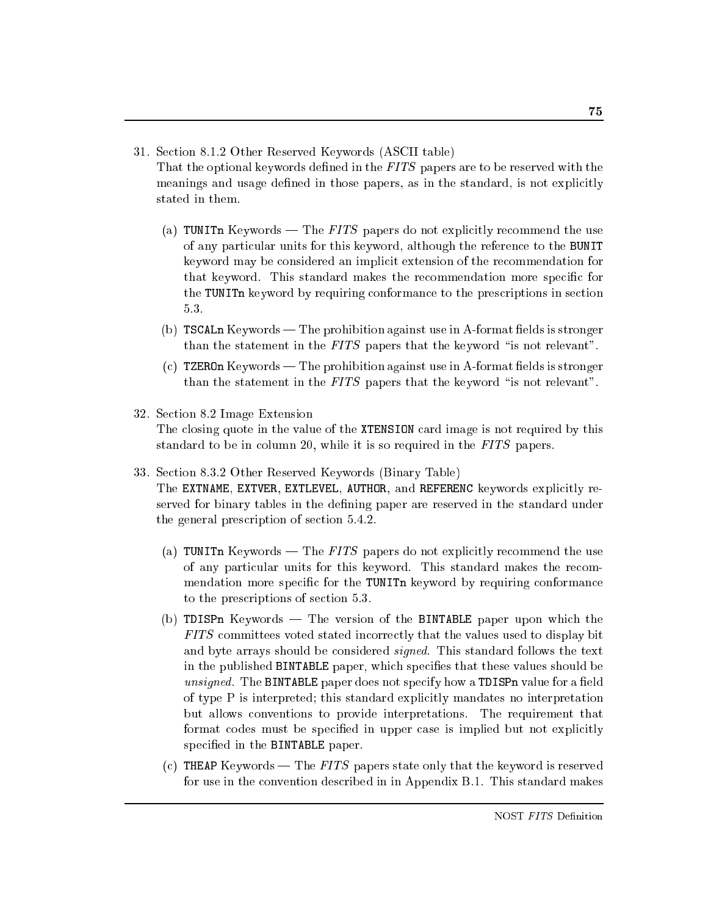31. Section 8.1.2 Other Reserved Keywords (ASCII table)
    That the optional keywords defined in the *FITS* papers are to be reserved with the meanings and usage defined in those papers, as in the standard, is not explicitly stated in them.

    (a) `TUNITn` Keywords — The *FITS* papers do not explicitly recommend the use of any particular units for this keyword, although the reference to the `BUNIT` keyword may be considered an implicit extension of the recommendation for that keyword. This standard makes the recommendation more specific for the `TUNITn` keyword by requiring conformance to the prescriptions in section 5.3.

    (b) `TSCALn` Keywords — The prohibition against use in A-format fields is stronger than the statement in the *FITS* papers that the keyword "is not relevant".

    (c) `TZEROn` Keywords — The prohibition against use in A-format fields is stronger than the statement in the *FITS* papers that the keyword "is not relevant".

32. Section 8.2 Image Extension
    The closing quote in the value of the `XTENSION` card image is not required by this standard to be in column 20, while it is so required in the *FITS* papers.

33. Section 8.3.2 Other Reserved Keywords (Binary Table)
    The `EXTNAME`, `EXTVER`, `EXTLEVEL`, `AUTHOR`, and `REFERENC` keywords explicitly reserved for binary tables in the defining paper are reserved in the standard under the general prescription of section 5.4.2.

    (a) `TUNITn` Keywords — The *FITS* papers do not explicitly recommend the use of any particular units for this keyword. This standard makes the recommendation more specific for the `TUNITn` keyword by requiring conformance to the prescriptions of section 5.3.

    (b) `TDISPn` Keywords — The version of the `BINTABLE` paper upon which the *FITS* committees voted stated incorrectly that the values used to display bit and byte arrays should be considered *signed*. This standard follows the text in the published `BINTABLE` paper, which specifies that these values should be *unsigned*. The `BINTABLE` paper does not specify how a `TDISPn` value for a field of type P is interpreted; this standard explicitly mandates no interpretation but allows conventions to provide interpretations. The requirement that format codes must be specified in upper case is implied but not explicitly specified in the `BINTABLE` paper.

    (c) `THEAP` Keywords — The *FITS* papers state only that the keyword is reserved for use in the convention described in in Appendix B.1. This standard makes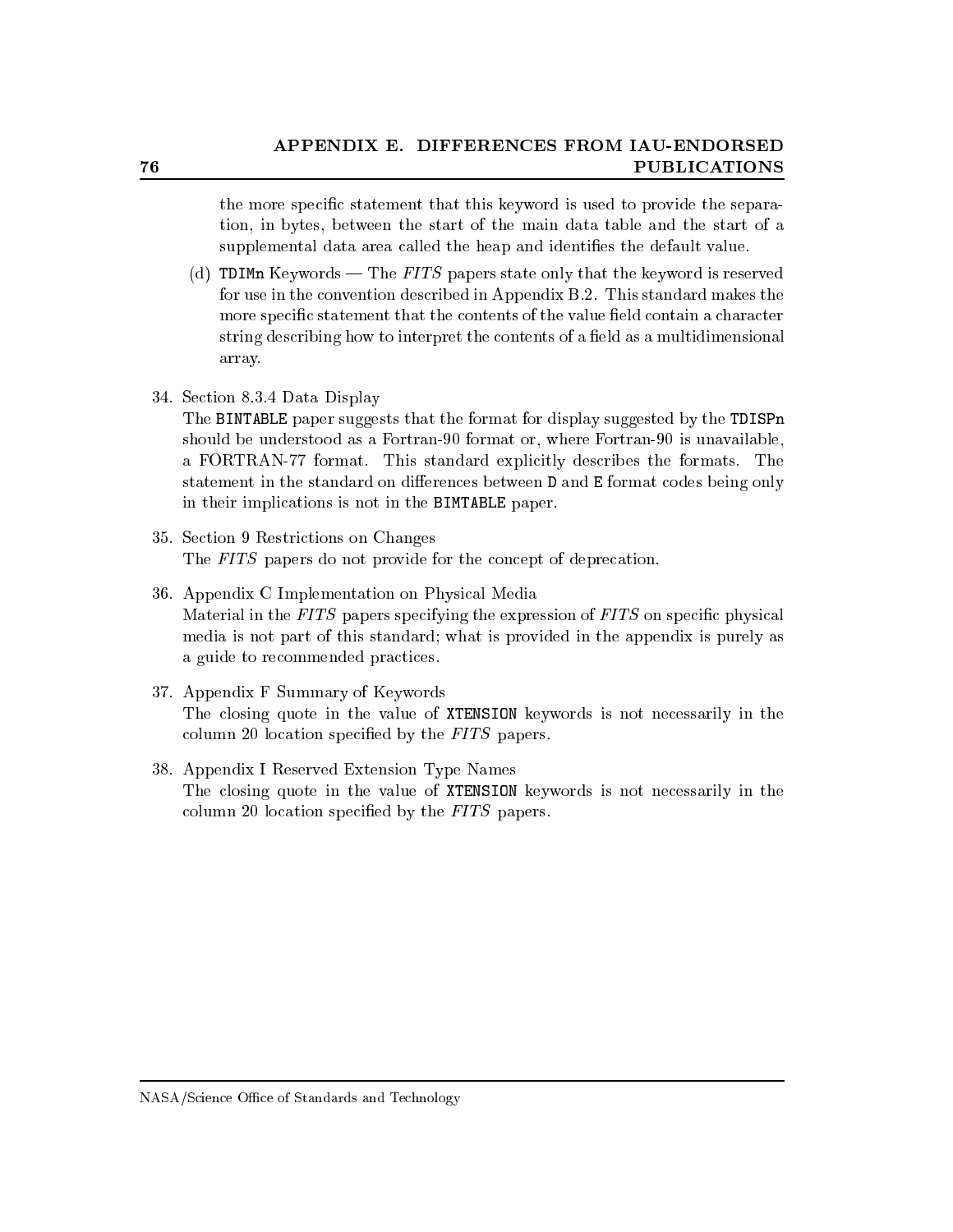the more specific statement that this keyword is used to provide the separation, in bytes, between the start of the main data table and the start of a supplemental data area called the heap and identifies the default value.

(d) `TDIMn` Keywords — The *FITS* papers state only that the keyword is reserved for use in the convention described in Appendix B.2. This standard makes the more specific statement that the contents of the value field contain a character string describing how to interpret the contents of a field as a multidimensional array.

34. Section 8.3.4 Data Display
    The `BINTABLE` paper suggests that the format for display suggested by the `TDISPn` should be understood as a Fortran-90 format or, where Fortran-90 is unavailable, a FORTRAN-77 format. This standard explicitly describes the formats. The statement in the standard on differences between `D` and `E` format codes being only in their implications is not in the `BIMTABLE` paper.

35. Section 9 Restrictions on Changes
    The *FITS* papers do not provide for the concept of deprecation.

36. Appendix C Implementation on Physical Media
    Material in the *FITS* papers specifying the expression of *FITS* on specific physical media is not part of this standard; what is provided in the appendix is purely as a guide to recommended practices.

37. Appendix F Summary of Keywords
    The closing quote in the value of `XTENSION` keywords is not necessarily in the column 20 location specified by the *FITS* papers.

38. Appendix I Reserved Extension Type Names
    The closing quote in the value of `XTENSION` keywords is not necessarily in the column 20 location specified by the *FITS* papers.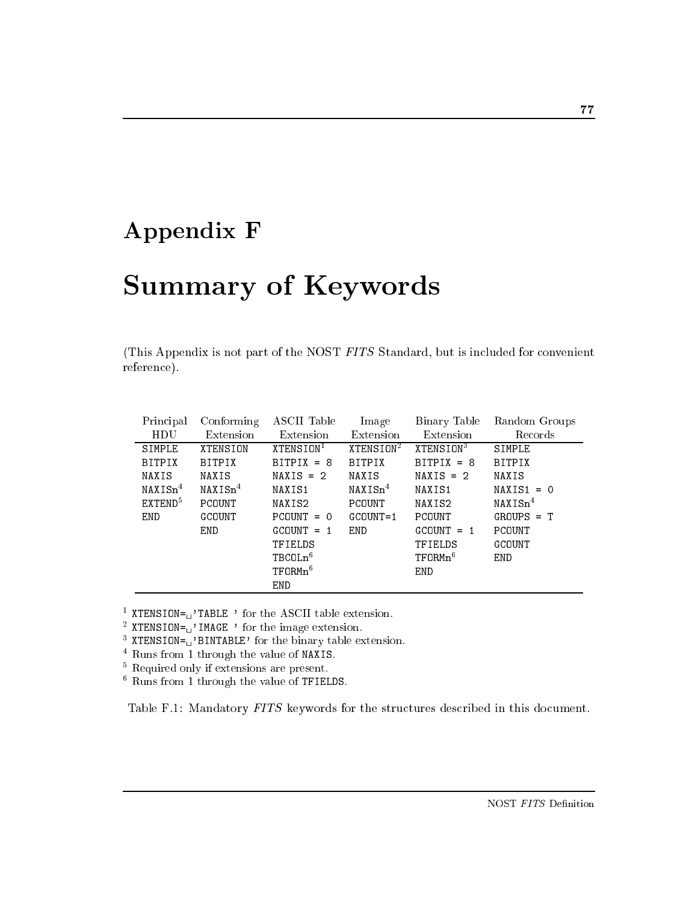# Appendix F

# Summary of Keywords

(This Appendix is not part of the NOST *FITS* Standard, but is included for convenient reference).

| Principal HDU | Conforming Extension | ASCII Table Extension | Image Extension | Binary Table Extension | Random Groups Records |
|---|---|---|---|---|---|
| SIMPLE | XTENSION | XTENSION[1] | XTENSION[2] | XTENSION[3] | SIMPLE |
| BITPIX | BITPIX | BITPIX = 8 | BITPIX | BITPIX = 8 | BITPIX |
| NAXIS | NAXIS | NAXIS = 2 | NAXIS | NAXIS = 2 | NAXIS |
| NAXISn[4] | NAXISn[4] | NAXIS1 | NAXISn[4] | NAXIS1 | NAXIS1 = 0 |
| EXTEND[5] | PCOUNT | NAXIS2 | PCOUNT | NAXIS2 | NAXISn[4] |
| END | GCOUNT | PCOUNT = 0 | GCOUNT=1 | PCOUNT | GROUPS = T |
| | END | GCOUNT = 1 | END | GCOUNT = 1 | PCOUNT |
| | | TFIELDS | | TFIELDS | GCOUNT |
| | | TBCOLn[6] | | TFORMn[6] | END |
| | | TFORMn[6] | | END | |
| | | END | | | |

[1] XTENSION=␣'TABLE ' for the ASCII table extension.
[2] XTENSION=␣'IMAGE ' for the image extension.
[3] XTENSION=␣'BINTABLE' for the binary table extension.
[4] Runs from 1 through the value of NAXIS.
[5] Required only if extensions are present.
[6] Runs from 1 through the value of TFIELDS.

Table F.1: Mandatory *FITS* keywords for the structures described in this document.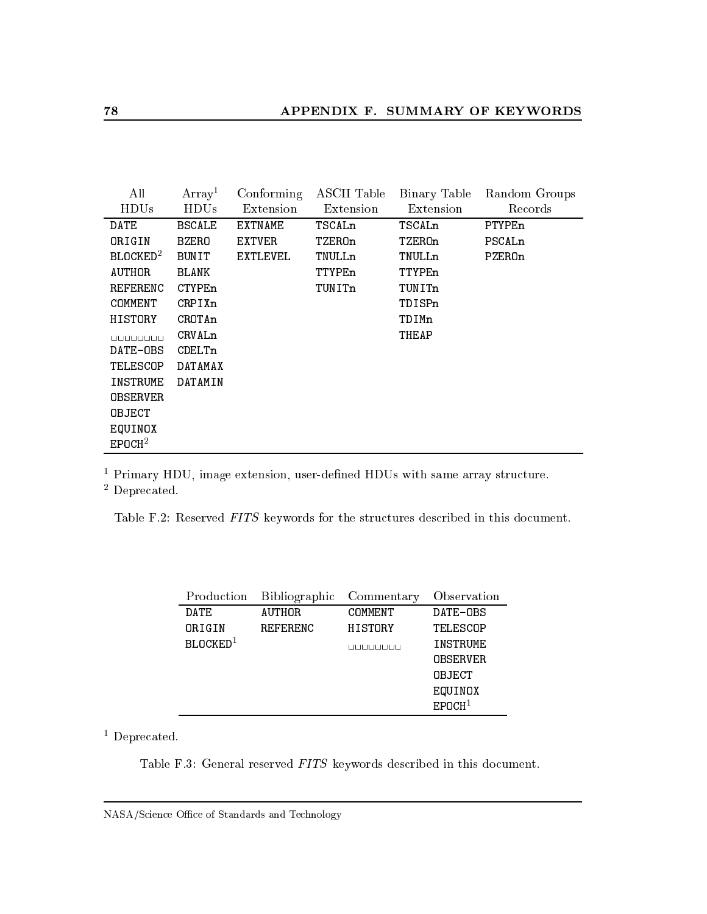| All HDUs | Array[1] HDUs | Conforming Extension | ASCII Table Extension | Binary Table Extension | Random Groups Records |
|---|---|---|---|---|---|
| DATE | BSCALE | EXTNAME | TSCALn | TSCALn | PTYPEn |
| ORIGIN | BZERO | EXTVER | TZEROn | TZEROn | PSCALn |
| BLOCKED[2] | BUNIT | EXTLEVEL | TNULLn | TNULLn | PZEROn |
| AUTHOR | BLANK | | TTYPEn | TTYPEn | |
| REFERENC | CTYPEn | | TUNITn | TUNITn | |
| COMMENT | CRPIXn | | | TDISPn | |
| HISTORY | CROTAn | | | TDIMn | |
| ␣␣␣␣␣␣␣␣ | CRVALn | | | THEAP | |
| DATE-OBS | CDELTn | | | | |
| TELESCOP | DATAMAX | | | | |
| INSTRUME | DATAMIN | | | | |
| OBSERVER | | | | | |
| OBJECT | | | | | |
| EQUINOX | | | | | |
| EPOCH[2] | | | | | |

[1] Primary HDU, image extension, user-defined HDUs with same array structure.
[2] Deprecated.

Table F.2: Reserved *FITS* keywords for the structures described in this document.

| Production | Bibliographic | Commentary | Observation |
|---|---|---|---|
| DATE | AUTHOR | COMMENT | DATE-OBS |
| ORIGIN | REFERENC | HISTORY | TELESCOP |
| BLOCKED[1] | | ␣␣␣␣␣␣␣␣ | INSTRUME |
| | | | OBSERVER |
| | | | OBJECT |
| | | | EQUINOX |
| | | | EPOCH[1] |

[1] Deprecated.

Table F.3: General reserved *FITS* keywords described in this document.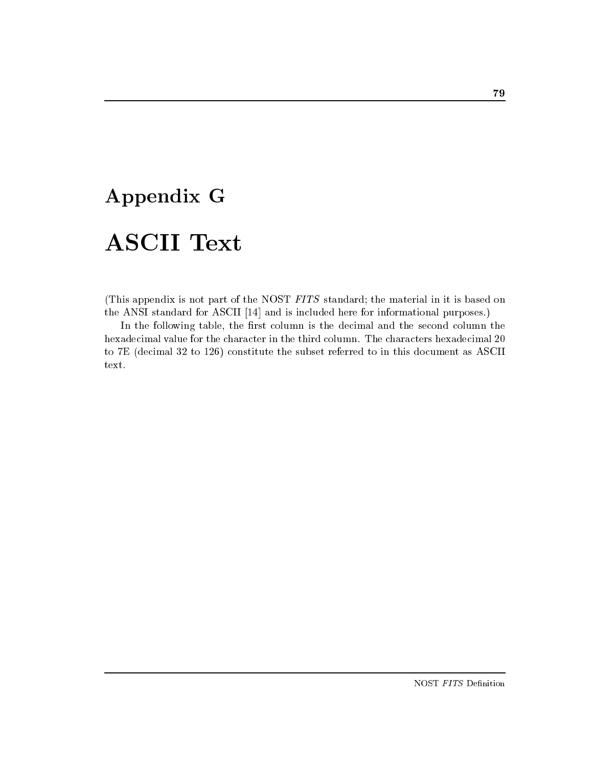# Appendix G

# ASCII Text

(This appendix is not part of the NOST *FITS* standard; the material in it is based on the ANSI standard for ASCII [14] and is included here for informational purposes.)

In the following table, the first column is the decimal and the second column the hexadecimal value for the character in the third column. The characters hexadecimal 20 to 7E (decimal 32 to 126) constitute the subset referred to in this document as ASCII text.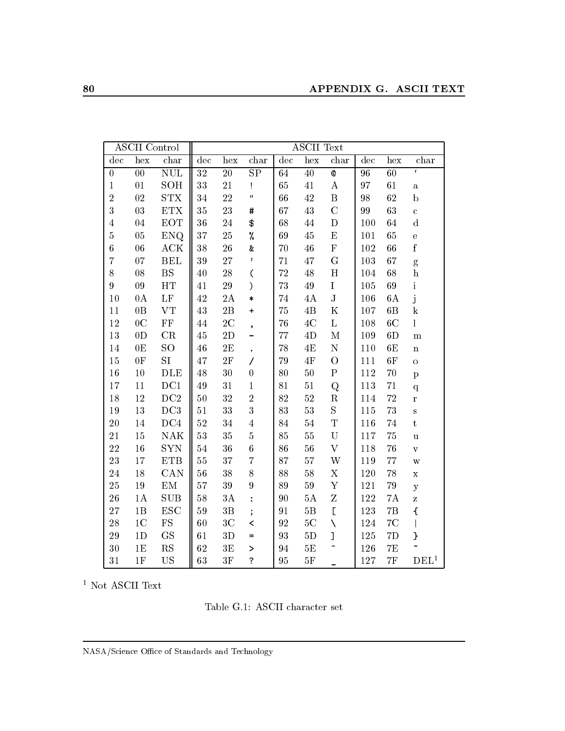| ASCII Control | | | ASCII Text | | | | | | | | | | | |
|---|---|---|---|---|---|---|---|---|---|---|---|---|---|---|
| dec | hex | char | dec | hex | char | dec | hex | char | dec | hex | char |
| 0 | 00 | NUL | 32 | 20 | SP | 64 | 40 | @ | 96 | 60 | ` |
| 1 | 01 | SOH | 33 | 21 | ! | 65 | 41 | A | 97 | 61 | a |
| 2 | 02 | STX | 34 | 22 | " | 66 | 42 | B | 98 | 62 | b |
| 3 | 03 | ETX | 35 | 23 | # | 67 | 43 | C | 99 | 63 | c |
| 4 | 04 | EOT | 36 | 24 | $ | 68 | 44 | D | 100 | 64 | d |
| 5 | 05 | ENQ | 37 | 25 | % | 69 | 45 | E | 101 | 65 | e |
| 6 | 06 | ACK | 38 | 26 | & | 70 | 46 | F | 102 | 66 | f |
| 7 | 07 | BEL | 39 | 27 | ' | 71 | 47 | G | 103 | 67 | g |
| 8 | 08 | BS | 40 | 28 | ( | 72 | 48 | H | 104 | 68 | h |
| 9 | 09 | HT | 41 | 29 | ) | 73 | 49 | I | 105 | 69 | i |
| 10 | 0A | LF | 42 | 2A | * | 74 | 4A | J | 106 | 6A | j |
| 11 | 0B | VT | 43 | 2B | + | 75 | 4B | K | 107 | 6B | k |
| 12 | 0C | FF | 44 | 2C | , | 76 | 4C | L | 108 | 6C | l |
| 13 | 0D | CR | 45 | 2D | - | 77 | 4D | M | 109 | 6D | m |
| 14 | 0E | SO | 46 | 2E | . | 78 | 4E | N | 110 | 6E | n |
| 15 | 0F | SI | 47 | 2F | / | 79 | 4F | O | 111 | 6F | o |
| 16 | 10 | DLE | 48 | 30 | 0 | 80 | 50 | P | 112 | 70 | p |
| 17 | 11 | DC1 | 49 | 31 | 1 | 81 | 51 | Q | 113 | 71 | q |
| 18 | 12 | DC2 | 50 | 32 | 2 | 82 | 52 | R | 114 | 72 | r |
| 19 | 13 | DC3 | 51 | 33 | 3 | 83 | 53 | S | 115 | 73 | s |
| 20 | 14 | DC4 | 52 | 34 | 4 | 84 | 54 | T | 116 | 74 | t |
| 21 | 15 | NAK | 53 | 35 | 5 | 85 | 55 | U | 117 | 75 | u |
| 22 | 16 | SYN | 54 | 36 | 6 | 86 | 56 | V | 118 | 76 | v |
| 23 | 17 | ETB | 55 | 37 | 7 | 87 | 57 | W | 119 | 77 | w |
| 24 | 18 | CAN | 56 | 38 | 8 | 88 | 58 | X | 120 | 78 | x |
| 25 | 19 | EM | 57 | 39 | 9 | 89 | 59 | Y | 121 | 79 | y |
| 26 | 1A | SUB | 58 | 3A | : | 90 | 5A | Z | 122 | 7A | z |
| 27 | 1B | ESC | 59 | 3B | ; | 91 | 5B | [ | 123 | 7B | { |
| 28 | 1C | FS | 60 | 3C | < | 92 | 5C | \ | 124 | 7C | \| |
| 29 | 1D | GS | 61 | 3D | = | 93 | 5D | ] | 125 | 7D | } |
| 30 | 1E | RS | 62 | 3E | > | 94 | 5E | ^ | 126 | 7E | ~ |
| 31 | 1F | US | 63 | 3F | ? | 95 | 5F | _ | 127 | 7F | DEL[1] |

[1] Not ASCII Text

Table G.1: ASCII character set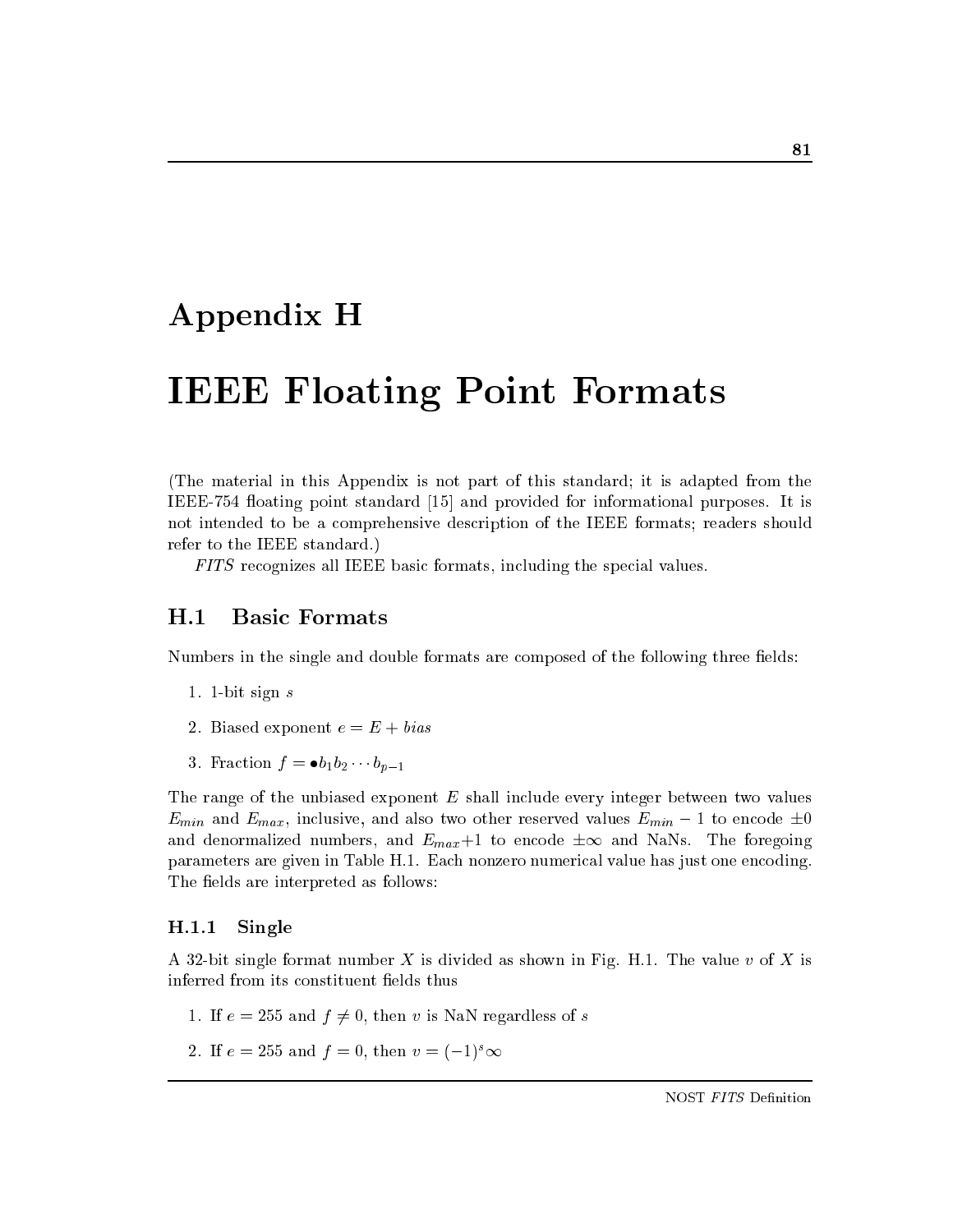# Appendix H

# IEEE Floating Point Formats

(The material in this Appendix is not part of this standard; it is adapted from the IEEE-754 floating point standard [15] and provided for informational purposes. It is not intended to be a comprehensive description of the IEEE formats; readers should refer to the IEEE standard.)

*FITS* recognizes all IEEE basic formats, including the special values.

## H.1 Basic Formats

Numbers in the single and double formats are composed of the following three fields:

1. 1-bit sign $s$
2. Biased exponent $e = E + bias$
3. Fraction $f = \bullet b_1 b_2 \cdots b_{p-1}$

The range of the unbiased exponent $E$ shall include every integer between two values $E_{min}$ and $E_{max}$, inclusive, and also two other reserved values $E_{min} - 1$ to encode $\pm 0$ and denormalized numbers, and $E_{max}+1$ to encode $\pm\infty$ and NaNs. The foregoing parameters are given in Table H.1. Each nonzero numerical value has just one encoding. The fields are interpreted as follows:

### H.1.1 Single

A 32-bit single format number $X$ is divided as shown in Fig. H.1. The value $v$ of $X$ is inferred from its constituent fields thus

1. If $e = 255$ and $f \neq 0$, then $v$ is NaN regardless of $s$
2. If $e = 255$ and $f = 0$, then $v = (-1)^s \infty$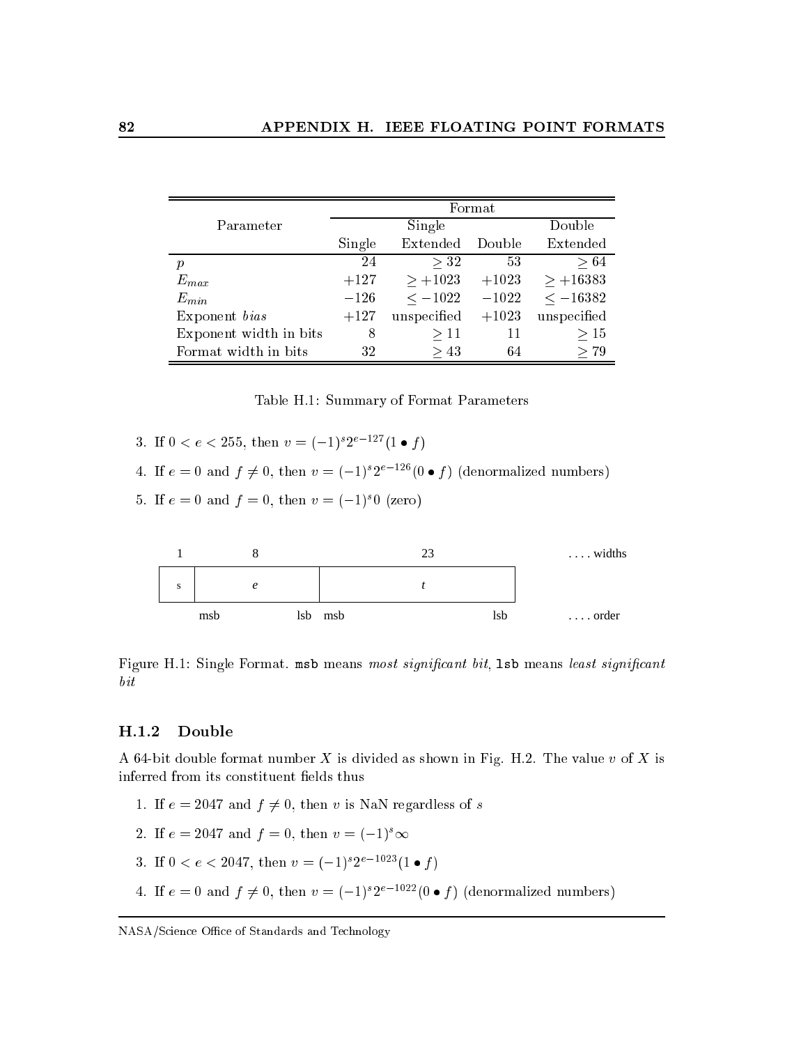| Parameter | Format | | | |
|---|---|---|---|---|
| | Single | Single Extended | Double | Double Extended |
| $p$ | 24 | $\geq 32$ | 53 | $\geq 64$ |
| $E_{max}$ | $+127$ | $\geq +1023$ | $+1023$ | $\geq +16383$ |
| $E_{min}$ | $-126$ | $\leq -1022$ | $-1022$ | $\leq -16382$ |
| Exponent *bias* | $+127$ | unspecified | $+1023$ | unspecified |
| Exponent width in bits | 8 | $\geq 11$ | 11 | $\geq 15$ |
| Format width in bits | 32 | $\geq 43$ | 64 | $\geq 79$ |

Table H.1: Summary of Format Parameters

3. If $0 < e < 255$, then $v = (-1)^s 2^{e-127}(1 \bullet f)$
4. If $e = 0$ and $f \neq 0$, then $v = (-1)^s 2^{e-126}(0 \bullet f)$ (denormalized numbers)
5. If $e = 0$ and $f = 0$, then $v = (-1)^s 0$ (zero)

| 1 | 8 | 23 | . . . . widths |
|---|---|---|---|
| s | *e* | *t* | |
| | msb lsb | msb lsb | . . . . order |

Figure H.1: Single Format. `msb` means *most significant bit*, `lsb` means *least significant bit*

### H.1.2 Double

A 64-bit double format number $X$ is divided as shown in Fig. H.2. The value $v$ of $X$ is inferred from its constituent fields thus

1. If $e = 2047$ and $f \neq 0$, then $v$ is NaN regardless of $s$
2. If $e = 2047$ and $f = 0$, then $v = (-1)^s \infty$
3. If $0 < e < 2047$, then $v = (-1)^s 2^{e-1023}(1 \bullet f)$
4. If $e = 0$ and $f \neq 0$, then $v = (-1)^s 2^{e-1022}(0 \bullet f)$ (denormalized numbers)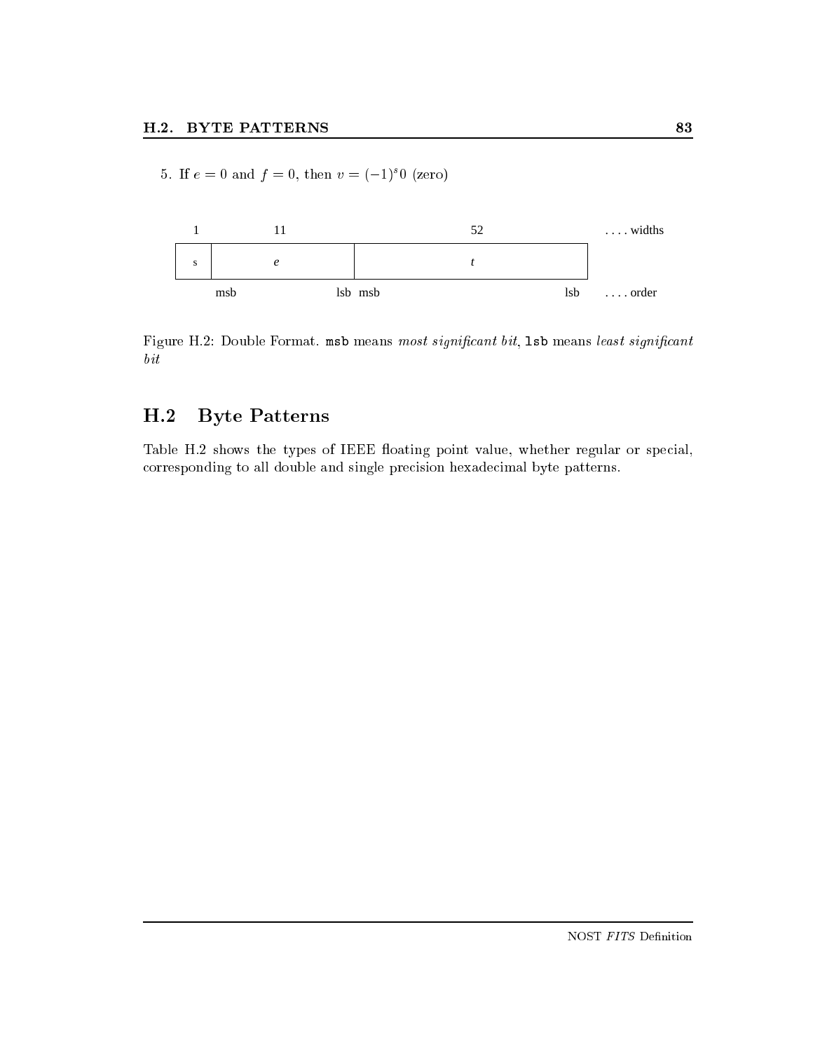5. If $e = 0$ and $f = 0$, then $v = (-1)^s 0$ (zero)

| 1 | 11 | 52 | .... widths |
|---|---|---|---|
| s | *e* | *t* | |
| | msb lsb | msb lsb | .... order |

Figure H.2: Double Format. `msb` means *most significant bit*, `lsb` means *least significant bit*

## H.2 Byte Patterns

Table H.2 shows the types of IEEE floating point value, whether regular or special, corresponding to all double and single precision hexadecimal byte patterns.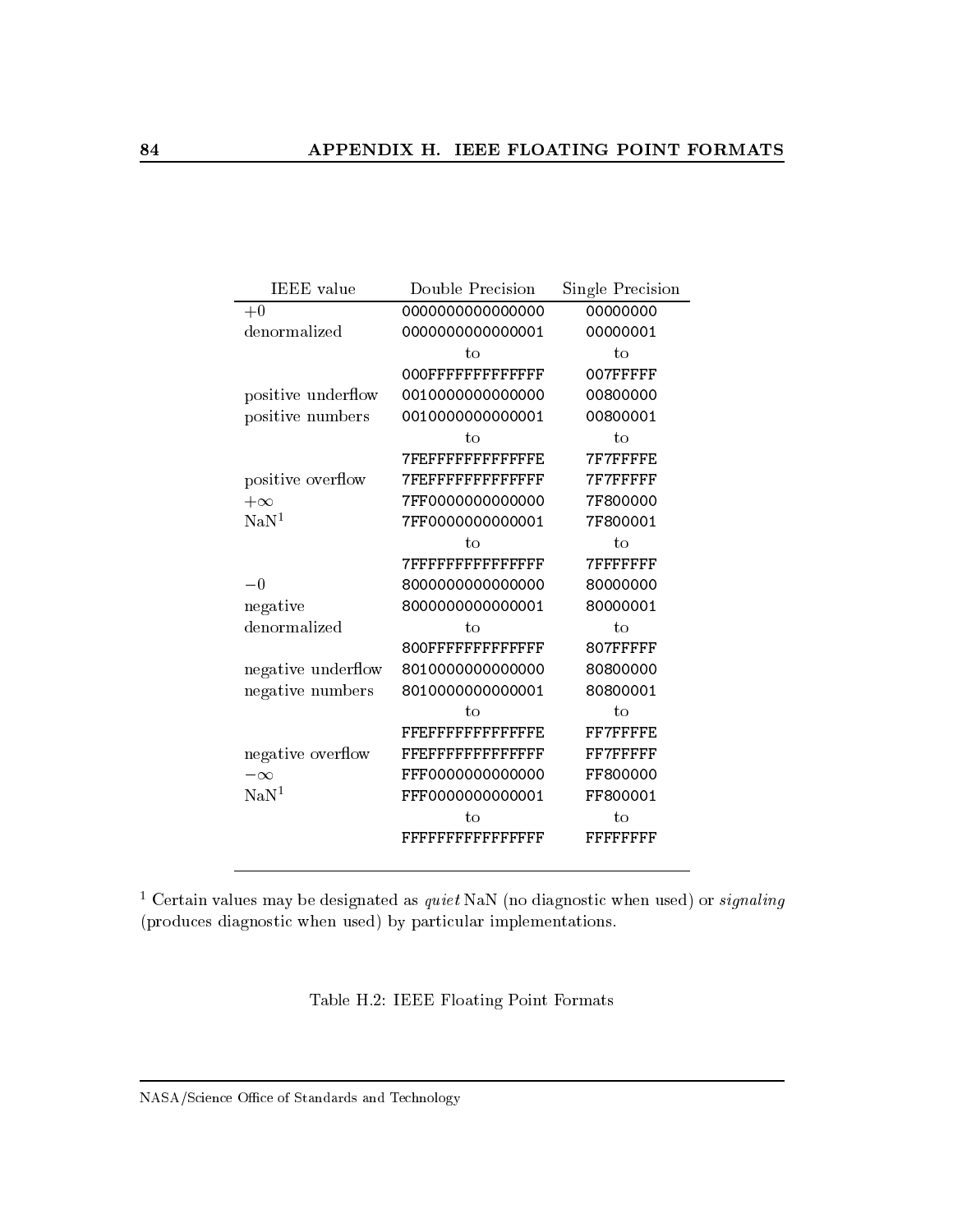| IEEE value | Double Precision | Single Precision |
|---|---|---|
| $+0$ | 0000000000000000 | 00000000 |
| denormalized | 0000000000000001 | 00000001 |
| | to | to |
| | 000FFFFFFFFFFFFF | 007FFFFF |
| positive underflow | 0010000000000000 | 00800000 |
| positive numbers | 0010000000000001 | 00800001 |
| | to | to |
| | 7FEFFFFFFFFFFFFE | 7F7FFFFE |
| positive overflow | 7FEFFFFFFFFFFFFF | 7F7FFFFF |
| $+\infty$ | 7FF0000000000000 | 7F800000 |
| NaN[1] | 7FF0000000000001 | 7F800001 |
| | to | to |
| | 7FFFFFFFFFFFFFFF | 7FFFFFFF |
| $-0$ | 8000000000000000 | 80000000 |
| negative | 8000000000000001 | 80000001 |
| denormalized | to | to |
| | 800FFFFFFFFFFFFF | 807FFFFF |
| negative underflow | 8010000000000000 | 80800000 |
| negative numbers | 8010000000000001 | 80800001 |
| | to | to |
| | FFEFFFFFFFFFFFFE | FF7FFFFE |
| negative overflow | FFEFFFFFFFFFFFFF | FF7FFFFF |
| $-\infty$ | FFF0000000000000 | FF800000 |
| NaN[1] | FFF0000000000001 | FF800001 |
| | to | to |
| | FFFFFFFFFFFFFFFF | FFFFFFFF |

[1] Certain values may be designated as *quiet* NaN (no diagnostic when used) or *signaling* (produces diagnostic when used) by particular implementations.

Table H.2: IEEE Floating Point Formats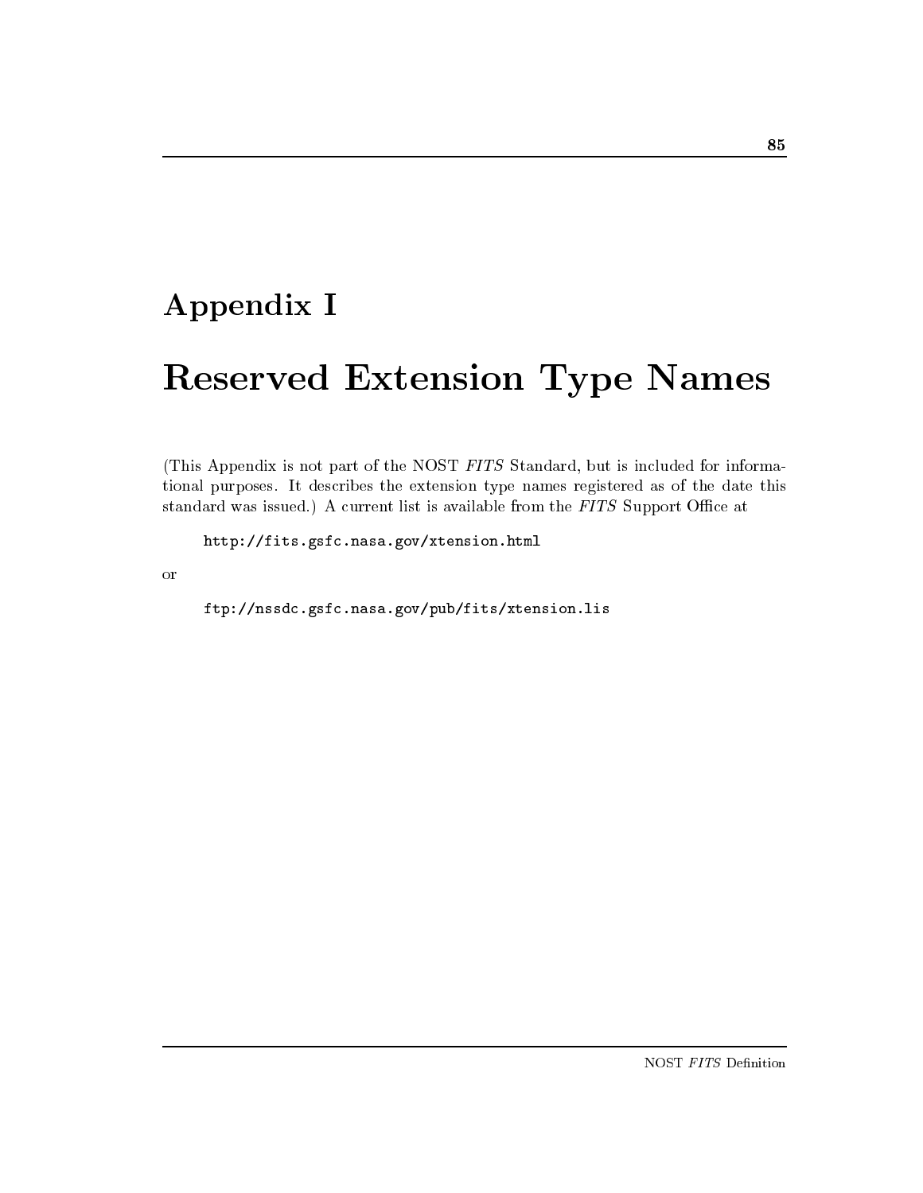# Appendix I

# Reserved Extension Type Names

(This Appendix is not part of the NOST *FITS* Standard, but is included for informational purposes. It describes the extension type names registered as of the date this standard was issued.) A current list is available from the *FITS* Support Office at

```
http://fits.gsfc.nasa.gov/xtension.html
```

or

```
ftp://nssdc.gsfc.nasa.gov/pub/fits/xtension.lis
```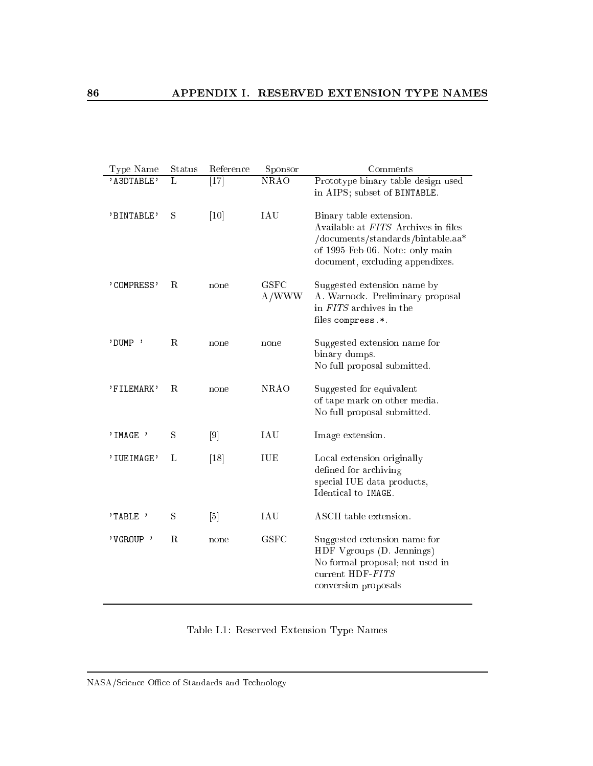| Type Name | Status | Reference | Sponsor | Comments |
|---|---|---|---|---|
| 'A3DTABLE' | L | [17] | NRAO | Prototype binary table design used in AIPS; subset of `BINTABLE`. |
| 'BINTABLE' | S | [10] | IAU | Binary table extension. Available at *FITS* Archives in files /documents/standards/bintable.aa* of 1995-Feb-06. Note: only main document, excluding appendixes. |
| 'COMPRESS' | R | none | GSFC A/WWW | Suggested extension name by A. Warnock. Preliminary proposal in *FITS* archives in the files `compress.*`. |
| 'DUMP ' | R | none | none | Suggested extension name for binary dumps. No full proposal submitted. |
| 'FILEMARK' | R | none | NRAO | Suggested for equivalent of tape mark on other media. No full proposal submitted. |
| 'IMAGE ' | S | [9] | IAU | Image extension. |
| 'IUEIMAGE' | L | [18] | IUE | Local extension originally defined for archiving special IUE data products, Identical to `IMAGE`. |
| 'TABLE ' | S | [5] | IAU | ASCII table extension. |
| 'VGROUP ' | R | none | GSFC | Suggested extension name for HDF Vgroups (D. Jennings) No formal proposal; not used in current HDF-*FITS* conversion proposals |

Table I.1: Reserved Extension Type Names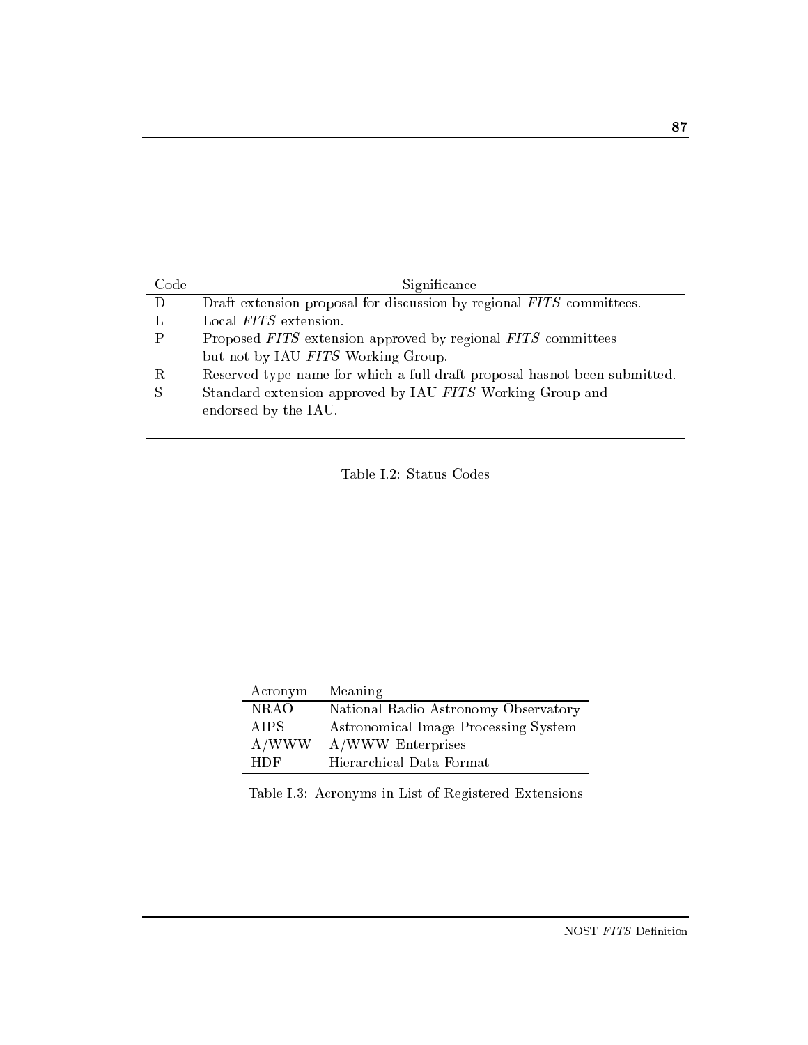| Code | Significance |
|---|---|
| D | Draft extension proposal for discussion by regional *FITS* committees. |
| L | Local *FITS* extension. |
| P | Proposed *FITS* extension approved by regional *FITS* committees but not by IAU *FITS* Working Group. |
| R | Reserved type name for which a full draft proposal hasnot been submitted. |
| S | Standard extension approved by IAU *FITS* Working Group and endorsed by the IAU. |

Table I.2: Status Codes

| Acronym | Meaning |
|---|---|
| NRAO | National Radio Astronomy Observatory |
| AIPS | Astronomical Image Processing System |
| A/WWW | A/WWW Enterprises |
| HDF | Hierarchical Data Format |

Table I.3: Acronyms in List of Registered Extensions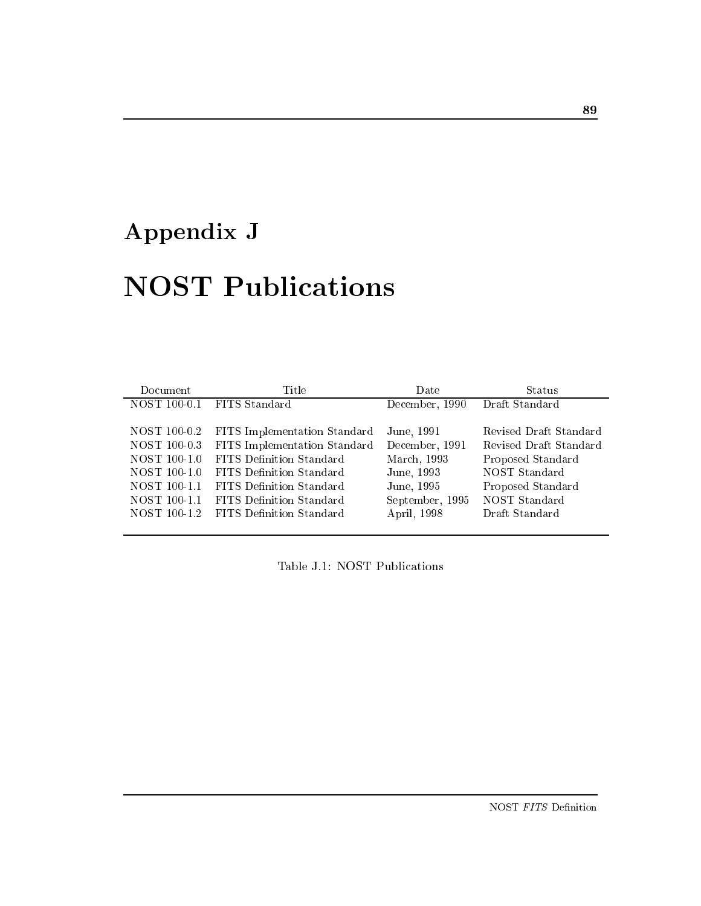# Appendix J

# NOST Publications

| Document | Title | Date | Status |
|---|---|---|---|
| NOST 100-0.1 | FITS Standard | December, 1990 | Draft Standard |
| NOST 100-0.2 | FITS Implementation Standard | June, 1991 | Revised Draft Standard |
| NOST 100-0.3 | FITS Implementation Standard | December, 1991 | Revised Draft Standard |
| NOST 100-1.0 | FITS Definition Standard | March, 1993 | Proposed Standard |
| NOST 100-1.0 | FITS Definition Standard | June, 1993 | NOST Standard |
| NOST 100-1.1 | FITS Definition Standard | June, 1995 | Proposed Standard |
| NOST 100-1.1 | FITS Definition Standard | September, 1995 | NOST Standard |
| NOST 100-1.2 | FITS Definition Standard | April, 1998 | Draft Standard |

Table J.1: NOST Publications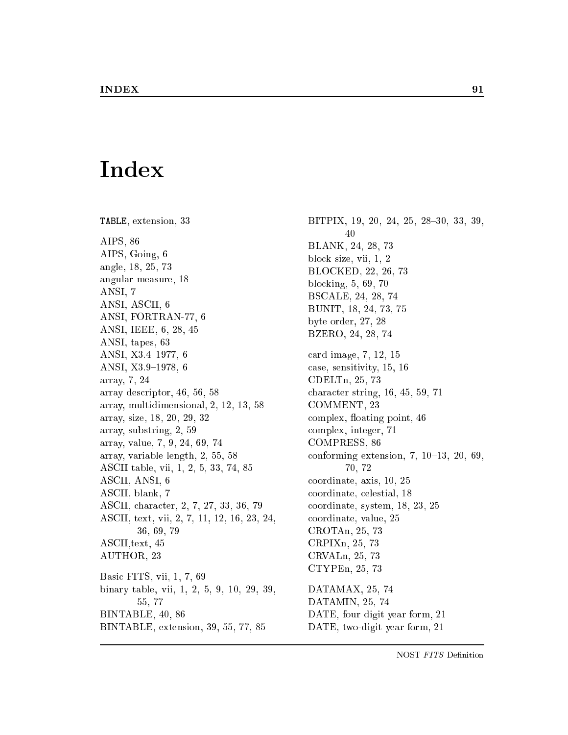# Index

`TABLE`, extension, 33

AIPS, 86
AIPS, Going, 6
angle, 18, 25, 73
angular measure, 18
ANSI, 7
ANSI, ASCII, 6
ANSI, FORTRAN-77, 6
ANSI, IEEE, 6, 28, 45
ANSI, tapes, 63
ANSI, X3.4–1977, 6
ANSI, X3.9–1978, 6
array, 7, 24
array descriptor, 46, 56, 58
array, multidimensional, 2, 12, 13, 58
array, size, 18, 20, 29, 32
array, substring, 2, 59
array, value, 7, 9, 24, 69, 74
array, variable length, 2, 55, 58
ASCII table, vii, 1, 2, 5, 33, 74, 85
ASCII, ANSI, 6
ASCII, blank, 7
ASCII, character, 2, 7, 27, 33, 36, 79
ASCII, text, vii, 2, 7, 11, 12, 16, 23, 24, 36, 69, 79
ASCII,text, 45
AUTHOR, 23

Basic FITS, vii, 1, 7, 69
binary table, vii, 1, 2, 5, 9, 10, 29, 39, 55, 77
BINTABLE, 40, 86
BINTABLE, extension, 39, 55, 77, 85
BITPIX, 19, 20, 24, 25, 28–30, 33, 39, 40
BLANK, 24, 28, 73
block size, vii, 1, 2
BLOCKED, 22, 26, 73
blocking, 5, 69, 70
BSCALE, 24, 28, 74
BUNIT, 18, 24, 73, 75
byte order, 27, 28
BZERO, 24, 28, 74

card image, 7, 12, 15
case, sensitivity, 15, 16
CDELTn, 25, 73
character string, 16, 45, 59, 71
COMMENT, 23
complex, floating point, 46
complex, integer, 71
COMPRESS, 86
conforming extension, 7, 10–13, 20, 69, 70, 72
coordinate, axis, 10, 25
coordinate, celestial, 18
coordinate, system, 18, 23, 25
coordinate, value, 25
CROTAn, 25, 73
CRPIXn, 25, 73
CRVALn, 25, 73
CTYPEn, 25, 73

DATAMAX, 25, 74
DATAMIN, 25, 74
DATE, four digit year form, 21
DATE, two-digit year form, 21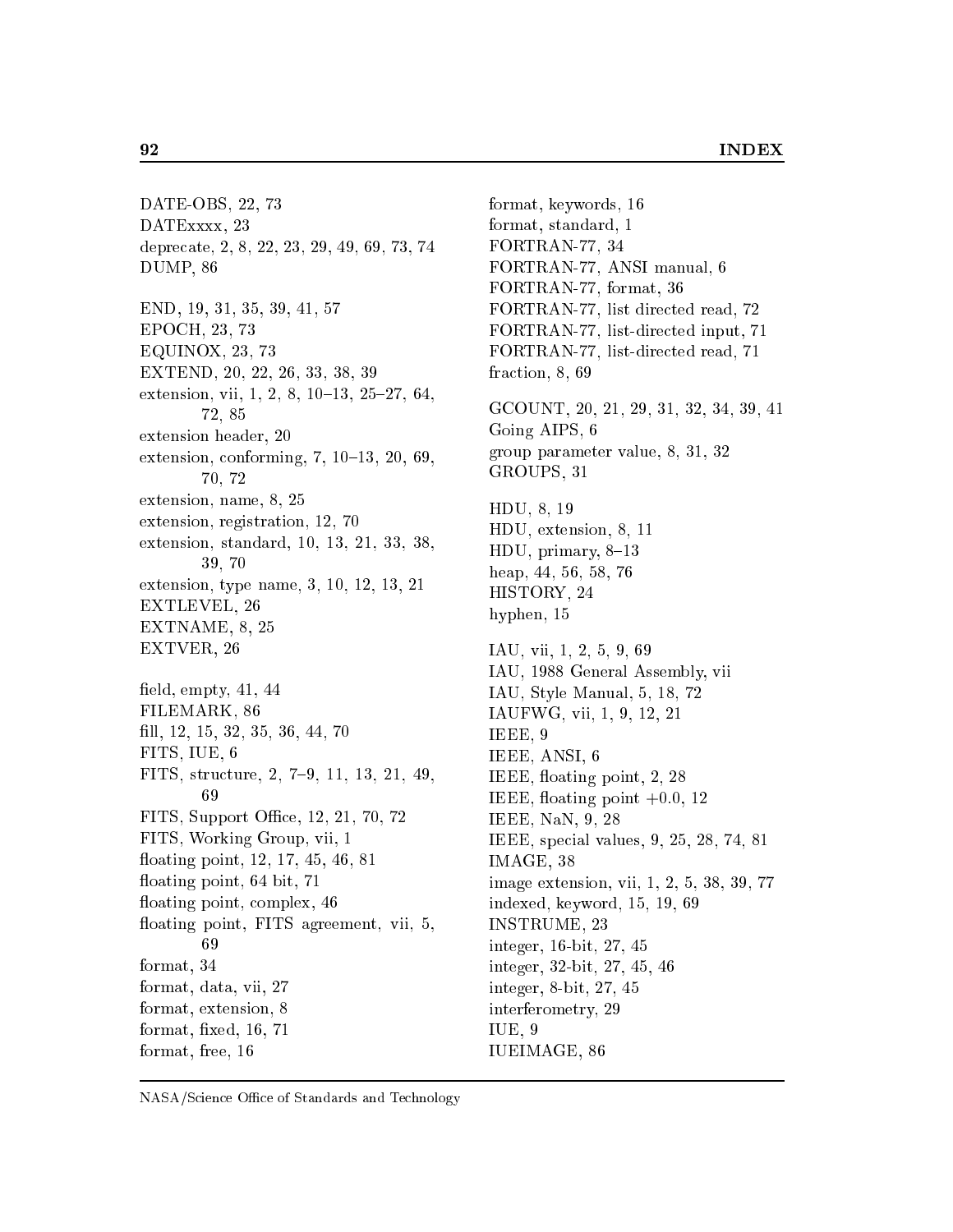DATE-OBS, 22, 73
DATExxxx, 23
deprecate, 2, 8, 22, 23, 29, 49, 69, 73, 74
DUMP, 86

END, 19, 31, 35, 39, 41, 57
EPOCH, 23, 73
EQUINOX, 23, 73
EXTEND, 20, 22, 26, 33, 38, 39
extension, vii, 1, 2, 8, 10–13, 25–27, 64, 72, 85
extension header, 20
extension, conforming, 7, 10–13, 20, 69, 70, 72
extension, name, 8, 25
extension, registration, 12, 70
extension, standard, 10, 13, 21, 33, 38, 39, 70
extension, type name, 3, 10, 12, 13, 21
EXTLEVEL, 26
EXTNAME, 8, 25
EXTVER, 26

field, empty, 41, 44
FILEMARK, 86
fill, 12, 15, 32, 35, 36, 44, 70
FITS, IUE, 6
FITS, structure, 2, 7–9, 11, 13, 21, 49, 69
FITS, Support Office, 12, 21, 70, 72
FITS, Working Group, vii, 1
floating point, 12, 17, 45, 46, 81
floating point, 64 bit, 71
floating point, complex, 46
floating point, FITS agreement, vii, 5, 69
format, 34
format, data, vii, 27
format, extension, 8
format, fixed, 16, 71
format, free, 16
format, keywords, 16
format, standard, 1
FORTRAN-77, 34
FORTRAN-77, ANSI manual, 6
FORTRAN-77, format, 36
FORTRAN-77, list directed read, 72
FORTRAN-77, list-directed input, 71
FORTRAN-77, list-directed read, 71
fraction, 8, 69

GCOUNT, 20, 21, 29, 31, 32, 34, 39, 41
Going AIPS, 6
group parameter value, 8, 31, 32
GROUPS, 31

HDU, 8, 19
HDU, extension, 8, 11
HDU, primary, 8–13
heap, 44, 56, 58, 76
HISTORY, 24
hyphen, 15

IAU, vii, 1, 2, 5, 9, 69
IAU, 1988 General Assembly, vii
IAU, Style Manual, 5, 18, 72
IAUFWG, vii, 1, 9, 12, 21
IEEE, 9
IEEE, ANSI, 6
IEEE, floating point, 2, 28
IEEE, floating point +0.0, 12
IEEE, NaN, 9, 28
IEEE, special values, 9, 25, 28, 74, 81
IMAGE, 38
image extension, vii, 1, 2, 5, 38, 39, 77
indexed, keyword, 15, 19, 69
INSTRUME, 23
integer, 16-bit, 27, 45
integer, 32-bit, 27, 45, 46
integer, 8-bit, 27, 45
interferometry, 29
IUE, 9
IUEIMAGE, 86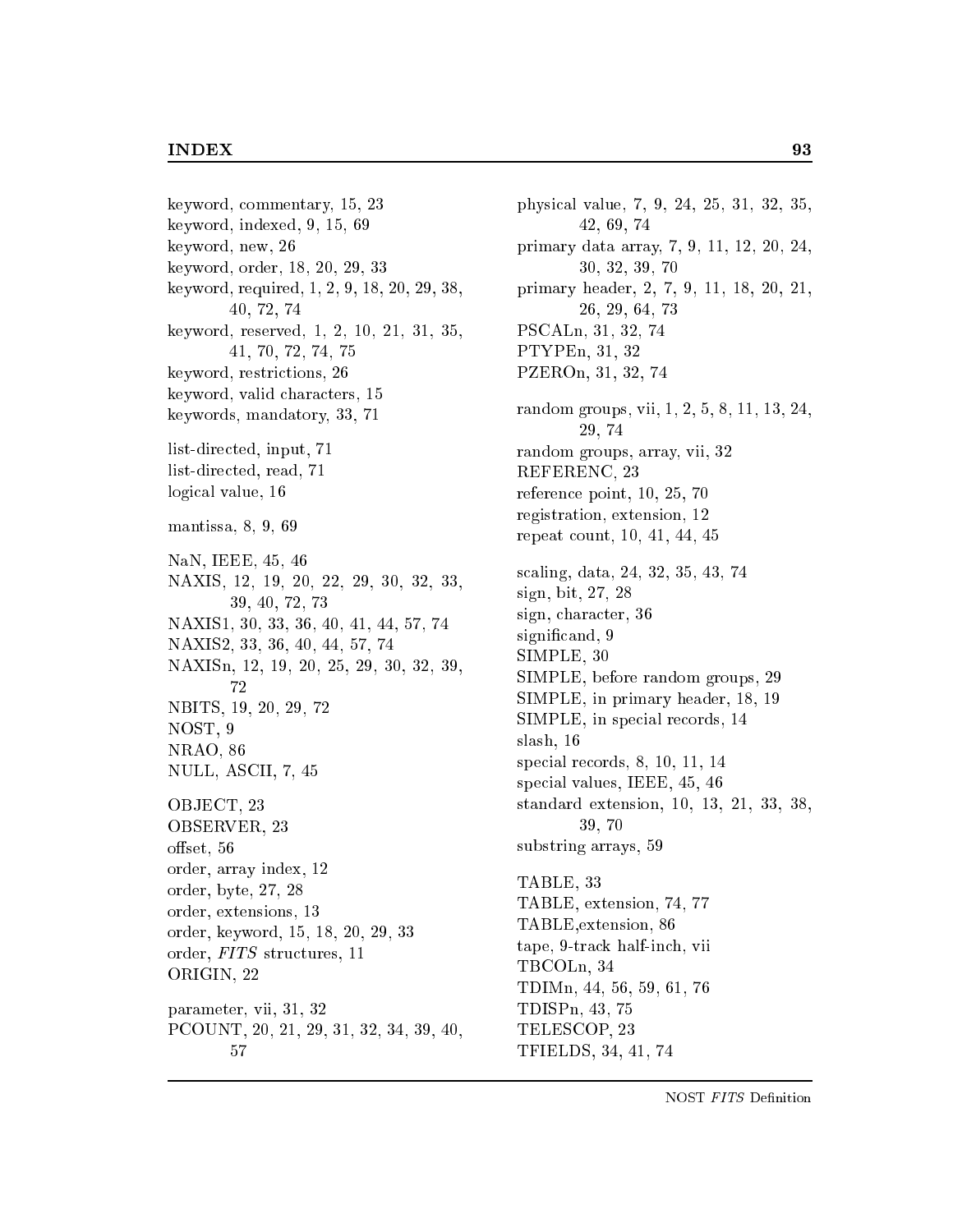keyword, commentary, 15, 23
keyword, indexed, 9, 15, 69
keyword, new, 26
keyword, order, 18, 20, 29, 33
keyword, required, 1, 2, 9, 18, 20, 29, 38, 40, 72, 74
keyword, reserved, 1, 2, 10, 21, 31, 35, 41, 70, 72, 74, 75
keyword, restrictions, 26
keyword, valid characters, 15
keywords, mandatory, 33, 71

list-directed, input, 71
list-directed, read, 71
logical value, 16

mantissa, 8, 9, 69

NaN, IEEE, 45, 46
NAXIS, 12, 19, 20, 22, 29, 30, 32, 33, 39, 40, 72, 73
NAXIS1, 30, 33, 36, 40, 41, 44, 57, 74
NAXIS2, 33, 36, 40, 44, 57, 74
NAXISn, 12, 19, 20, 25, 29, 30, 32, 39, 72
NBITS, 19, 20, 29, 72
NOST, 9
NRAO, 86
NULL, ASCII, 7, 45

OBJECT, 23
OBSERVER, 23
offset, 56
order, array index, 12
order, byte, 27, 28
order, extensions, 13
order, keyword, 15, 18, 20, 29, 33
order, *FITS* structures, 11
ORIGIN, 22

parameter, vii, 31, 32
PCOUNT, 20, 21, 29, 31, 32, 34, 39, 40, 57
physical value, 7, 9, 24, 25, 31, 32, 35, 42, 69, 74
primary data array, 7, 9, 11, 12, 20, 24, 30, 32, 39, 70
primary header, 2, 7, 9, 11, 18, 20, 21, 26, 29, 64, 73
PSCALn, 31, 32, 74
PTYPEn, 31, 32
PZEROn, 31, 32, 74

random groups, vii, 1, 2, 5, 8, 11, 13, 24, 29, 74
random groups, array, vii, 32
REFERENC, 23
reference point, 10, 25, 70
registration, extension, 12
repeat count, 10, 41, 44, 45

scaling, data, 24, 32, 35, 43, 74
sign, bit, 27, 28
sign, character, 36
significand, 9
SIMPLE, 30
SIMPLE, before random groups, 29
SIMPLE, in primary header, 18, 19
SIMPLE, in special records, 14
slash, 16
special records, 8, 10, 11, 14
special values, IEEE, 45, 46
standard extension, 10, 13, 21, 33, 38, 39, 70
substring arrays, 59

TABLE, 33
TABLE, extension, 74, 77
TABLE,extension, 86
tape, 9-track half-inch, vii
TBCOLn, 34
TDIMn, 44, 56, 59, 61, 76
TDISPn, 43, 75
TELESCOP, 23
TFIELDS, 34, 41, 74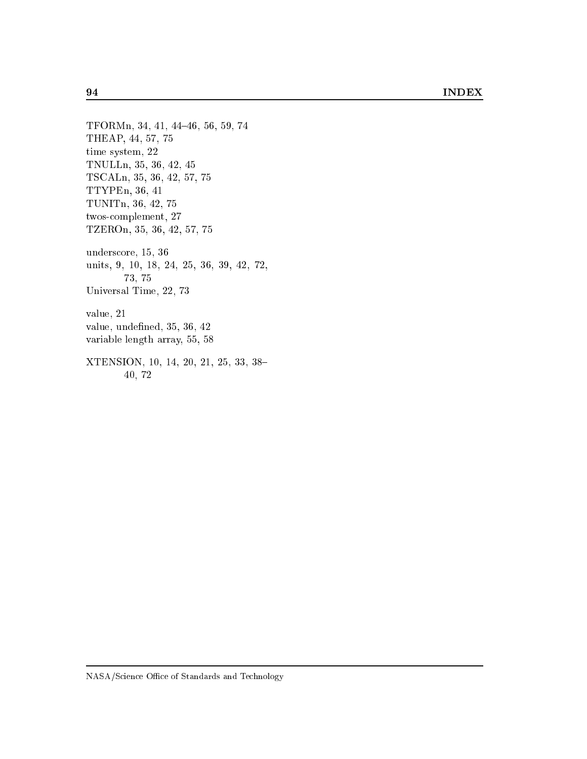TFORMn, 34, 41, 44–46, 56, 59, 74
THEAP, 44, 57, 75
time system, 22
TNULLn, 35, 36, 42, 45
TSCALn, 35, 36, 42, 57, 75
TTYPEn, 36, 41
TUNITn, 36, 42, 75
twos-complement, 27
TZEROn, 35, 36, 42, 57, 75

underscore, 15, 36
units, 9, 10, 18, 24, 25, 36, 39, 42, 72, 73, 75
Universal Time, 22, 73

value, 21
value, undefined, 35, 36, 42
variable length array, 55, 58

XTENSION, 10, 14, 20, 21, 25, 33, 38–40, 72